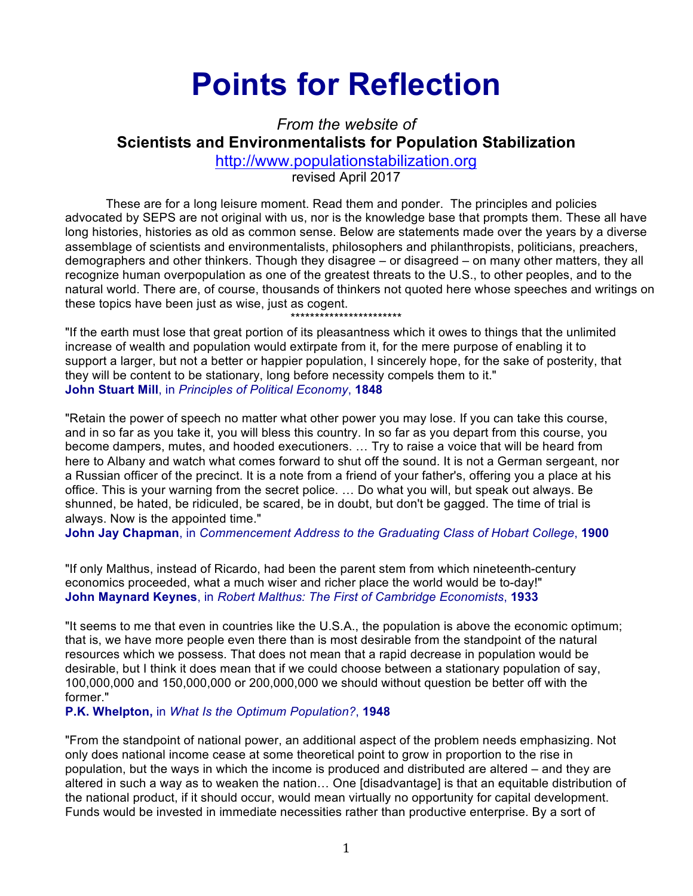# Points for Reflection

*From the website of*
**Scientists and Environmentalists for Population Stabilization**
http://www.populationstabilization.org
revised April 2017

These are for a long leisure moment. Read them and ponder. The principles and policies advocated by SEPS are not original with us, nor is the knowledge base that prompts them. These all have long histories, histories as old as common sense. Below are statements made over the years by a diverse assemblage of scientists and environmentalists, philosophers and philanthropists, politicians, preachers, demographers and other thinkers. Though they disagree – or disagreed – on many other matters, they all recognize human overpopulation as one of the greatest threats to the U.S., to other peoples, and to the natural world. There are, of course, thousands of thinkers not quoted here whose speeches and writings on these topics have been just as wise, just as cogent.

***********************

"If the earth must lose that great portion of its pleasantness which it owes to things that the unlimited increase of wealth and population would extirpate from it, for the mere purpose of enabling it to support a larger, but not a better or happier population, I sincerely hope, for the sake of posterity, that they will be content to be stationary, long before necessity compels them to it."
**John Stuart Mill**, in *Principles of Political Economy*, **1848**

"Retain the power of speech no matter what other power you may lose. If you can take this course, and in so far as you take it, you will bless this country. In so far as you depart from this course, you become dampers, mutes, and hooded executioners. … Try to raise a voice that will be heard from here to Albany and watch what comes forward to shut off the sound. It is not a German sergeant, nor a Russian officer of the precinct. It is a note from a friend of your father's, offering you a place at his office. This is your warning from the secret police. … Do what you will, but speak out always. Be shunned, be hated, be ridiculed, be scared, be in doubt, but don't be gagged. The time of trial is always. Now is the appointed time."
**John Jay Chapman**, in *Commencement Address to the Graduating Class of Hobart College*, **1900**

"If only Malthus, instead of Ricardo, had been the parent stem from which nineteenth-century economics proceeded, what a much wiser and richer place the world would be to-day!"
**John Maynard Keynes**, in *Robert Malthus: The First of Cambridge Economists*, **1933**

"It seems to me that even in countries like the U.S.A., the population is above the economic optimum; that is, we have more people even there than is most desirable from the standpoint of the natural resources which we possess. That does not mean that a rapid decrease in population would be desirable, but I think it does mean that if we could choose between a stationary population of say, 100,000,000 and 150,000,000 or 200,000,000 we should without question be better off with the former."
**P.K. Whelpton,** in *What Is the Optimum Population?*, **1948**

"From the standpoint of national power, an additional aspect of the problem needs emphasizing. Not only does national income cease at some theoretical point to grow in proportion to the rise in population, but the ways in which the income is produced and distributed are altered – and they are altered in such a way as to weaken the nation… One [disadvantage] is that an equitable distribution of the national product, if it should occur, would mean virtually no opportunity for capital development. Funds would be invested in immediate necessities rather than productive enterprise. By a sort of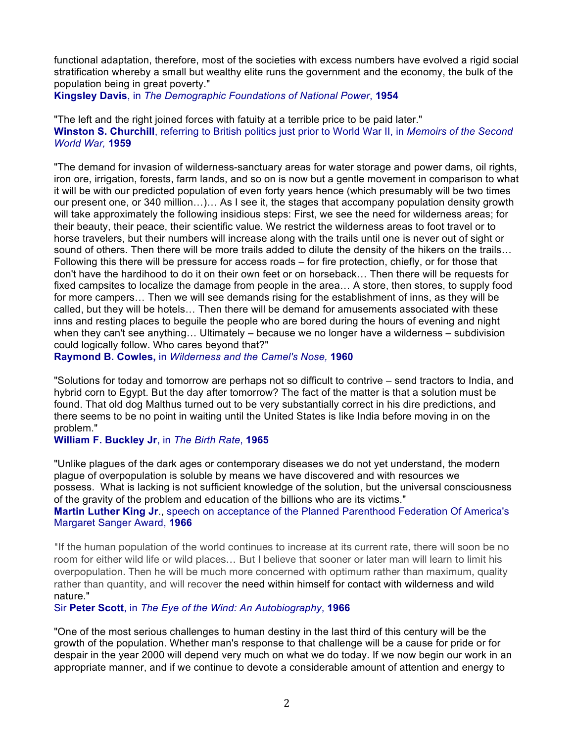functional adaptation, therefore, most of the societies with excess numbers have evolved a rigid social stratification whereby a small but wealthy elite runs the government and the economy, the bulk of the population being in great poverty."
**Kingsley Davis**, in *The Demographic Foundations of National Power*, **1954**

"The left and the right joined forces with fatuity at a terrible price to be paid later."
**Winston S. Churchill**, referring to British politics just prior to World War II, in *Memoirs of the Second World War,* **1959**

"The demand for invasion of wilderness-sanctuary areas for water storage and power dams, oil rights, iron ore, irrigation, forests, farm lands, and so on is now but a gentle movement in comparison to what it will be with our predicted population of even forty years hence (which presumably will be two times our present one, or 340 million…)… As I see it, the stages that accompany population density growth will take approximately the following insidious steps: First, we see the need for wilderness areas; for their beauty, their peace, their scientific value. We restrict the wilderness areas to foot travel or to horse travelers, but their numbers will increase along with the trails until one is never out of sight or sound of others. Then there will be more trails added to dilute the density of the hikers on the trails… Following this there will be pressure for access roads – for fire protection, chiefly, or for those that don't have the hardihood to do it on their own feet or on horseback… Then there will be requests for fixed campsites to localize the damage from people in the area… A store, then stores, to supply food for more campers… Then we will see demands rising for the establishment of inns, as they will be called, but they will be hotels… Then there will be demand for amusements associated with these inns and resting places to beguile the people who are bored during the hours of evening and night when they can't see anything… Ultimately – because we no longer have a wilderness – subdivision could logically follow. Who cares beyond that?"
**Raymond B. Cowles,** in *Wilderness and the Camel's Nose,* **1960**

"Solutions for today and tomorrow are perhaps not so difficult to contrive – send tractors to India, and hybrid corn to Egypt. But the day after tomorrow? The fact of the matter is that a solution must be found. That old dog Malthus turned out to be very substantially correct in his dire predictions, and there seems to be no point in waiting until the United States is like India before moving in on the problem."
**William F. Buckley Jr**, in *The Birth Rate*, **1965**

"Unlike plagues of the dark ages or contemporary diseases we do not yet understand, the modern plague of overpopulation is soluble by means we have discovered and with resources we possess. What is lacking is not sufficient knowledge of the solution, but the universal consciousness of the gravity of the problem and education of the billions who are its victims."
**Martin Luther King Jr**., speech on acceptance of the Planned Parenthood Federation Of America's Margaret Sanger Award, **1966**

"If the human population of the world continues to increase at its current rate, there will soon be no room for either wild life or wild places… But I believe that sooner or later man will learn to limit his overpopulation. Then he will be much more concerned with optimum rather than maximum, quality rather than quantity, and will recover the need within himself for contact with wilderness and wild nature."
Sir **Peter Scott**, in *The Eye of the Wind: An Autobiography*, **1966**

"One of the most serious challenges to human destiny in the last third of this century will be the growth of the population. Whether man's response to that challenge will be a cause for pride or for despair in the year 2000 will depend very much on what we do today. If we now begin our work in an appropriate manner, and if we continue to devote a considerable amount of attention and energy to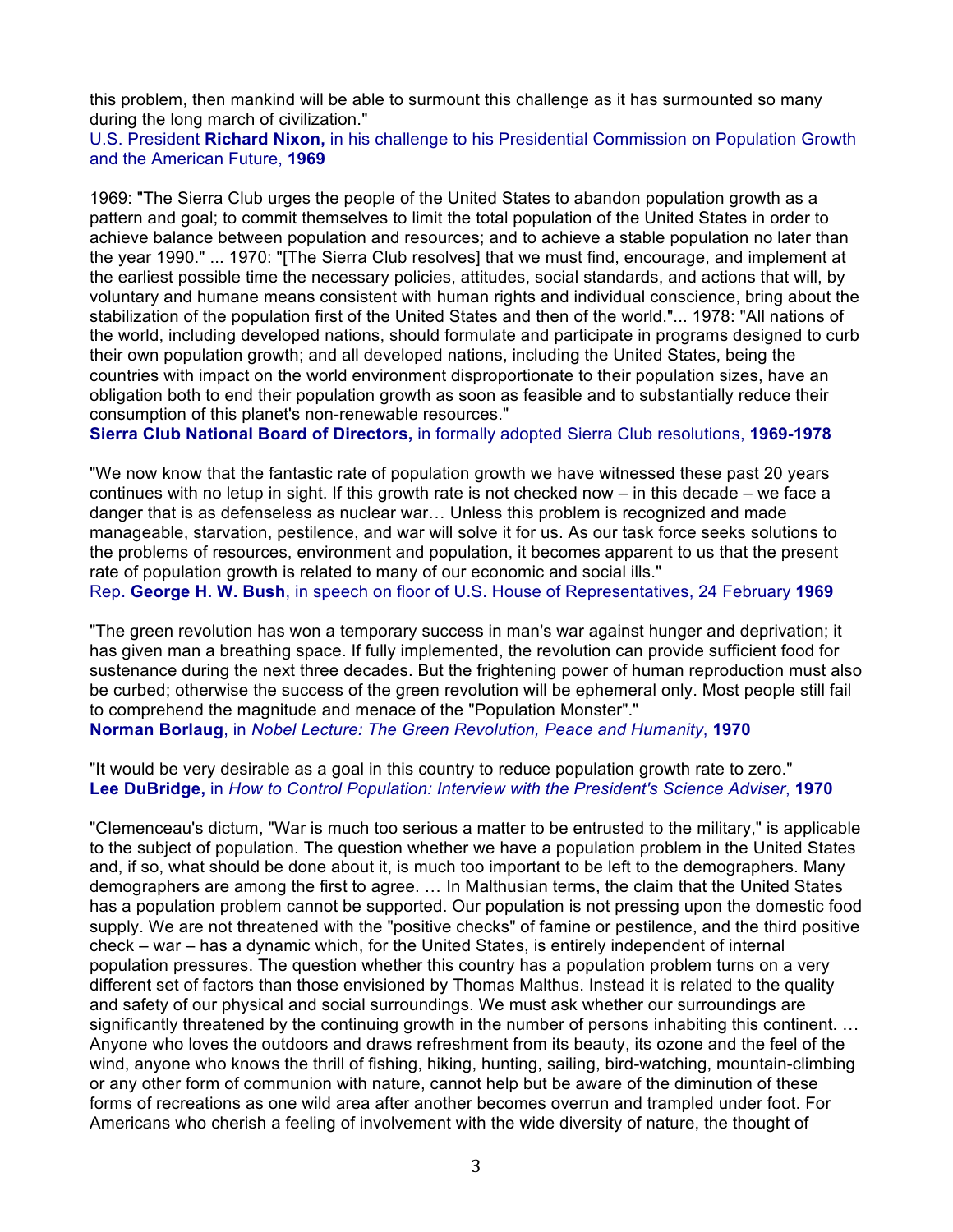this problem, then mankind will be able to surmount this challenge as it has surmounted so many during the long march of civilization."
U.S. President **Richard Nixon,** in his challenge to his Presidential Commission on Population Growth and the American Future, **1969**

1969: "The Sierra Club urges the people of the United States to abandon population growth as a pattern and goal; to commit themselves to limit the total population of the United States in order to achieve balance between population and resources; and to achieve a stable population no later than the year 1990." ... 1970: "[The Sierra Club resolves] that we must find, encourage, and implement at the earliest possible time the necessary policies, attitudes, social standards, and actions that will, by voluntary and humane means consistent with human rights and individual conscience, bring about the stabilization of the population first of the United States and then of the world."... 1978: "All nations of the world, including developed nations, should formulate and participate in programs designed to curb their own population growth; and all developed nations, including the United States, being the countries with impact on the world environment disproportionate to their population sizes, have an obligation both to end their population growth as soon as feasible and to substantially reduce their consumption of this planet's non-renewable resources."
**Sierra Club National Board of Directors,** in formally adopted Sierra Club resolutions, **1969-1978**

"We now know that the fantastic rate of population growth we have witnessed these past 20 years continues with no letup in sight. If this growth rate is not checked now – in this decade – we face a danger that is as defenseless as nuclear war… Unless this problem is recognized and made manageable, starvation, pestilence, and war will solve it for us. As our task force seeks solutions to the problems of resources, environment and population, it becomes apparent to us that the present rate of population growth is related to many of our economic and social ills."
Rep. **George H. W. Bush**, in speech on floor of U.S. House of Representatives, 24 February **1969**

"The green revolution has won a temporary success in man's war against hunger and deprivation; it has given man a breathing space. If fully implemented, the revolution can provide sufficient food for sustenance during the next three decades. But the frightening power of human reproduction must also be curbed; otherwise the success of the green revolution will be ephemeral only. Most people still fail to comprehend the magnitude and menace of the "Population Monster"."
**Norman Borlaug**, in *Nobel Lecture: The Green Revolution, Peace and Humanity*, **1970**

"It would be very desirable as a goal in this country to reduce population growth rate to zero."
**Lee DuBridge,** in *How to Control Population: Interview with the President's Science Adviser*, **1970**

"Clemenceau's dictum, "War is much too serious a matter to be entrusted to the military," is applicable to the subject of population. The question whether we have a population problem in the United States and, if so, what should be done about it, is much too important to be left to the demographers. Many demographers are among the first to agree. … In Malthusian terms, the claim that the United States has a population problem cannot be supported. Our population is not pressing upon the domestic food supply. We are not threatened with the "positive checks" of famine or pestilence, and the third positive check – war – has a dynamic which, for the United States, is entirely independent of internal population pressures. The question whether this country has a population problem turns on a very different set of factors than those envisioned by Thomas Malthus. Instead it is related to the quality and safety of our physical and social surroundings. We must ask whether our surroundings are significantly threatened by the continuing growth in the number of persons inhabiting this continent. … Anyone who loves the outdoors and draws refreshment from its beauty, its ozone and the feel of the wind, anyone who knows the thrill of fishing, hiking, hunting, sailing, bird-watching, mountain-climbing or any other form of communion with nature, cannot help but be aware of the diminution of these forms of recreations as one wild area after another becomes overrun and trampled under foot. For Americans who cherish a feeling of involvement with the wide diversity of nature, the thought of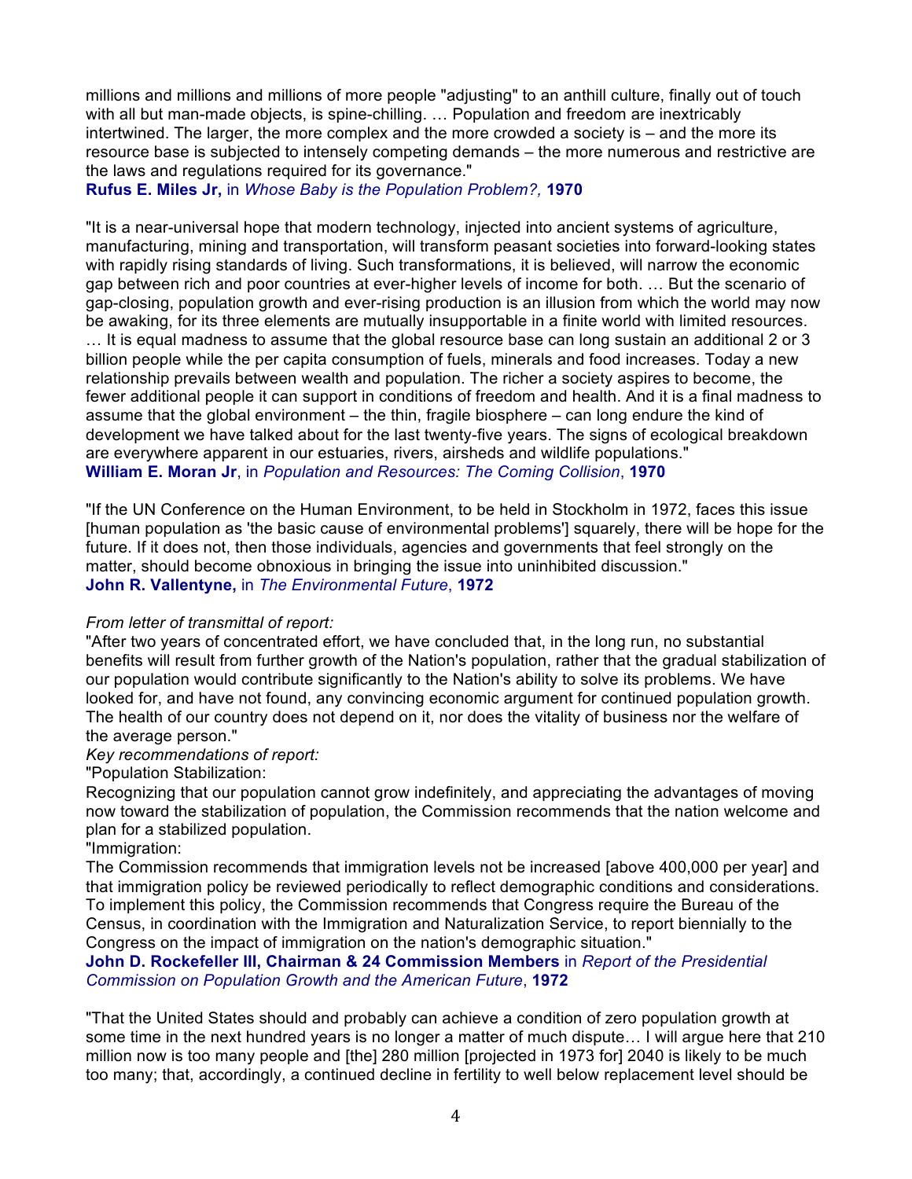millions and millions and millions of more people "adjusting" to an anthill culture, finally out of touch with all but man-made objects, is spine-chilling. … Population and freedom are inextricably intertwined. The larger, the more complex and the more crowded a society is – and the more its resource base is subjected to intensely competing demands – the more numerous and restrictive are the laws and regulations required for its governance."
**Rufus E. Miles Jr,** in *Whose Baby is the Population Problem?,* **1970**

"It is a near-universal hope that modern technology, injected into ancient systems of agriculture, manufacturing, mining and transportation, will transform peasant societies into forward-looking states with rapidly rising standards of living. Such transformations, it is believed, will narrow the economic gap between rich and poor countries at ever-higher levels of income for both. … But the scenario of gap-closing, population growth and ever-rising production is an illusion from which the world may now be awaking, for its three elements are mutually insupportable in a finite world with limited resources. … It is equal madness to assume that the global resource base can long sustain an additional 2 or 3 billion people while the per capita consumption of fuels, minerals and food increases. Today a new relationship prevails between wealth and population. The richer a society aspires to become, the fewer additional people it can support in conditions of freedom and health. And it is a final madness to assume that the global environment – the thin, fragile biosphere – can long endure the kind of development we have talked about for the last twenty-five years. The signs of ecological breakdown are everywhere apparent in our estuaries, rivers, airsheds and wildlife populations."
**William E. Moran Jr**, in *Population and Resources: The Coming Collision*, **1970**

"If the UN Conference on the Human Environment, to be held in Stockholm in 1972, faces this issue [human population as 'the basic cause of environmental problems'] squarely, there will be hope for the future. If it does not, then those individuals, agencies and governments that feel strongly on the matter, should become obnoxious in bringing the issue into uninhibited discussion."
**John R. Vallentyne,** in *The Environmental Future*, **1972**

*From letter of transmittal of report:*
"After two years of concentrated effort, we have concluded that, in the long run, no substantial benefits will result from further growth of the Nation's population, rather that the gradual stabilization of our population would contribute significantly to the Nation's ability to solve its problems. We have looked for, and have not found, any convincing economic argument for continued population growth. The health of our country does not depend on it, nor does the vitality of business nor the welfare of the average person."
*Key recommendations of report:*
"Population Stabilization:
Recognizing that our population cannot grow indefinitely, and appreciating the advantages of moving now toward the stabilization of population, the Commission recommends that the nation welcome and plan for a stabilized population.
"Immigration:
The Commission recommends that immigration levels not be increased [above 400,000 per year] and that immigration policy be reviewed periodically to reflect demographic conditions and considerations. To implement this policy, the Commission recommends that Congress require the Bureau of the Census, in coordination with the Immigration and Naturalization Service, to report biennially to the Congress on the impact of immigration on the nation's demographic situation."
**John D. Rockefeller III, Chairman & 24 Commission Members** in *Report of the Presidential Commission on Population Growth and the American Future*, **1972**

"That the United States should and probably can achieve a condition of zero population growth at some time in the next hundred years is no longer a matter of much dispute… I will argue here that 210 million now is too many people and [the] 280 million [projected in 1973 for] 2040 is likely to be much too many; that, accordingly, a continued decline in fertility to well below replacement level should be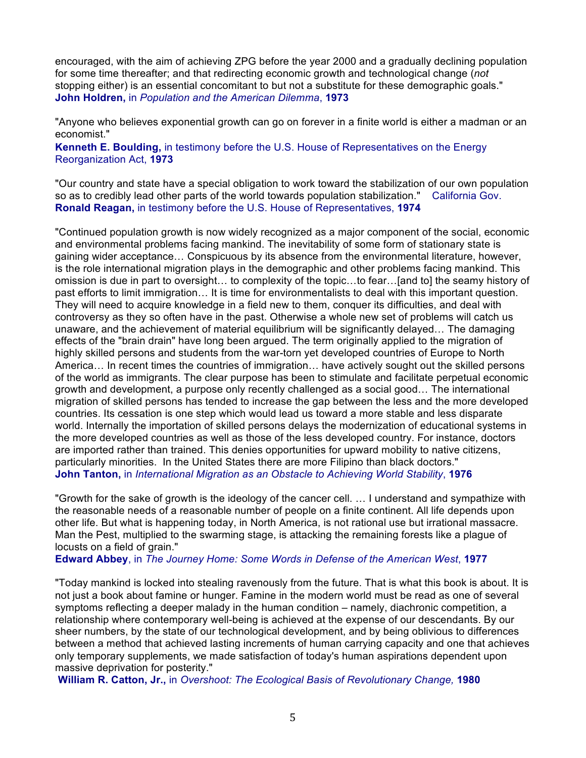encouraged, with the aim of achieving ZPG before the year 2000 and a gradually declining population for some time thereafter; and that redirecting economic growth and technological change (*not* stopping either) is an essential concomitant to but not a substitute for these demographic goals."
**John Holdren,** in *Population and the American Dilemma*, **1973**

"Anyone who believes exponential growth can go on forever in a finite world is either a madman or an economist."
**Kenneth E. Boulding,** in testimony before the U.S. House of Representatives on the Energy Reorganization Act, **1973**

"Our country and state have a special obligation to work toward the stabilization of our own population so as to credibly lead other parts of the world towards population stabilization." California Gov. **Ronald Reagan,** in testimony before the U.S. House of Representatives, **1974**

"Continued population growth is now widely recognized as a major component of the social, economic and environmental problems facing mankind. The inevitability of some form of stationary state is gaining wider acceptance… Conspicuous by its absence from the environmental literature, however, is the role international migration plays in the demographic and other problems facing mankind. This omission is due in part to oversight… to complexity of the topic…to fear…[and to] the seamy history of past efforts to limit immigration… It is time for environmentalists to deal with this important question. They will need to acquire knowledge in a field new to them, conquer its difficulties, and deal with controversy as they so often have in the past. Otherwise a whole new set of problems will catch us unaware, and the achievement of material equilibrium will be significantly delayed… The damaging effects of the "brain drain" have long been argued. The term originally applied to the migration of highly skilled persons and students from the war-torn yet developed countries of Europe to North America… In recent times the countries of immigration… have actively sought out the skilled persons of the world as immigrants. The clear purpose has been to stimulate and facilitate perpetual economic growth and development, a purpose only recently challenged as a social good… The international migration of skilled persons has tended to increase the gap between the less and the more developed countries. Its cessation is one step which would lead us toward a more stable and less disparate world. Internally the importation of skilled persons delays the modernization of educational systems in the more developed countries as well as those of the less developed country. For instance, doctors are imported rather than trained. This denies opportunities for upward mobility to native citizens, particularly minorities. In the United States there are more Filipino than black doctors."
**John Tanton,** in *International Migration as an Obstacle to Achieving World Stability*, **1976**

"Growth for the sake of growth is the ideology of the cancer cell. … I understand and sympathize with the reasonable needs of a reasonable number of people on a finite continent. All life depends upon other life. But what is happening today, in North America, is not rational use but irrational massacre. Man the Pest, multiplied to the swarming stage, is attacking the remaining forests like a plague of locusts on a field of grain."
**Edward Abbey**, in *The Journey Home: Some Words in Defense of the American West*, **1977**

"Today mankind is locked into stealing ravenously from the future. That is what this book is about. It is not just a book about famine or hunger. Famine in the modern world must be read as one of several symptoms reflecting a deeper malady in the human condition – namely, diachronic competition, a relationship where contemporary well-being is achieved at the expense of our descendants. By our sheer numbers, by the state of our technological development, and by being oblivious to differences between a method that achieved lasting increments of human carrying capacity and one that achieves only temporary supplements, we made satisfaction of today's human aspirations dependent upon massive deprivation for posterity."
**William R. Catton, Jr.,** in *Overshoot: The Ecological Basis of Revolutionary Change,* **1980**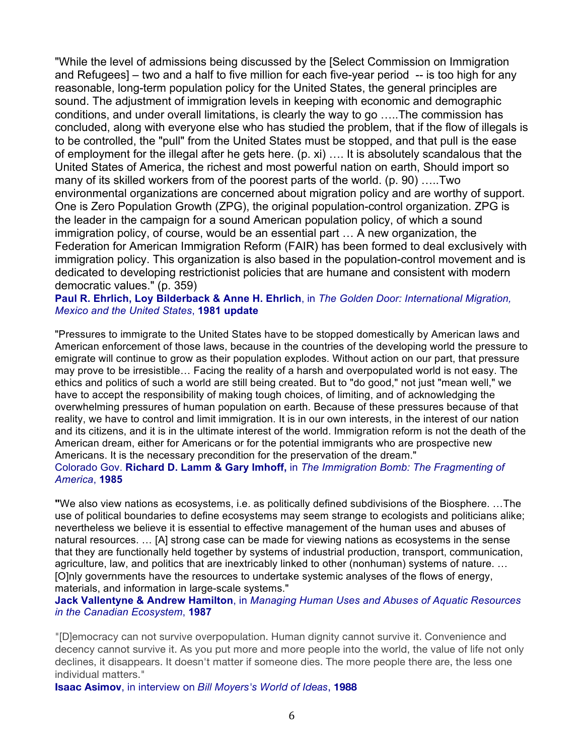"While the level of admissions being discussed by the [Select Commission on Immigration and Refugees] – two and a half to five million for each five-year period -- is too high for any reasonable, long-term population policy for the United States, the general principles are sound. The adjustment of immigration levels in keeping with economic and demographic conditions, and under overall limitations, is clearly the way to go …..The commission has concluded, along with everyone else who has studied the problem, that if the flow of illegals is to be controlled, the "pull" from the United States must be stopped, and that pull is the ease of employment for the illegal after he gets here. (p. xi) …. It is absolutely scandalous that the United States of America, the richest and most powerful nation on earth, Should import so many of its skilled workers from of the poorest parts of the world. (p. 90) …..Two environmental organizations are concerned about migration policy and are worthy of support. One is Zero Population Growth (ZPG), the original population-control organization. ZPG is the leader in the campaign for a sound American population policy, of which a sound immigration policy, of course, would be an essential part … A new organization, the Federation for American Immigration Reform (FAIR) has been formed to deal exclusively with immigration policy. This organization is also based in the population-control movement and is dedicated to developing restrictionist policies that are humane and consistent with modern democratic values." (p. 359)
**Paul R. Ehrlich, Loy Bilderback & Anne H. Ehrlich**, in *The Golden Door: International Migration, Mexico and the United States*, **1981 update**

"Pressures to immigrate to the United States have to be stopped domestically by American laws and American enforcement of those laws, because in the countries of the developing world the pressure to emigrate will continue to grow as their population explodes. Without action on our part, that pressure may prove to be irresistible… Facing the reality of a harsh and overpopulated world is not easy. The ethics and politics of such a world are still being created. But to "do good," not just "mean well," we have to accept the responsibility of making tough choices, of limiting, and of acknowledging the overwhelming pressures of human population on earth. Because of these pressures because of that reality, we have to control and limit immigration. It is in our own interests, in the interest of our nation and its citizens, and it is in the ultimate interest of the world. Immigration reform is not the death of the American dream, either for Americans or for the potential immigrants who are prospective new Americans. It is the necessary precondition for the preservation of the dream."
Colorado Gov. **Richard D. Lamm & Gary Imhoff,** in *The Immigration Bomb: The Fragmenting of America*, **1985**

**"**We also view nations as ecosystems, i.e. as politically defined subdivisions of the Biosphere. …The use of political boundaries to define ecosystems may seem strange to ecologists and politicians alike; nevertheless we believe it is essential to effective management of the human uses and abuses of natural resources. … [A] strong case can be made for viewing nations as ecosystems in the sense that they are functionally held together by systems of industrial production, transport, communication, agriculture, law, and politics that are inextricably linked to other (nonhuman) systems of nature. … [O]nly governments have the resources to undertake systemic analyses of the flows of energy, materials, and information in large-scale systems."
**Jack Vallentyne & Andrew Hamilton**, in *Managing Human Uses and Abuses of Aquatic Resources in the Canadian Ecosystem*, **1987**

"[D]emocracy can not survive overpopulation. Human dignity cannot survive it. Convenience and decency cannot survive it. As you put more and more people into the world, the value of life not only declines, it disappears. It doesn't matter if someone dies. The more people there are, the less one individual matters."
**Isaac Asimov**, in interview on *Bill Moyers's World of Ideas*, **1988**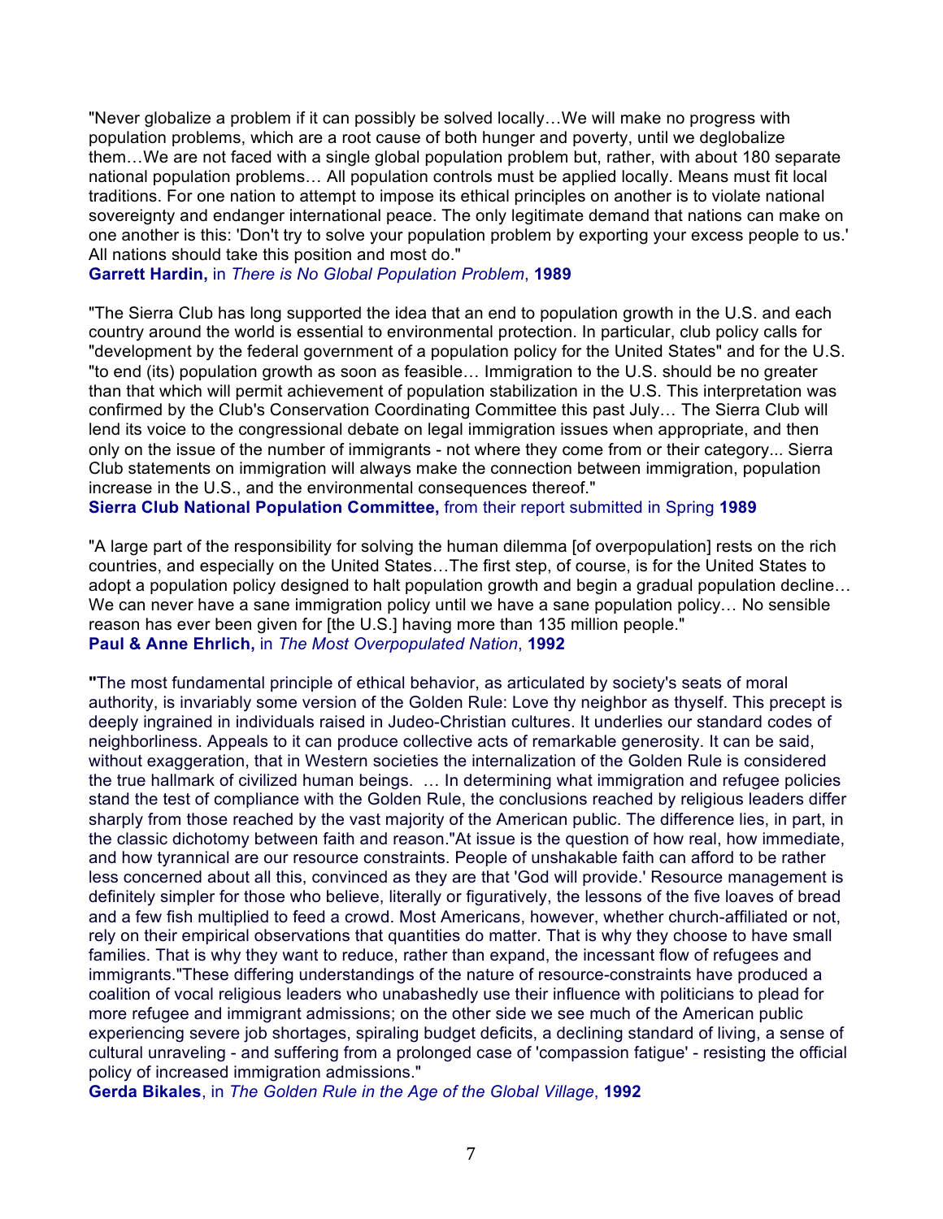"Never globalize a problem if it can possibly be solved locally…We will make no progress with population problems, which are a root cause of both hunger and poverty, until we deglobalize them…We are not faced with a single global population problem but, rather, with about 180 separate national population problems… All population controls must be applied locally. Means must fit local traditions. For one nation to attempt to impose its ethical principles on another is to violate national sovereignty and endanger international peace. The only legitimate demand that nations can make on one another is this: 'Don't try to solve your population problem by exporting your excess people to us.' All nations should take this position and most do."
**Garrett Hardin,** in *There is No Global Population Problem*, **1989**

"The Sierra Club has long supported the idea that an end to population growth in the U.S. and each country around the world is essential to environmental protection. In particular, club policy calls for "development by the federal government of a population policy for the United States" and for the U.S. "to end (its) population growth as soon as feasible… Immigration to the U.S. should be no greater than that which will permit achievement of population stabilization in the U.S. This interpretation was confirmed by the Club's Conservation Coordinating Committee this past July… The Sierra Club will lend its voice to the congressional debate on legal immigration issues when appropriate, and then only on the issue of the number of immigrants - not where they come from or their category... Sierra Club statements on immigration will always make the connection between immigration, population increase in the U.S., and the environmental consequences thereof."
**Sierra Club National Population Committee,** from their report submitted in Spring **1989**

"A large part of the responsibility for solving the human dilemma [of overpopulation] rests on the rich countries, and especially on the United States…The first step, of course, is for the United States to adopt a population policy designed to halt population growth and begin a gradual population decline… We can never have a sane immigration policy until we have a sane population policy… No sensible reason has ever been given for [the U.S.] having more than 135 million people."
**Paul & Anne Ehrlich,** in *The Most Overpopulated Nation*, **1992**

**"**The most fundamental principle of ethical behavior, as articulated by society's seats of moral authority, is invariably some version of the Golden Rule: Love thy neighbor as thyself. This precept is deeply ingrained in individuals raised in Judeo-Christian cultures. It underlies our standard codes of neighborliness. Appeals to it can produce collective acts of remarkable generosity. It can be said, without exaggeration, that in Western societies the internalization of the Golden Rule is considered the true hallmark of civilized human beings. … In determining what immigration and refugee policies stand the test of compliance with the Golden Rule, the conclusions reached by religious leaders differ sharply from those reached by the vast majority of the American public. The difference lies, in part, in the classic dichotomy between faith and reason."At issue is the question of how real, how immediate, and how tyrannical are our resource constraints. People of unshakable faith can afford to be rather less concerned about all this, convinced as they are that 'God will provide.' Resource management is definitely simpler for those who believe, literally or figuratively, the lessons of the five loaves of bread and a few fish multiplied to feed a crowd. Most Americans, however, whether church-affiliated or not, rely on their empirical observations that quantities do matter. That is why they choose to have small families. That is why they want to reduce, rather than expand, the incessant flow of refugees and immigrants."These differing understandings of the nature of resource-constraints have produced a coalition of vocal religious leaders who unabashedly use their influence with politicians to plead for more refugee and immigrant admissions; on the other side we see much of the American public experiencing severe job shortages, spiraling budget deficits, a declining standard of living, a sense of cultural unraveling - and suffering from a prolonged case of 'compassion fatigue' - resisting the official policy of increased immigration admissions."
**Gerda Bikales**, in *The Golden Rule in the Age of the Global Village*, **1992**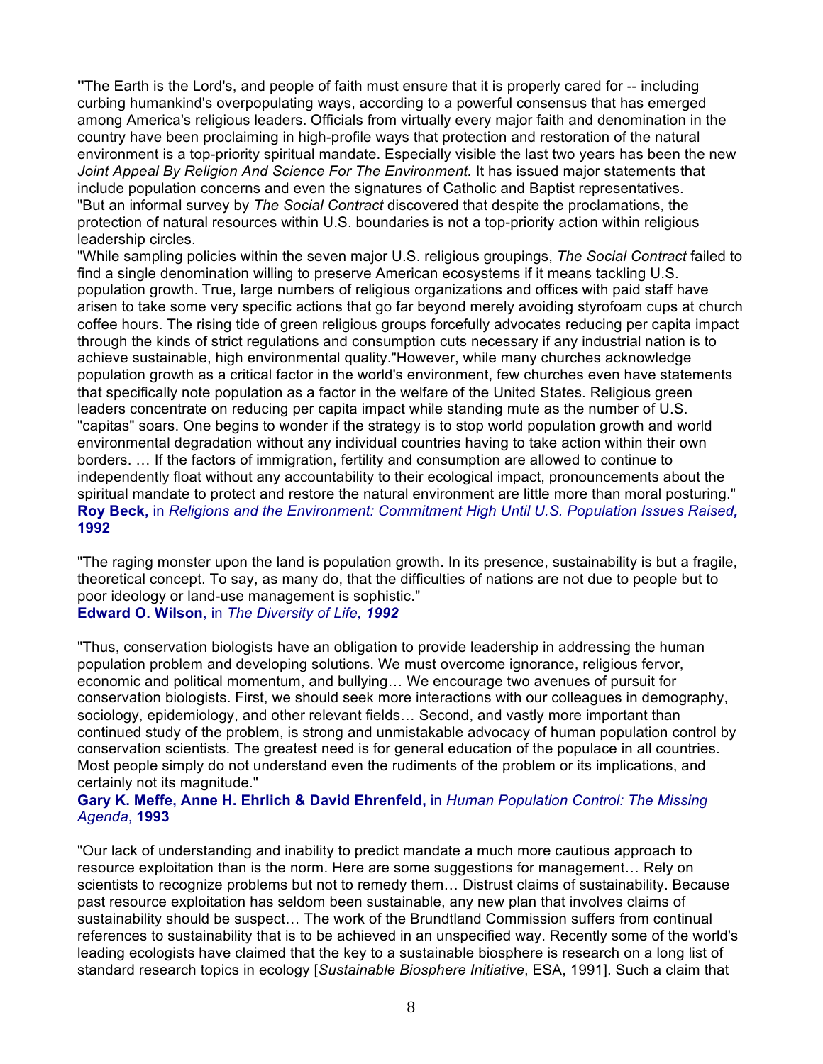**"**The Earth is the Lord's, and people of faith must ensure that it is properly cared for -- including curbing humankind's overpopulating ways, according to a powerful consensus that has emerged among America's religious leaders. Officials from virtually every major faith and denomination in the country have been proclaiming in high-profile ways that protection and restoration of the natural environment is a top-priority spiritual mandate. Especially visible the last two years has been the new *Joint Appeal By Religion And Science For The Environment.* It has issued major statements that include population concerns and even the signatures of Catholic and Baptist representatives.
"But an informal survey by *The Social Contract* discovered that despite the proclamations, the protection of natural resources within U.S. boundaries is not a top-priority action within religious leadership circles.
"While sampling policies within the seven major U.S. religious groupings, *The Social Contract* failed to find a single denomination willing to preserve American ecosystems if it means tackling U.S. population growth. True, large numbers of religious organizations and offices with paid staff have arisen to take some very specific actions that go far beyond merely avoiding styrofoam cups at church coffee hours. The rising tide of green religious groups forcefully advocates reducing per capita impact through the kinds of strict regulations and consumption cuts necessary if any industrial nation is to achieve sustainable, high environmental quality."However, while many churches acknowledge population growth as a critical factor in the world's environment, few churches even have statements that specifically note population as a factor in the welfare of the United States. Religious green leaders concentrate on reducing per capita impact while standing mute as the number of U.S. "capitas" soars. One begins to wonder if the strategy is to stop world population growth and world environmental degradation without any individual countries having to take action within their own borders. … If the factors of immigration, fertility and consumption are allowed to continue to independently float without any accountability to their ecological impact, pronouncements about the spiritual mandate to protect and restore the natural environment are little more than moral posturing."
**Roy Beck,** in *Religions and the Environment: Commitment High Until U.S. Population Issues Raised,* **1992**

"The raging monster upon the land is population growth. In its presence, sustainability is but a fragile, theoretical concept. To say, as many do, that the difficulties of nations are not due to people but to poor ideology or land-use management is sophistic."
**Edward O. Wilson**, in *The Diversity of Life, **1992***

"Thus, conservation biologists have an obligation to provide leadership in addressing the human population problem and developing solutions. We must overcome ignorance, religious fervor, economic and political momentum, and bullying… We encourage two avenues of pursuit for conservation biologists. First, we should seek more interactions with our colleagues in demography, sociology, epidemiology, and other relevant fields… Second, and vastly more important than continued study of the problem, is strong and unmistakable advocacy of human population control by conservation scientists. The greatest need is for general education of the populace in all countries. Most people simply do not understand even the rudiments of the problem or its implications, and certainly not its magnitude."
**Gary K. Meffe, Anne H. Ehrlich & David Ehrenfeld,** in *Human Population Control: The Missing Agenda*, **1993**

"Our lack of understanding and inability to predict mandate a much more cautious approach to resource exploitation than is the norm. Here are some suggestions for management… Rely on scientists to recognize problems but not to remedy them… Distrust claims of sustainability. Because past resource exploitation has seldom been sustainable, any new plan that involves claims of sustainability should be suspect… The work of the Brundtland Commission suffers from continual references to sustainability that is to be achieved in an unspecified way. Recently some of the world's leading ecologists have claimed that the key to a sustainable biosphere is research on a long list of standard research topics in ecology [*Sustainable Biosphere Initiative*, ESA, 1991]. Such a claim that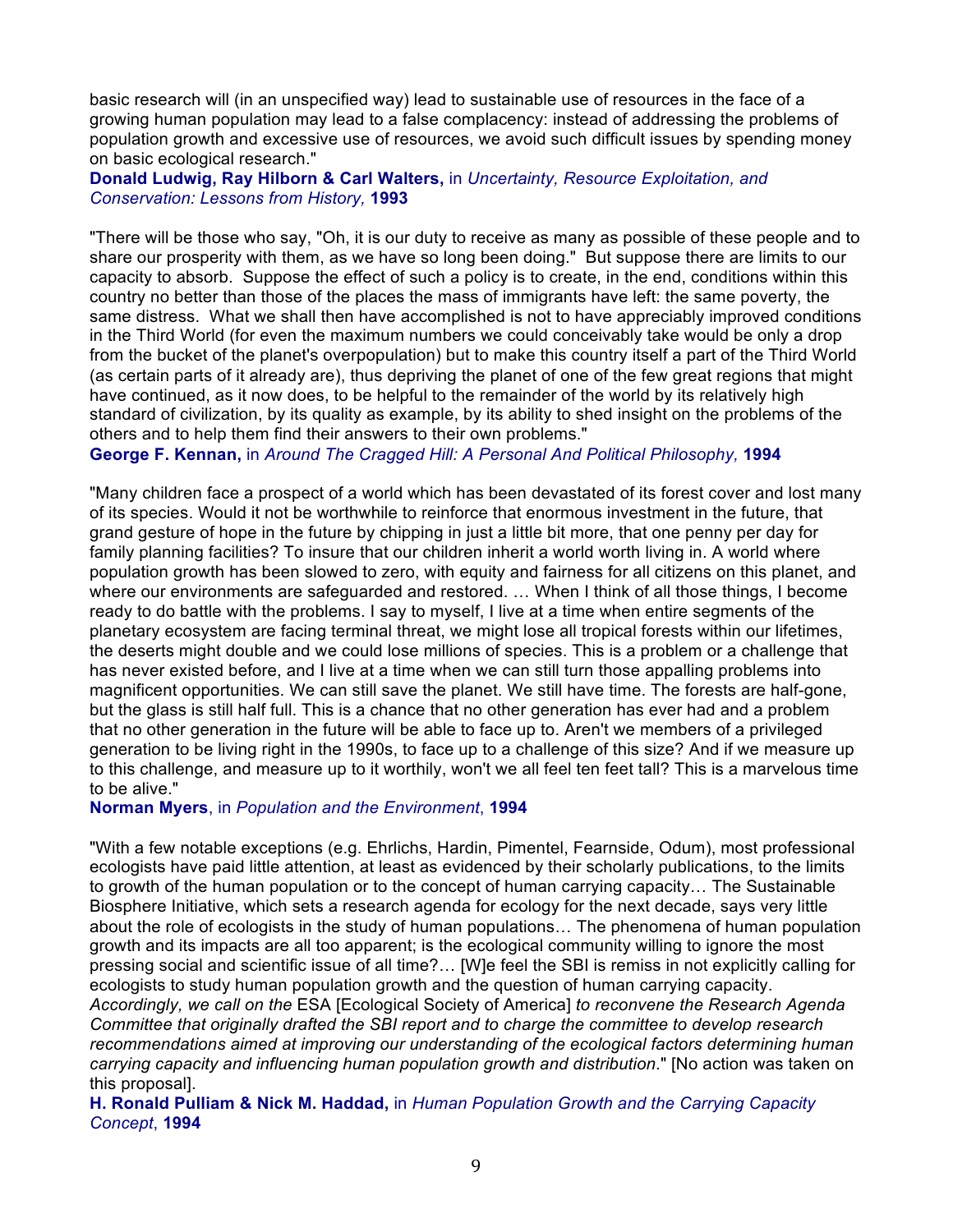basic research will (in an unspecified way) lead to sustainable use of resources in the face of a growing human population may lead to a false complacency: instead of addressing the problems of population growth and excessive use of resources, we avoid such difficult issues by spending money on basic ecological research."

**Donald Ludwig, Ray Hilborn & Carl Walters,** in *Uncertainty, Resource Exploitation, and Conservation: Lessons from History,* **1993**

"There will be those who say, "Oh, it is our duty to receive as many as possible of these people and to share our prosperity with them, as we have so long been doing." But suppose there are limits to our capacity to absorb. Suppose the effect of such a policy is to create, in the end, conditions within this country no better than those of the places the mass of immigrants have left: the same poverty, the same distress. What we shall then have accomplished is not to have appreciably improved conditions in the Third World (for even the maximum numbers we could conceivably take would be only a drop from the bucket of the planet's overpopulation) but to make this country itself a part of the Third World (as certain parts of it already are), thus depriving the planet of one of the few great regions that might have continued, as it now does, to be helpful to the remainder of the world by its relatively high standard of civilization, by its quality as example, by its ability to shed insight on the problems of the others and to help them find their answers to their own problems."

**George F. Kennan,** in *Around The Cragged Hill: A Personal And Political Philosophy,* **1994**

"Many children face a prospect of a world which has been devastated of its forest cover and lost many of its species. Would it not be worthwhile to reinforce that enormous investment in the future, that grand gesture of hope in the future by chipping in just a little bit more, that one penny per day for family planning facilities? To insure that our children inherit a world worth living in. A world where population growth has been slowed to zero, with equity and fairness for all citizens on this planet, and where our environments are safeguarded and restored. … When I think of all those things, I become ready to do battle with the problems. I say to myself, I live at a time when entire segments of the planetary ecosystem are facing terminal threat, we might lose all tropical forests within our lifetimes, the deserts might double and we could lose millions of species. This is a problem or a challenge that has never existed before, and I live at a time when we can still turn those appalling problems into magnificent opportunities. We can still save the planet. We still have time. The forests are half-gone, but the glass is still half full. This is a chance that no other generation has ever had and a problem that no other generation in the future will be able to face up to. Aren't we members of a privileged generation to be living right in the 1990s, to face up to a challenge of this size? And if we measure up to this challenge, and measure up to it worthily, won't we all feel ten feet tall? This is a marvelous time to be alive."

**Norman Myers**, in *Population and the Environment*, **1994**

"With a few notable exceptions (e.g. Ehrlichs, Hardin, Pimentel, Fearnside, Odum), most professional ecologists have paid little attention, at least as evidenced by their scholarly publications, to the limits to growth of the human population or to the concept of human carrying capacity… The Sustainable Biosphere Initiative, which sets a research agenda for ecology for the next decade, says very little about the role of ecologists in the study of human populations… The phenomena of human population growth and its impacts are all too apparent; is the ecological community willing to ignore the most pressing social and scientific issue of all time?… [W]e feel the SBI is remiss in not explicitly calling for ecologists to study human population growth and the question of human carrying capacity. *Accordingly, we call on the* ESA [Ecological Society of America] *to reconvene the Research Agenda Committee that originally drafted the SBI report and to charge the committee to develop research recommendations aimed at improving our understanding of the ecological factors determining human carrying capacity and influencing human population growth and distribution*." [No action was taken on this proposal].

**H. Ronald Pulliam & Nick M. Haddad,** in *Human Population Growth and the Carrying Capacity Concept*, **1994**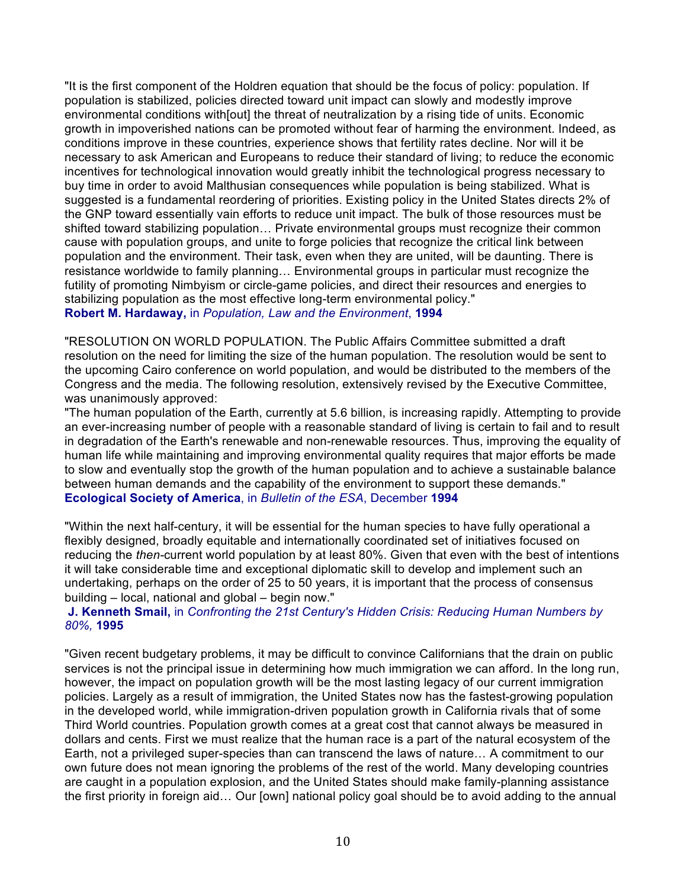"It is the first component of the Holdren equation that should be the focus of policy: population. If population is stabilized, policies directed toward unit impact can slowly and modestly improve environmental conditions with[out] the threat of neutralization by a rising tide of units. Economic growth in impoverished nations can be promoted without fear of harming the environment. Indeed, as conditions improve in these countries, experience shows that fertility rates decline. Nor will it be necessary to ask American and Europeans to reduce their standard of living; to reduce the economic incentives for technological innovation would greatly inhibit the technological progress necessary to buy time in order to avoid Malthusian consequences while population is being stabilized. What is suggested is a fundamental reordering of priorities. Existing policy in the United States directs 2% of the GNP toward essentially vain efforts to reduce unit impact. The bulk of those resources must be shifted toward stabilizing population… Private environmental groups must recognize their common cause with population groups, and unite to forge policies that recognize the critical link between population and the environment. Their task, even when they are united, will be daunting. There is resistance worldwide to family planning… Environmental groups in particular must recognize the futility of promoting Nimbyism or circle-game policies, and direct their resources and energies to stabilizing population as the most effective long-term environmental policy."
**Robert M. Hardaway,** in *Population, Law and the Environment*, **1994**

"RESOLUTION ON WORLD POPULATION. The Public Affairs Committee submitted a draft resolution on the need for limiting the size of the human population. The resolution would be sent to the upcoming Cairo conference on world population, and would be distributed to the members of the Congress and the media. The following resolution, extensively revised by the Executive Committee, was unanimously approved:
"The human population of the Earth, currently at 5.6 billion, is increasing rapidly. Attempting to provide an ever-increasing number of people with a reasonable standard of living is certain to fail and to result in degradation of the Earth's renewable and non-renewable resources. Thus, improving the equality of human life while maintaining and improving environmental quality requires that major efforts be made to slow and eventually stop the growth of the human population and to achieve a sustainable balance between human demands and the capability of the environment to support these demands."
**Ecological Society of America**, in *Bulletin of the ESA*, December **1994**

"Within the next half-century, it will be essential for the human species to have fully operational a flexibly designed, broadly equitable and internationally coordinated set of initiatives focused on reducing the *then*-current world population by at least 80%. Given that even with the best of intentions it will take considerable time and exceptional diplomatic skill to develop and implement such an undertaking, perhaps on the order of 25 to 50 years, it is important that the process of consensus building – local, national and global – begin now."
**J. Kenneth Smail,** in *Confronting the 21st Century's Hidden Crisis: Reducing Human Numbers by 80%,* **1995**

"Given recent budgetary problems, it may be difficult to convince Californians that the drain on public services is not the principal issue in determining how much immigration we can afford. In the long run, however, the impact on population growth will be the most lasting legacy of our current immigration policies. Largely as a result of immigration, the United States now has the fastest-growing population in the developed world, while immigration-driven population growth in California rivals that of some Third World countries. Population growth comes at a great cost that cannot always be measured in dollars and cents. First we must realize that the human race is a part of the natural ecosystem of the Earth, not a privileged super-species than can transcend the laws of nature… A commitment to our own future does not mean ignoring the problems of the rest of the world. Many developing countries are caught in a population explosion, and the United States should make family-planning assistance the first priority in foreign aid… Our [own] national policy goal should be to avoid adding to the annual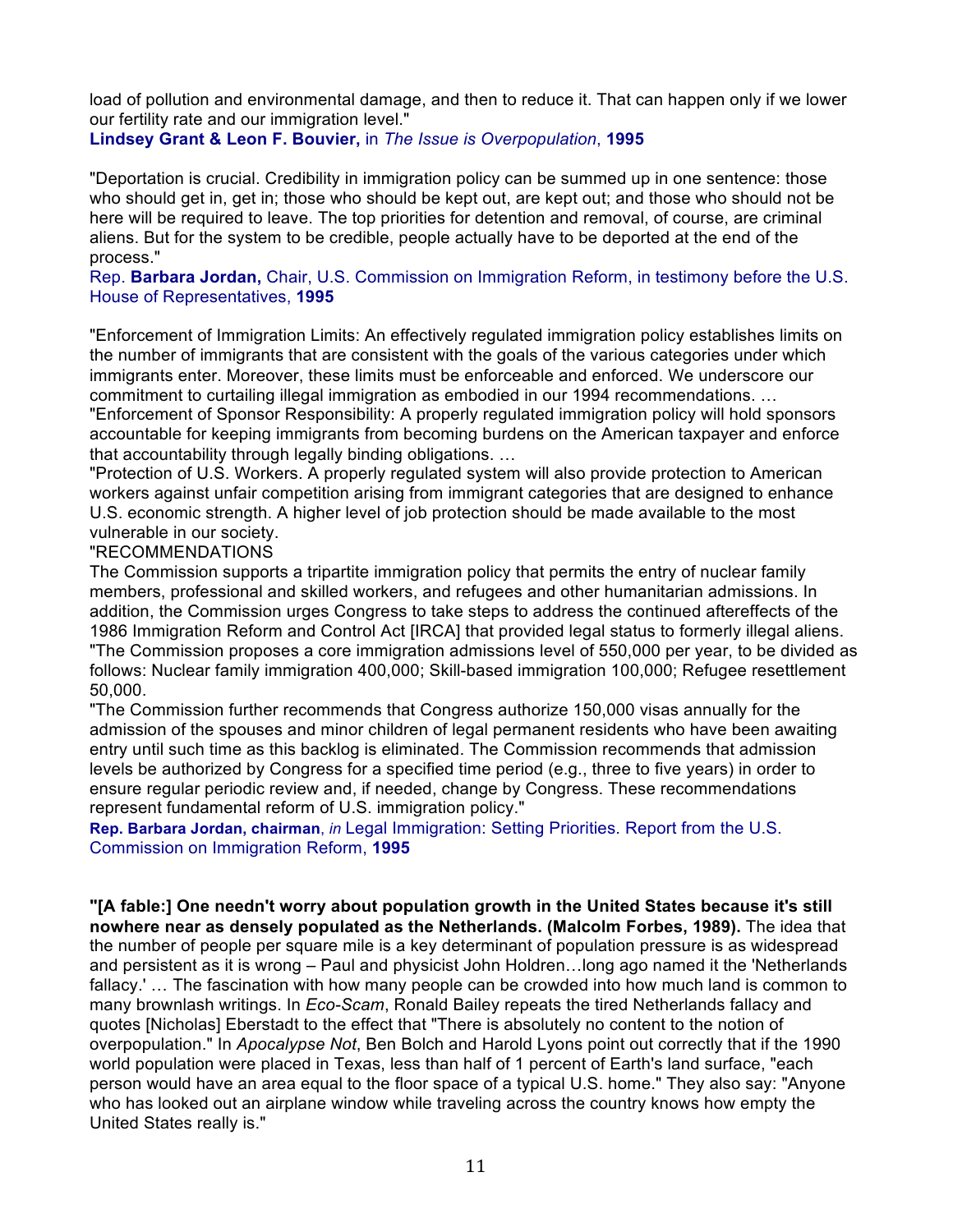load of pollution and environmental damage, and then to reduce it. That can happen only if we lower our fertility rate and our immigration level."
**Lindsey Grant & Leon F. Bouvier,** in *The Issue is Overpopulation*, **1995**

"Deportation is crucial. Credibility in immigration policy can be summed up in one sentence: those who should get in, get in; those who should be kept out, are kept out; and those who should not be here will be required to leave. The top priorities for detention and removal, of course, are criminal aliens. But for the system to be credible, people actually have to be deported at the end of the process."
Rep. **Barbara Jordan,** Chair, U.S. Commission on Immigration Reform, in testimony before the U.S. House of Representatives, **1995**

"Enforcement of Immigration Limits: An effectively regulated immigration policy establishes limits on the number of immigrants that are consistent with the goals of the various categories under which immigrants enter. Moreover, these limits must be enforceable and enforced. We underscore our commitment to curtailing illegal immigration as embodied in our 1994 recommendations. …
"Enforcement of Sponsor Responsibility: A properly regulated immigration policy will hold sponsors accountable for keeping immigrants from becoming burdens on the American taxpayer and enforce that accountability through legally binding obligations. …
"Protection of U.S. Workers. A properly regulated system will also provide protection to American workers against unfair competition arising from immigrant categories that are designed to enhance U.S. economic strength. A higher level of job protection should be made available to the most vulnerable in our society.
"RECOMMENDATIONS
The Commission supports a tripartite immigration policy that permits the entry of nuclear family members, professional and skilled workers, and refugees and other humanitarian admissions. In addition, the Commission urges Congress to take steps to address the continued aftereffects of the 1986 Immigration Reform and Control Act [IRCA] that provided legal status to formerly illegal aliens.
"The Commission proposes a core immigration admissions level of 550,000 per year, to be divided as follows: Nuclear family immigration 400,000; Skill-based immigration 100,000; Refugee resettlement 50,000.
"The Commission further recommends that Congress authorize 150,000 visas annually for the admission of the spouses and minor children of legal permanent residents who have been awaiting entry until such time as this backlog is eliminated. The Commission recommends that admission levels be authorized by Congress for a specified time period (e.g., three to five years) in order to ensure regular periodic review and, if needed, change by Congress. These recommendations represent fundamental reform of U.S. immigration policy."
**Rep. Barbara Jordan, chairman**, *in* Legal Immigration: Setting Priorities. Report from the U.S. Commission on Immigration Reform, **1995**

**"[A fable:] One needn't worry about population growth in the United States because it's still nowhere near as densely populated as the Netherlands. (Malcolm Forbes, 1989).** The idea that the number of people per square mile is a key determinant of population pressure is as widespread and persistent as it is wrong – Paul and physicist John Holdren…long ago named it the 'Netherlands fallacy.' … The fascination with how many people can be crowded into how much land is common to many brownlash writings. In *Eco-Scam*, Ronald Bailey repeats the tired Netherlands fallacy and quotes [Nicholas] Eberstadt to the effect that "There is absolutely no content to the notion of overpopulation." In *Apocalypse Not*, Ben Bolch and Harold Lyons point out correctly that if the 1990 world population were placed in Texas, less than half of 1 percent of Earth's land surface, "each person would have an area equal to the floor space of a typical U.S. home." They also say: "Anyone who has looked out an airplane window while traveling across the country knows how empty the United States really is."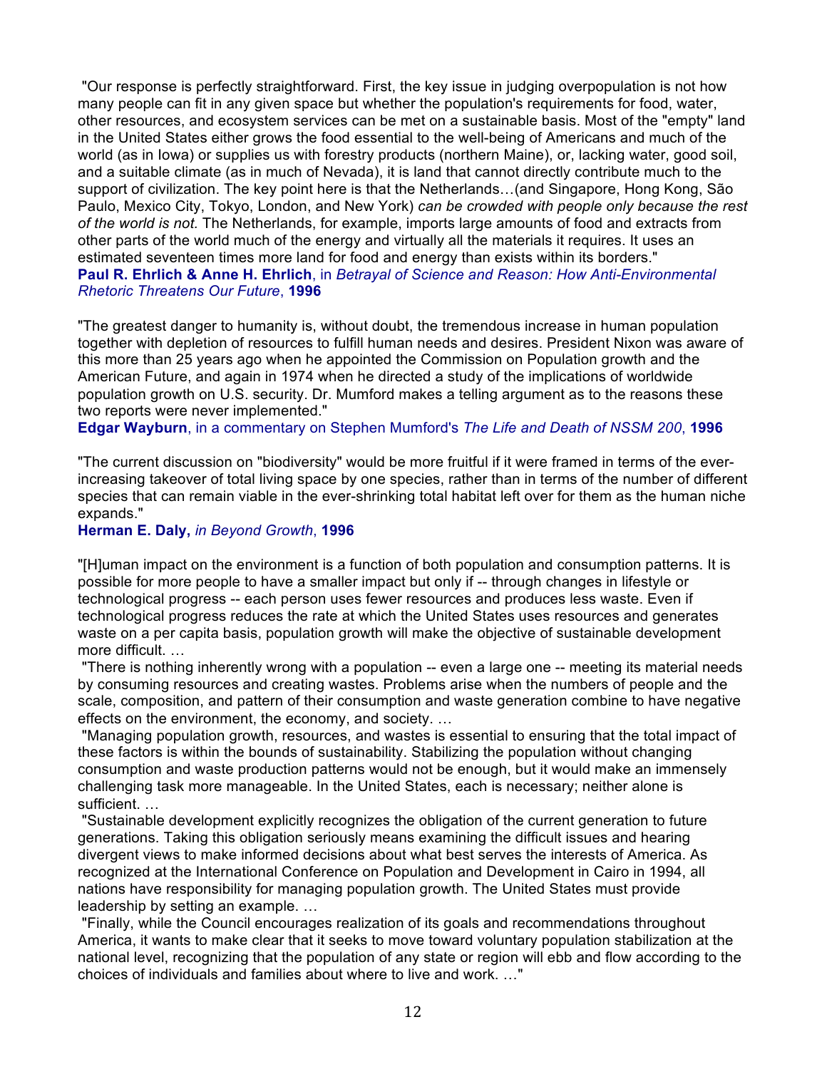"Our response is perfectly straightforward. First, the key issue in judging overpopulation is not how many people can fit in any given space but whether the population's requirements for food, water, other resources, and ecosystem services can be met on a sustainable basis. Most of the "empty" land in the United States either grows the food essential to the well-being of Americans and much of the world (as in Iowa) or supplies us with forestry products (northern Maine), or, lacking water, good soil, and a suitable climate (as in much of Nevada), it is land that cannot directly contribute much to the support of civilization. The key point here is that the Netherlands…(and Singapore, Hong Kong, São Paulo, Mexico City, Tokyo, London, and New York) *can be crowded with people only because the rest of the world is not.* The Netherlands, for example, imports large amounts of food and extracts from other parts of the world much of the energy and virtually all the materials it requires. It uses an estimated seventeen times more land for food and energy than exists within its borders."
**Paul R. Ehrlich & Anne H. Ehrlich**, in *Betrayal of Science and Reason: How Anti-Environmental Rhetoric Threatens Our Future*, **1996**

"The greatest danger to humanity is, without doubt, the tremendous increase in human population together with depletion of resources to fulfill human needs and desires. President Nixon was aware of this more than 25 years ago when he appointed the Commission on Population growth and the American Future, and again in 1974 when he directed a study of the implications of worldwide population growth on U.S. security. Dr. Mumford makes a telling argument as to the reasons these two reports were never implemented."
**Edgar Wayburn**, in a commentary on Stephen Mumford's *The Life and Death of NSSM 200*, **1996**

"The current discussion on "biodiversity" would be more fruitful if it were framed in terms of the ever-increasing takeover of total living space by one species, rather than in terms of the number of different species that can remain viable in the ever-shrinking total habitat left over for them as the human niche expands."
**Herman E. Daly,** *in Beyond Growth*, **1996**

"[H]uman impact on the environment is a function of both population and consumption patterns. It is possible for more people to have a smaller impact but only if -- through changes in lifestyle or technological progress -- each person uses fewer resources and produces less waste. Even if technological progress reduces the rate at which the United States uses resources and generates waste on a per capita basis, population growth will make the objective of sustainable development more difficult. …

"There is nothing inherently wrong with a population -- even a large one -- meeting its material needs by consuming resources and creating wastes. Problems arise when the numbers of people and the scale, composition, and pattern of their consumption and waste generation combine to have negative effects on the environment, the economy, and society. …

"Managing population growth, resources, and wastes is essential to ensuring that the total impact of these factors is within the bounds of sustainability. Stabilizing the population without changing consumption and waste production patterns would not be enough, but it would make an immensely challenging task more manageable. In the United States, each is necessary; neither alone is sufficient. …

"Sustainable development explicitly recognizes the obligation of the current generation to future generations. Taking this obligation seriously means examining the difficult issues and hearing divergent views to make informed decisions about what best serves the interests of America. As recognized at the International Conference on Population and Development in Cairo in 1994, all nations have responsibility for managing population growth. The United States must provide leadership by setting an example. …

"Finally, while the Council encourages realization of its goals and recommendations throughout America, it wants to make clear that it seeks to move toward voluntary population stabilization at the national level, recognizing that the population of any state or region will ebb and flow according to the choices of individuals and families about where to live and work. …"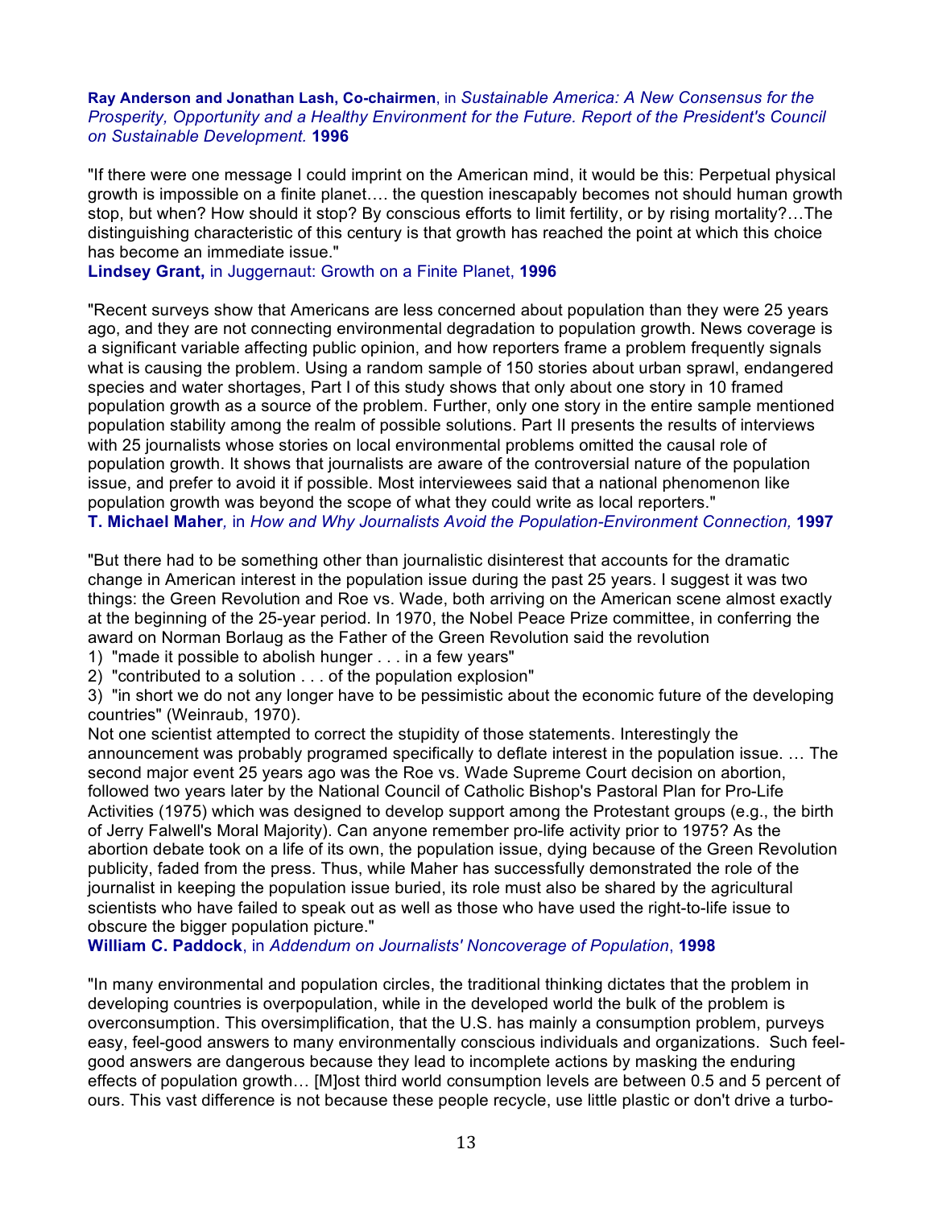**Ray Anderson and Jonathan Lash, Co-chairmen**, in *Sustainable America: A New Consensus for the Prosperity, Opportunity and a Healthy Environment for the Future. Report of the President's Council on Sustainable Development.* **1996**

"If there were one message I could imprint on the American mind, it would be this: Perpetual physical growth is impossible on a finite planet…. the question inescapably becomes not should human growth stop, but when? How should it stop? By conscious efforts to limit fertility, or by rising mortality?…The distinguishing characteristic of this century is that growth has reached the point at which this choice has become an immediate issue."
**Lindsey Grant,** in Juggernaut: Growth on a Finite Planet, **1996**

"Recent surveys show that Americans are less concerned about population than they were 25 years ago, and they are not connecting environmental degradation to population growth. News coverage is a significant variable affecting public opinion, and how reporters frame a problem frequently signals what is causing the problem. Using a random sample of 150 stories about urban sprawl, endangered species and water shortages, Part I of this study shows that only about one story in 10 framed population growth as a source of the problem. Further, only one story in the entire sample mentioned population stability among the realm of possible solutions. Part II presents the results of interviews with 25 journalists whose stories on local environmental problems omitted the causal role of population growth. It shows that journalists are aware of the controversial nature of the population issue, and prefer to avoid it if possible. Most interviewees said that a national phenomenon like population growth was beyond the scope of what they could write as local reporters."
**T. Michael Maher**, in *How and Why Journalists Avoid the Population-Environment Connection,* **1997**

"But there had to be something other than journalistic disinterest that accounts for the dramatic change in American interest in the population issue during the past 25 years. I suggest it was two things: the Green Revolution and Roe vs. Wade, both arriving on the American scene almost exactly at the beginning of the 25-year period. In 1970, the Nobel Peace Prize committee, in conferring the award on Norman Borlaug as the Father of the Green Revolution said the revolution

1) "made it possible to abolish hunger . . . in a few years"
2) "contributed to a solution . . . of the population explosion"
3) "in short we do not any longer have to be pessimistic about the economic future of the developing countries" (Weinraub, 1970).

Not one scientist attempted to correct the stupidity of those statements. Interestingly the announcement was probably programed specifically to deflate interest in the population issue. … The second major event 25 years ago was the Roe vs. Wade Supreme Court decision on abortion, followed two years later by the National Council of Catholic Bishop's Pastoral Plan for Pro-Life Activities (1975) which was designed to develop support among the Protestant groups (e.g., the birth of Jerry Falwell's Moral Majority). Can anyone remember pro-life activity prior to 1975? As the abortion debate took on a life of its own, the population issue, dying because of the Green Revolution publicity, faded from the press. Thus, while Maher has successfully demonstrated the role of the journalist in keeping the population issue buried, its role must also be shared by the agricultural scientists who have failed to speak out as well as those who have used the right-to-life issue to obscure the bigger population picture."
**William C. Paddock**, in *Addendum on Journalists' Noncoverage of Population*, **1998**

"In many environmental and population circles, the traditional thinking dictates that the problem in developing countries is overpopulation, while in the developed world the bulk of the problem is overconsumption. This oversimplification, that the U.S. has mainly a consumption problem, purveys easy, feel-good answers to many environmentally conscious individuals and organizations. Such feel-good answers are dangerous because they lead to incomplete actions by masking the enduring effects of population growth… [M]ost third world consumption levels are between 0.5 and 5 percent of ours. This vast difference is not because these people recycle, use little plastic or don't drive a turbo-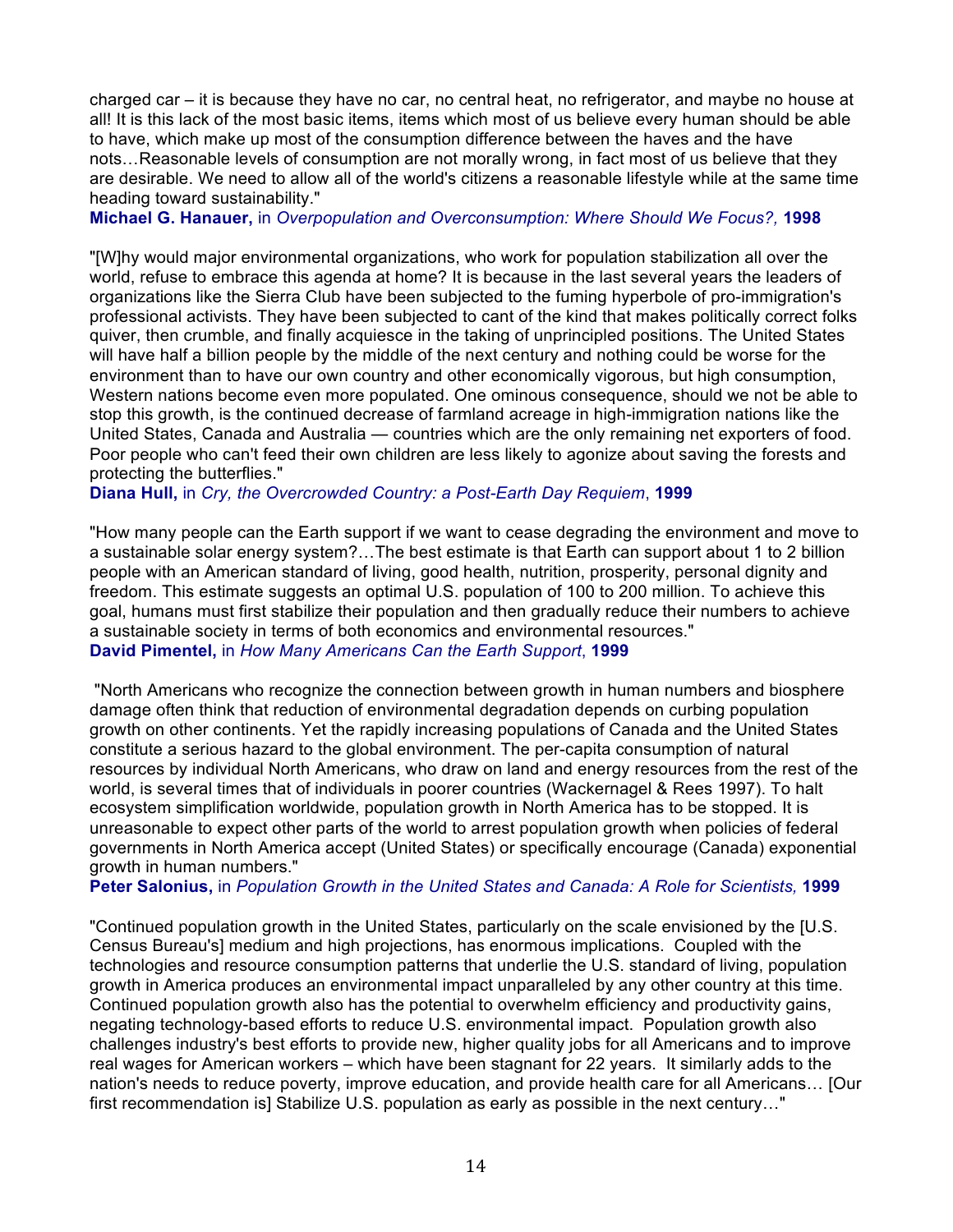charged car – it is because they have no car, no central heat, no refrigerator, and maybe no house at all! It is this lack of the most basic items, items which most of us believe every human should be able to have, which make up most of the consumption difference between the haves and the have nots…Reasonable levels of consumption are not morally wrong, in fact most of us believe that they are desirable. We need to allow all of the world's citizens a reasonable lifestyle while at the same time heading toward sustainability."
**Michael G. Hanauer,** in *Overpopulation and Overconsumption: Where Should We Focus?,* **1998**

"[W]hy would major environmental organizations, who work for population stabilization all over the world, refuse to embrace this agenda at home? It is because in the last several years the leaders of organizations like the Sierra Club have been subjected to the fuming hyperbole of pro-immigration's professional activists. They have been subjected to cant of the kind that makes politically correct folks quiver, then crumble, and finally acquiesce in the taking of unprincipled positions. The United States will have half a billion people by the middle of the next century and nothing could be worse for the environment than to have our own country and other economically vigorous, but high consumption, Western nations become even more populated. One ominous consequence, should we not be able to stop this growth, is the continued decrease of farmland acreage in high-immigration nations like the United States, Canada and Australia — countries which are the only remaining net exporters of food. Poor people who can't feed their own children are less likely to agonize about saving the forests and protecting the butterflies."
**Diana Hull,** in *Cry, the Overcrowded Country: a Post-Earth Day Requiem*, **1999**

"How many people can the Earth support if we want to cease degrading the environment and move to a sustainable solar energy system?…The best estimate is that Earth can support about 1 to 2 billion people with an American standard of living, good health, nutrition, prosperity, personal dignity and freedom. This estimate suggests an optimal U.S. population of 100 to 200 million. To achieve this goal, humans must first stabilize their population and then gradually reduce their numbers to achieve a sustainable society in terms of both economics and environmental resources."
**David Pimentel,** in *How Many Americans Can the Earth Support*, **1999**

"North Americans who recognize the connection between growth in human numbers and biosphere damage often think that reduction of environmental degradation depends on curbing population growth on other continents. Yet the rapidly increasing populations of Canada and the United States constitute a serious hazard to the global environment. The per-capita consumption of natural resources by individual North Americans, who draw on land and energy resources from the rest of the world, is several times that of individuals in poorer countries (Wackernagel & Rees 1997). To halt ecosystem simplification worldwide, population growth in North America has to be stopped. It is unreasonable to expect other parts of the world to arrest population growth when policies of federal governments in North America accept (United States) or specifically encourage (Canada) exponential growth in human numbers."
**Peter Salonius,** in *Population Growth in the United States and Canada: A Role for Scientists,* **1999**

"Continued population growth in the United States, particularly on the scale envisioned by the [U.S. Census Bureau's] medium and high projections, has enormous implications. Coupled with the technologies and resource consumption patterns that underlie the U.S. standard of living, population growth in America produces an environmental impact unparalleled by any other country at this time. Continued population growth also has the potential to overwhelm efficiency and productivity gains, negating technology-based efforts to reduce U.S. environmental impact. Population growth also challenges industry's best efforts to provide new, higher quality jobs for all Americans and to improve real wages for American workers – which have been stagnant for 22 years. It similarly adds to the nation's needs to reduce poverty, improve education, and provide health care for all Americans… [Our first recommendation is] Stabilize U.S. population as early as possible in the next century…"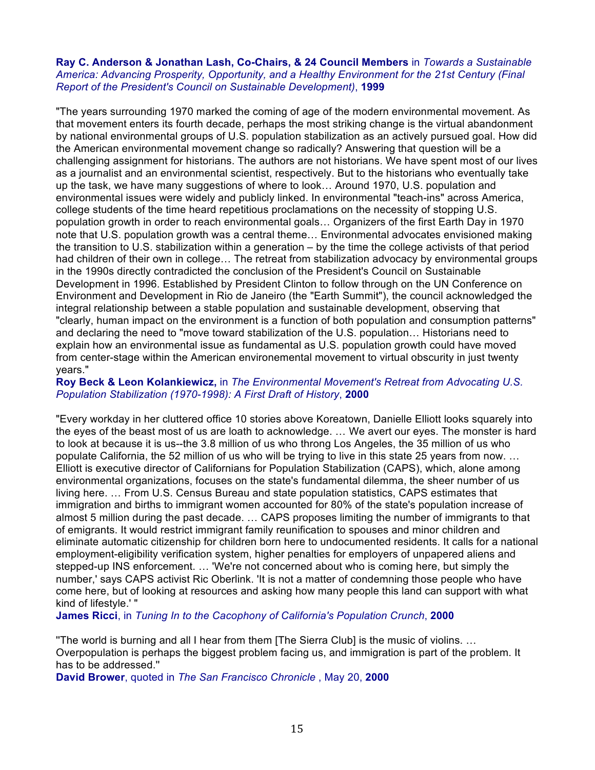**Ray C. Anderson & Jonathan Lash, Co-Chairs, & 24 Council Members** in *Towards a Sustainable America: Advancing Prosperity, Opportunity, and a Healthy Environment for the 21st Century (Final Report of the President's Council on Sustainable Development)*, **1999**

"The years surrounding 1970 marked the coming of age of the modern environmental movement. As that movement enters its fourth decade, perhaps the most striking change is the virtual abandonment by national environmental groups of U.S. population stabilization as an actively pursued goal. How did the American environmental movement change so radically? Answering that question will be a challenging assignment for historians. The authors are not historians. We have spent most of our lives as a journalist and an environmental scientist, respectively. But to the historians who eventually take up the task, we have many suggestions of where to look… Around 1970, U.S. population and environmental issues were widely and publicly linked. In environmental "teach-ins" across America, college students of the time heard repetitious proclamations on the necessity of stopping U.S. population growth in order to reach environmental goals… Organizers of the first Earth Day in 1970 note that U.S. population growth was a central theme… Environmental advocates envisioned making the transition to U.S. stabilization within a generation – by the time the college activists of that period had children of their own in college… The retreat from stabilization advocacy by environmental groups in the 1990s directly contradicted the conclusion of the President's Council on Sustainable Development in 1996. Established by President Clinton to follow through on the UN Conference on Environment and Development in Rio de Janeiro (the "Earth Summit"), the council acknowledged the integral relationship between a stable population and sustainable development, observing that "clearly, human impact on the environment is a function of both population and consumption patterns" and declaring the need to "move toward stabilization of the U.S. population… Historians need to explain how an environmental issue as fundamental as U.S. population growth could have moved from center-stage within the American environemental movement to virtual obscurity in just twenty years."

**Roy Beck & Leon Kolankiewicz,** in *The Environmental Movement's Retreat from Advocating U.S. Population Stabilization (1970-1998): A First Draft of History*, **2000**

"Every workday in her cluttered office 10 stories above Koreatown, Danielle Elliott looks squarely into the eyes of the beast most of us are loath to acknowledge. … We avert our eyes. The monster is hard to look at because it is us--the 3.8 million of us who throng Los Angeles, the 35 million of us who populate California, the 52 million of us who will be trying to live in this state 25 years from now. … Elliott is executive director of Californians for Population Stabilization (CAPS), which, alone among environmental organizations, focuses on the state's fundamental dilemma, the sheer number of us living here. … From U.S. Census Bureau and state population statistics, CAPS estimates that immigration and births to immigrant women accounted for 80% of the state's population increase of almost 5 million during the past decade. … CAPS proposes limiting the number of immigrants to that of emigrants. It would restrict immigrant family reunification to spouses and minor children and eliminate automatic citizenship for children born here to undocumented residents. It calls for a national employment-eligibility verification system, higher penalties for employers of unpapered aliens and stepped-up INS enforcement. … 'We're not concerned about who is coming here, but simply the number,' says CAPS activist Ric Oberlink. 'It is not a matter of condemning those people who have come here, but of looking at resources and asking how many people this land can support with what kind of lifestyle.' "

**James Ricci**, in *Tuning In to the Cacophony of California's Population Crunch*, **2000**

"The world is burning and all I hear from them [The Sierra Club] is the music of violins. … Overpopulation is perhaps the biggest problem facing us, and immigration is part of the problem. It has to be addressed."

**David Brower**, quoted in *The San Francisco Chronicle* , May 20, **2000**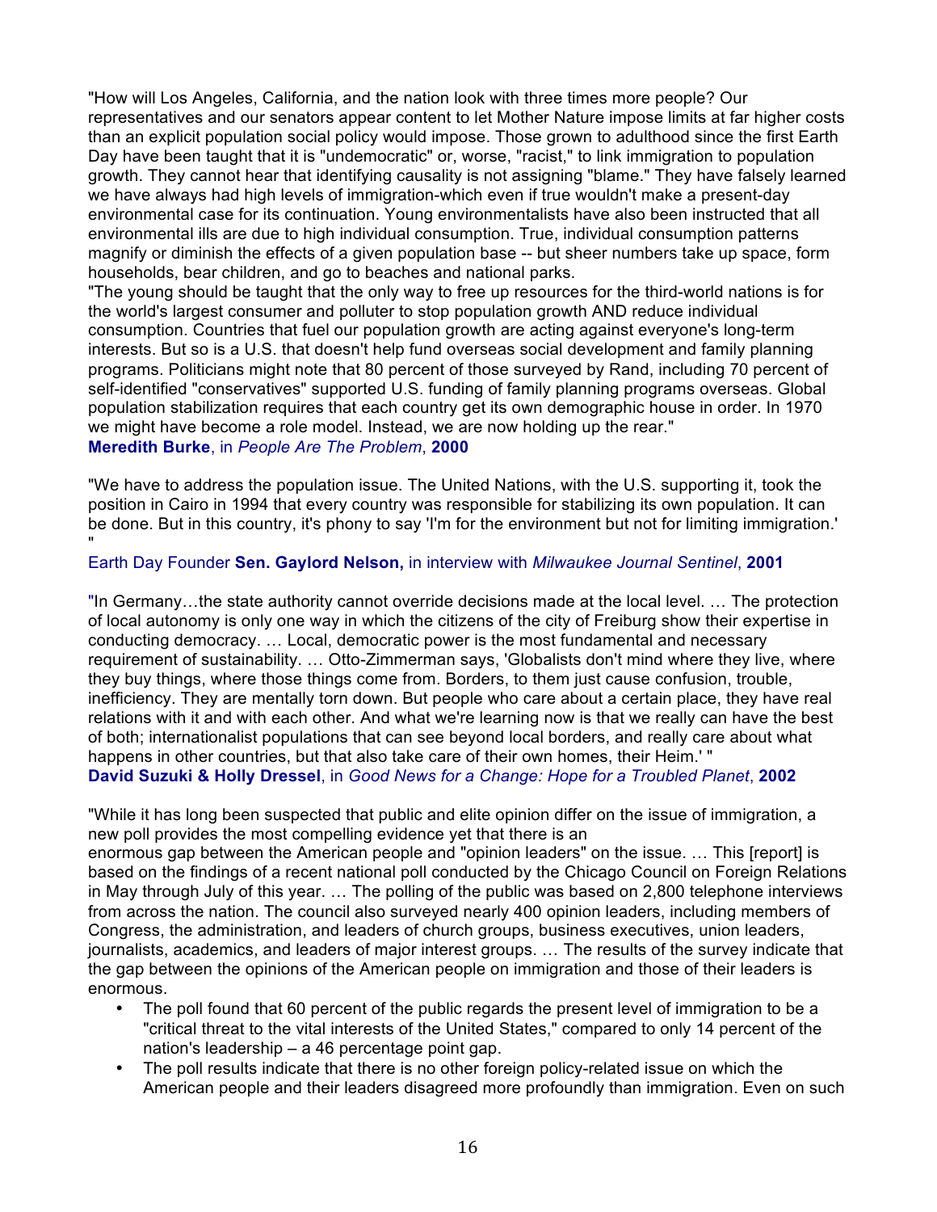"How will Los Angeles, California, and the nation look with three times more people? Our representatives and our senators appear content to let Mother Nature impose limits at far higher costs than an explicit population social policy would impose. Those grown to adulthood since the first Earth Day have been taught that it is "undemocratic" or, worse, "racist," to link immigration to population growth. They cannot hear that identifying causality is not assigning "blame." They have falsely learned we have always had high levels of immigration-which even if true wouldn't make a present-day environmental case for its continuation. Young environmentalists have also been instructed that all environmental ills are due to high individual consumption. True, individual consumption patterns magnify or diminish the effects of a given population base -- but sheer numbers take up space, form households, bear children, and go to beaches and national parks.

"The young should be taught that the only way to free up resources for the third-world nations is for the world's largest consumer and polluter to stop population growth AND reduce individual consumption. Countries that fuel our population growth are acting against everyone's long-term interests. But so is a U.S. that doesn't help fund overseas social development and family planning programs. Politicians might note that 80 percent of those surveyed by Rand, including 70 percent of self-identified "conservatives" supported U.S. funding of family planning programs overseas. Global population stabilization requires that each country get its own demographic house in order. In 1970 we might have become a role model. Instead, we are now holding up the rear."

**Meredith Burke**, in *People Are The Problem*, **2000**

"We have to address the population issue. The United Nations, with the U.S. supporting it, took the position in Cairo in 1994 that every country was responsible for stabilizing its own population. It can be done. But in this country, it's phony to say 'I'm for the environment but not for limiting immigration.' "

Earth Day Founder **Sen. Gaylord Nelson,** in interview with *Milwaukee Journal Sentinel*, **2001**

"In Germany…the state authority cannot override decisions made at the local level. … The protection of local autonomy is only one way in which the citizens of the city of Freiburg show their expertise in conducting democracy. … Local, democratic power is the most fundamental and necessary requirement of sustainability. … Otto-Zimmerman says, 'Globalists don't mind where they live, where they buy things, where those things come from. Borders, to them just cause confusion, trouble, inefficiency. They are mentally torn down. But people who care about a certain place, they have real relations with it and with each other. And what we're learning now is that we really can have the best of both; internationalist populations that can see beyond local borders, and really care about what happens in other countries, but that also take care of their own homes, their Heim.' "

**David Suzuki & Holly Dressel**, in *Good News for a Change: Hope for a Troubled Planet*, **2002**

"While it has long been suspected that public and elite opinion differ on the issue of immigration, a new poll provides the most compelling evidence yet that there is an enormous gap between the American people and "opinion leaders" on the issue. … This [report] is based on the findings of a recent national poll conducted by the Chicago Council on Foreign Relations in May through July of this year. … The polling of the public was based on 2,800 telephone interviews from across the nation. The council also surveyed nearly 400 opinion leaders, including members of Congress, the administration, and leaders of church groups, business executives, union leaders, journalists, academics, and leaders of major interest groups. … The results of the survey indicate that the gap between the opinions of the American people on immigration and those of their leaders is enormous.

- The poll found that 60 percent of the public regards the present level of immigration to be a "critical threat to the vital interests of the United States," compared to only 14 percent of the nation's leadership – a 46 percentage point gap.
- The poll results indicate that there is no other foreign policy-related issue on which the American people and their leaders disagreed more profoundly than immigration. Even on such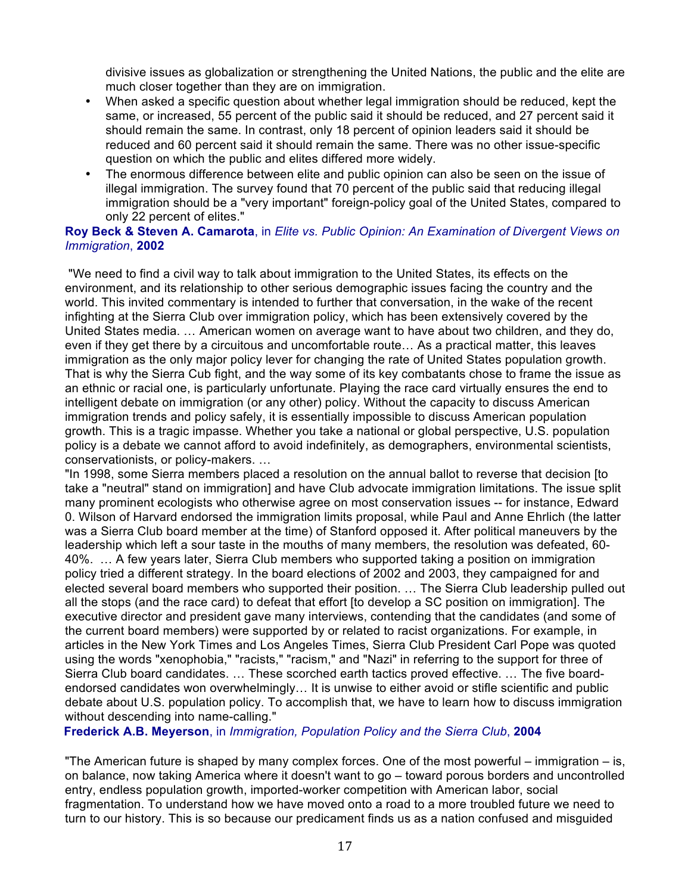divisive issues as globalization or strengthening the United Nations, the public and the elite are much closer together than they are on immigration.

- When asked a specific question about whether legal immigration should be reduced, kept the same, or increased, 55 percent of the public said it should be reduced, and 27 percent said it should remain the same. In contrast, only 18 percent of opinion leaders said it should be reduced and 60 percent said it should remain the same. There was no other issue-specific question on which the public and elites differed more widely.
- The enormous difference between elite and public opinion can also be seen on the issue of illegal immigration. The survey found that 70 percent of the public said that reducing illegal immigration should be a "very important" foreign-policy goal of the United States, compared to only 22 percent of elites."

**Roy Beck & Steven A. Camarota**, in *Elite vs. Public Opinion: An Examination of Divergent Views on Immigration*, **2002**

"We need to find a civil way to talk about immigration to the United States, its effects on the environment, and its relationship to other serious demographic issues facing the country and the world. This invited commentary is intended to further that conversation, in the wake of the recent infighting at the Sierra Club over immigration policy, which has been extensively covered by the United States media. … American women on average want to have about two children, and they do, even if they get there by a circuitous and uncomfortable route… As a practical matter, this leaves immigration as the only major policy lever for changing the rate of United States population growth. That is why the Sierra Cub fight, and the way some of its key combatants chose to frame the issue as an ethnic or racial one, is particularly unfortunate. Playing the race card virtually ensures the end to intelligent debate on immigration (or any other) policy. Without the capacity to discuss American immigration trends and policy safely, it is essentially impossible to discuss American population growth. This is a tragic impasse. Whether you take a national or global perspective, U.S. population policy is a debate we cannot afford to avoid indefinitely, as demographers, environmental scientists, conservationists, or policy-makers. …

"In 1998, some Sierra members placed a resolution on the annual ballot to reverse that decision [to take a "neutral" stand on immigration] and have Club advocate immigration limitations. The issue split many prominent ecologists who otherwise agree on most conservation issues -- for instance, Edward 0. Wilson of Harvard endorsed the immigration limits proposal, while Paul and Anne Ehrlich (the latter was a Sierra Club board member at the time) of Stanford opposed it. After political maneuvers by the leadership which left a sour taste in the mouths of many members, the resolution was defeated, 60-40%. … A few years later, Sierra Club members who supported taking a position on immigration policy tried a different strategy. In the board elections of 2002 and 2003, they campaigned for and elected several board members who supported their position. … The Sierra Club leadership pulled out all the stops (and the race card) to defeat that effort [to develop a SC position on immigration]. The executive director and president gave many interviews, contending that the candidates (and some of the current board members) were supported by or related to racist organizations. For example, in articles in the New York Times and Los Angeles Times, Sierra Club President Carl Pope was quoted using the words "xenophobia," "racists," "racism," and "Nazi" in referring to the support for three of Sierra Club board candidates. … These scorched earth tactics proved effective. … The five board-endorsed candidates won overwhelmingly… It is unwise to either avoid or stifle scientific and public debate about U.S. population policy. To accomplish that, we have to learn how to discuss immigration without descending into name-calling."

**Frederick A.B. Meyerson**, in *Immigration, Population Policy and the Sierra Club*, **2004**

"The American future is shaped by many complex forces. One of the most powerful – immigration – is, on balance, now taking America where it doesn't want to go – toward porous borders and uncontrolled entry, endless population growth, imported-worker competition with American labor, social fragmentation. To understand how we have moved onto a road to a more troubled future we need to turn to our history. This is so because our predicament finds us as a nation confused and misguided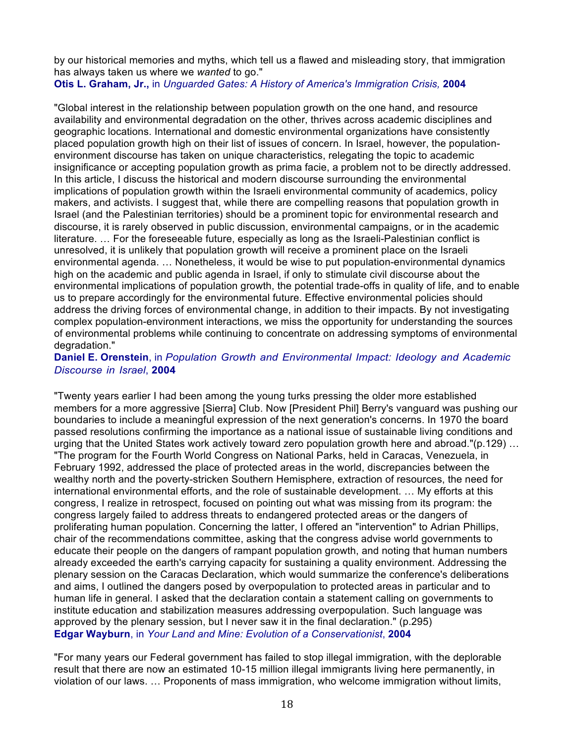by our historical memories and myths, which tell us a flawed and misleading story, that immigration has always taken us where we *wanted* to go."
**Otis L. Graham, Jr.,** in *Unguarded Gates: A History of America's Immigration Crisis,* **2004**

"Global interest in the relationship between population growth on the one hand, and resource availability and environmental degradation on the other, thrives across academic disciplines and geographic locations. International and domestic environmental organizations have consistently placed population growth high on their list of issues of concern. In Israel, however, the population-environment discourse has taken on unique characteristics, relegating the topic to academic insignificance or accepting population growth as prima facie, a problem not to be directly addressed. In this article, I discuss the historical and modern discourse surrounding the environmental implications of population growth within the Israeli environmental community of academics, policy makers, and activists. I suggest that, while there are compelling reasons that population growth in Israel (and the Palestinian territories) should be a prominent topic for environmental research and discourse, it is rarely observed in public discussion, environmental campaigns, or in the academic literature. … For the foreseeable future, especially as long as the Israeli-Palestinian conflict is unresolved, it is unlikely that population growth will receive a prominent place on the Israeli environmental agenda. … Nonetheless, it would be wise to put population-environmental dynamics high on the academic and public agenda in Israel, if only to stimulate civil discourse about the environmental implications of population growth, the potential trade-offs in quality of life, and to enable us to prepare accordingly for the environmental future. Effective environmental policies should address the driving forces of environmental change, in addition to their impacts. By not investigating complex population-environment interactions, we miss the opportunity for understanding the sources of environmental problems while continuing to concentrate on addressing symptoms of environmental degradation."
**Daniel E. Orenstein**, in *Population Growth and Environmental Impact: Ideology and Academic Discourse in Israel*, **2004**

"Twenty years earlier I had been among the young turks pressing the older more established members for a more aggressive [Sierra] Club. Now [President Phil] Berry's vanguard was pushing our boundaries to include a meaningful expression of the next generation's concerns. In 1970 the board passed resolutions confirming the importance as a national issue of sustainable living conditions and urging that the United States work actively toward zero population growth here and abroad."(p.129) … "The program for the Fourth World Congress on National Parks, held in Caracas, Venezuela, in February 1992, addressed the place of protected areas in the world, discrepancies between the wealthy north and the poverty-stricken Southern Hemisphere, extraction of resources, the need for international environmental efforts, and the role of sustainable development. … My efforts at this congress, I realize in retrospect, focused on pointing out what was missing from its program: the congress largely failed to address threats to endangered protected areas or the dangers of proliferating human population. Concerning the latter, I offered an "intervention" to Adrian Phillips, chair of the recommendations committee, asking that the congress advise world governments to educate their people on the dangers of rampant population growth, and noting that human numbers already exceeded the earth's carrying capacity for sustaining a quality environment. Addressing the plenary session on the Caracas Declaration, which would summarize the conference's deliberations and aims, I outlined the dangers posed by overpopulation to protected areas in particular and to human life in general. I asked that the declaration contain a statement calling on governments to institute education and stabilization measures addressing overpopulation. Such language was approved by the plenary session, but I never saw it in the final declaration." (p.295)
**Edgar Wayburn**, in *Your Land and Mine: Evolution of a Conservationist*, **2004**

"For many years our Federal government has failed to stop illegal immigration, with the deplorable result that there are now an estimated 10-15 million illegal immigrants living here permanently, in violation of our laws. … Proponents of mass immigration, who welcome immigration without limits,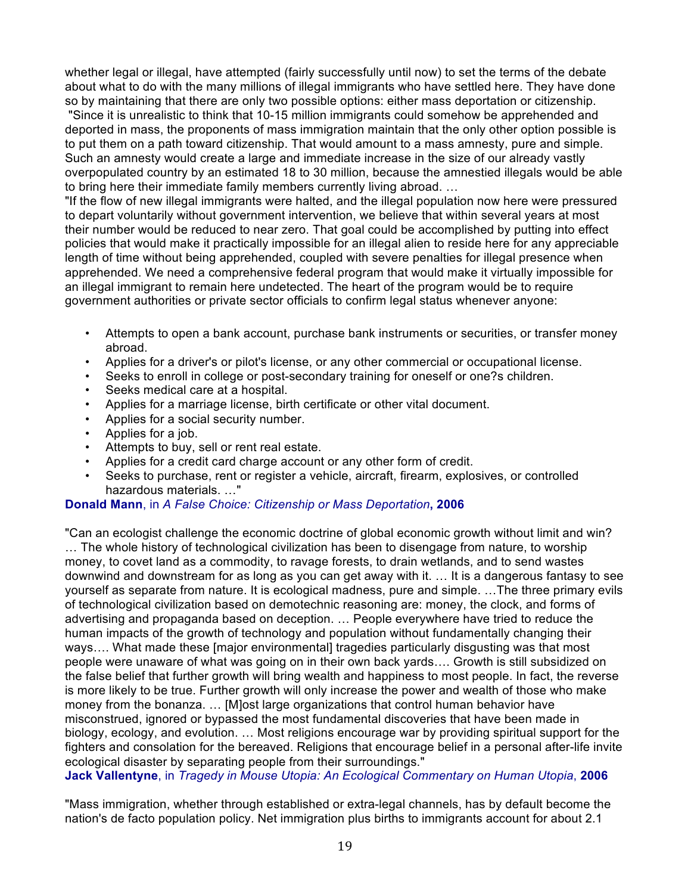whether legal or illegal, have attempted (fairly successfully until now) to set the terms of the debate about what to do with the many millions of illegal immigrants who have settled here. They have done so by maintaining that there are only two possible options: either mass deportation or citizenship.

"Since it is unrealistic to think that 10-15 million immigrants could somehow be apprehended and deported in mass, the proponents of mass immigration maintain that the only other option possible is to put them on a path toward citizenship. That would amount to a mass amnesty, pure and simple. Such an amnesty would create a large and immediate increase in the size of our already vastly overpopulated country by an estimated 18 to 30 million, because the amnestied illegals would be able to bring here their immediate family members currently living abroad. …

"If the flow of new illegal immigrants were halted, and the illegal population now here were pressured to depart voluntarily without government intervention, we believe that within several years at most their number would be reduced to near zero. That goal could be accomplished by putting into effect policies that would make it practically impossible for an illegal alien to reside here for any appreciable length of time without being apprehended, coupled with severe penalties for illegal presence when apprehended. We need a comprehensive federal program that would make it virtually impossible for an illegal immigrant to remain here undetected. The heart of the program would be to require government authorities or private sector officials to confirm legal status whenever anyone:

- Attempts to open a bank account, purchase bank instruments or securities, or transfer money abroad.
- Applies for a driver's or pilot's license, or any other commercial or occupational license.
- Seeks to enroll in college or post-secondary training for oneself or one?s children.
- Seeks medical care at a hospital.
- Applies for a marriage license, birth certificate or other vital document.
- Applies for a social security number.
- Applies for a job.
- Attempts to buy, sell or rent real estate.
- Applies for a credit card charge account or any other form of credit.
- Seeks to purchase, rent or register a vehicle, aircraft, firearm, explosives, or controlled hazardous materials. …"

**Donald Mann**, in *A False Choice: Citizenship or Mass Deportation*, **2006**

"Can an ecologist challenge the economic doctrine of global economic growth without limit and win? … The whole history of technological civilization has been to disengage from nature, to worship money, to covet land as a commodity, to ravage forests, to drain wetlands, and to send wastes downwind and downstream for as long as you can get away with it. … It is a dangerous fantasy to see yourself as separate from nature. It is ecological madness, pure and simple. …The three primary evils of technological civilization based on demotechnic reasoning are: money, the clock, and forms of advertising and propaganda based on deception. … People everywhere have tried to reduce the human impacts of the growth of technology and population without fundamentally changing their ways…. What made these [major environmental] tragedies particularly disgusting was that most people were unaware of what was going on in their own back yards…. Growth is still subsidized on the false belief that further growth will bring wealth and happiness to most people. In fact, the reverse is more likely to be true. Further growth will only increase the power and wealth of those who make money from the bonanza. … [M]ost large organizations that control human behavior have misconstrued, ignored or bypassed the most fundamental discoveries that have been made in biology, ecology, and evolution. … Most religions encourage war by providing spiritual support for the fighters and consolation for the bereaved. Religions that encourage belief in a personal after-life invite ecological disaster by separating people from their surroundings."

**Jack Vallentyne**, in *Tragedy in Mouse Utopia: An Ecological Commentary on Human Utopia*, **2006**

"Mass immigration, whether through established or extra-legal channels, has by default become the nation's de facto population policy. Net immigration plus births to immigrants account for about 2.1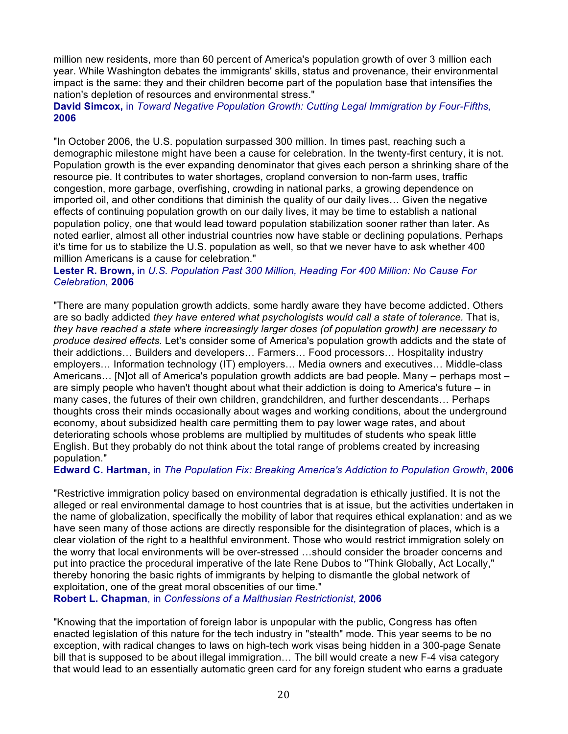million new residents, more than 60 percent of America's population growth of over 3 million each year. While Washington debates the immigrants' skills, status and provenance, their environmental impact is the same: they and their children become part of the population base that intensifies the nation's depletion of resources and environmental stress."
**David Simcox,** in *Toward Negative Population Growth: Cutting Legal Immigration by Four-Fifths,* **2006**

"In October 2006, the U.S. population surpassed 300 million. In times past, reaching such a demographic milestone might have been a cause for celebration. In the twenty-first century, it is not. Population growth is the ever expanding denominator that gives each person a shrinking share of the resource pie. It contributes to water shortages, cropland conversion to non-farm uses, traffic congestion, more garbage, overfishing, crowding in national parks, a growing dependence on imported oil, and other conditions that diminish the quality of our daily lives… Given the negative effects of continuing population growth on our daily lives, it may be time to establish a national population policy, one that would lead toward population stabilization sooner rather than later. As noted earlier, almost all other industrial countries now have stable or declining populations. Perhaps it's time for us to stabilize the U.S. population as well, so that we never have to ask whether 400 million Americans is a cause for celebration."
**Lester R. Brown,** in *U.S. Population Past 300 Million, Heading For 400 Million: No Cause For Celebration,* **2006**

"There are many population growth addicts, some hardly aware they have become addicted. Others are so badly addicted *they have entered what psychologists would call a state of tolerance.* That is, *they have reached a state where increasingly larger doses (of population growth) are necessary to produce desired effects.* Let's consider some of America's population growth addicts and the state of their addictions… Builders and developers… Farmers… Food processors… Hospitality industry employers… Information technology (IT) employers… Media owners and executives… Middle-class Americans… [N]ot all of America's population growth addicts are bad people. Many – perhaps most – are simply people who haven't thought about what their addiction is doing to America's future – in many cases, the futures of their own children, grandchildren, and further descendants… Perhaps thoughts cross their minds occasionally about wages and working conditions, about the underground economy, about subsidized health care permitting them to pay lower wage rates, and about deteriorating schools whose problems are multiplied by multitudes of students who speak little English. But they probably do not think about the total range of problems created by increasing population."
**Edward C. Hartman,** in *The Population Fix: Breaking America's Addiction to Population Growth*, **2006**

"Restrictive immigration policy based on environmental degradation is ethically justified. It is not the alleged or real environmental damage to host countries that is at issue, but the activities undertaken in the name of globalization, specifically the mobility of labor that requires ethical explanation: and as we have seen many of those actions are directly responsible for the disintegration of places, which is a clear violation of the right to a healthful environment. Those who would restrict immigration solely on the worry that local environments will be over-stressed …should consider the broader concerns and put into practice the procedural imperative of the late Rene Dubos to "Think Globally, Act Locally," thereby honoring the basic rights of immigrants by helping to dismantle the global network of exploitation, one of the great moral obscenities of our time."
**Robert L. Chapman**, in *Confessions of a Malthusian Restrictionist*, **2006**

"Knowing that the importation of foreign labor is unpopular with the public, Congress has often enacted legislation of this nature for the tech industry in "stealth" mode. This year seems to be no exception, with radical changes to laws on high-tech work visas being hidden in a 300-page Senate bill that is supposed to be about illegal immigration… The bill would create a new F-4 visa category that would lead to an essentially automatic green card for any foreign student who earns a graduate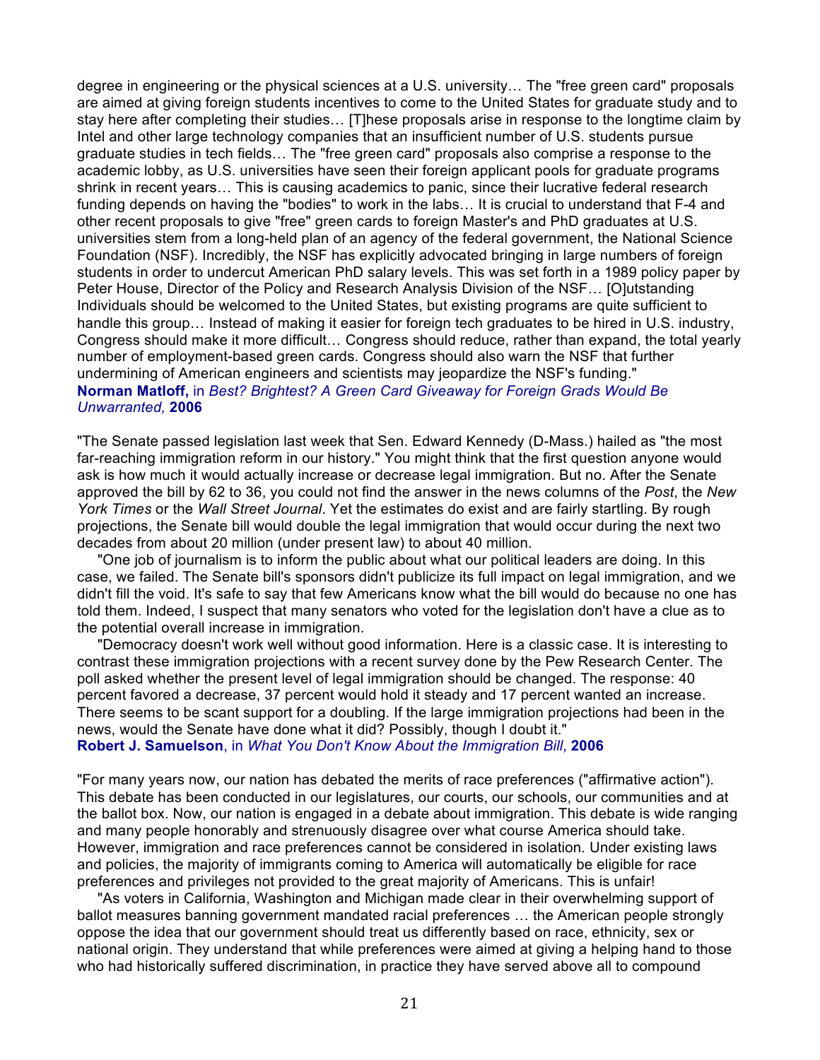degree in engineering or the physical sciences at a U.S. university… The "free green card" proposals are aimed at giving foreign students incentives to come to the United States for graduate study and to stay here after completing their studies… [T]hese proposals arise in response to the longtime claim by Intel and other large technology companies that an insufficient number of U.S. students pursue graduate studies in tech fields… The "free green card" proposals also comprise a response to the academic lobby, as U.S. universities have seen their foreign applicant pools for graduate programs shrink in recent years… This is causing academics to panic, since their lucrative federal research funding depends on having the "bodies" to work in the labs… It is crucial to understand that F-4 and other recent proposals to give "free" green cards to foreign Master's and PhD graduates at U.S. universities stem from a long-held plan of an agency of the federal government, the National Science Foundation (NSF). Incredibly, the NSF has explicitly advocated bringing in large numbers of foreign students in order to undercut American PhD salary levels. This was set forth in a 1989 policy paper by Peter House, Director of the Policy and Research Analysis Division of the NSF… [O]utstanding Individuals should be welcomed to the United States, but existing programs are quite sufficient to handle this group… Instead of making it easier for foreign tech graduates to be hired in U.S. industry, Congress should make it more difficult… Congress should reduce, rather than expand, the total yearly number of employment-based green cards. Congress should also warn the NSF that further undermining of American engineers and scientists may jeopardize the NSF's funding."
**Norman Matloff,** in *Best? Brightest? A Green Card Giveaway for Foreign Grads Would Be Unwarranted,* **2006**

"The Senate passed legislation last week that Sen. Edward Kennedy (D-Mass.) hailed as "the most far-reaching immigration reform in our history." You might think that the first question anyone would ask is how much it would actually increase or decrease legal immigration. But no. After the Senate approved the bill by 62 to 36, you could not find the answer in the news columns of the *Post*, the *New York Times* or the *Wall Street Journal*. Yet the estimates do exist and are fairly startling. By rough projections, the Senate bill would double the legal immigration that would occur during the next two decades from about 20 million (under present law) to about 40 million.

"One job of journalism is to inform the public about what our political leaders are doing. In this case, we failed. The Senate bill's sponsors didn't publicize its full impact on legal immigration, and we didn't fill the void. It's safe to say that few Americans know what the bill would do because no one has told them. Indeed, I suspect that many senators who voted for the legislation don't have a clue as to the potential overall increase in immigration.

"Democracy doesn't work well without good information. Here is a classic case. It is interesting to contrast these immigration projections with a recent survey done by the Pew Research Center. The poll asked whether the present level of legal immigration should be changed. The response: 40 percent favored a decrease, 37 percent would hold it steady and 17 percent wanted an increase. There seems to be scant support for a doubling. If the large immigration projections had been in the news, would the Senate have done what it did? Possibly, though I doubt it."
**Robert J. Samuelson**, in *What You Don't Know About the Immigration Bill*, **2006**

"For many years now, our nation has debated the merits of race preferences ("affirmative action"). This debate has been conducted in our legislatures, our courts, our schools, our communities and at the ballot box. Now, our nation is engaged in a debate about immigration. This debate is wide ranging and many people honorably and strenuously disagree over what course America should take. However, immigration and race preferences cannot be considered in isolation. Under existing laws and policies, the majority of immigrants coming to America will automatically be eligible for race preferences and privileges not provided to the great majority of Americans. This is unfair!

"As voters in California, Washington and Michigan made clear in their overwhelming support of ballot measures banning government mandated racial preferences … the American people strongly oppose the idea that our government should treat us differently based on race, ethnicity, sex or national origin. They understand that while preferences were aimed at giving a helping hand to those who had historically suffered discrimination, in practice they have served above all to compound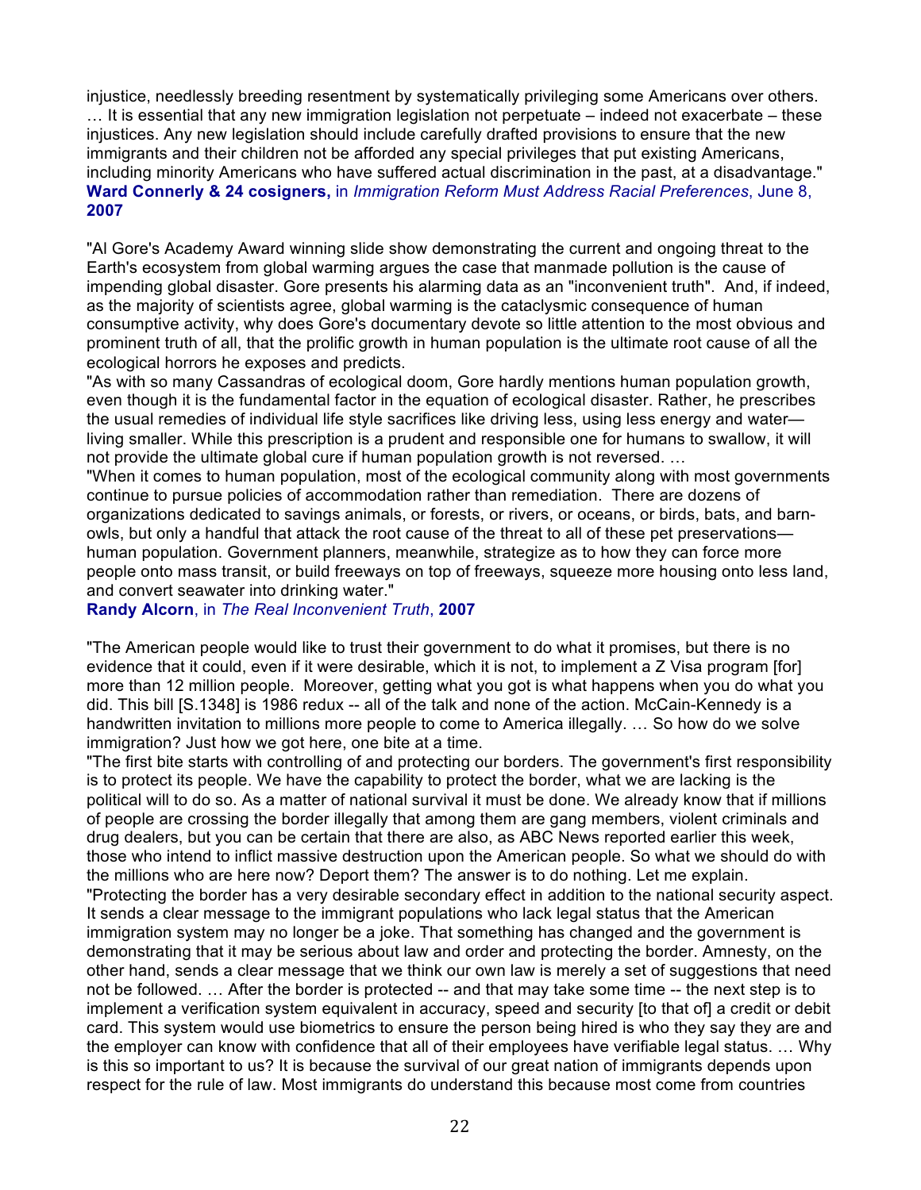injustice, needlessly breeding resentment by systematically privileging some Americans over others. … It is essential that any new immigration legislation not perpetuate – indeed not exacerbate – these injustices. Any new legislation should include carefully drafted provisions to ensure that the new immigrants and their children not be afforded any special privileges that put existing Americans, including minority Americans who have suffered actual discrimination in the past, at a disadvantage."
**Ward Connerly & 24 cosigners,** in *Immigration Reform Must Address Racial Preferences*, June 8, **2007**

"Al Gore's Academy Award winning slide show demonstrating the current and ongoing threat to the Earth's ecosystem from global warming argues the case that manmade pollution is the cause of impending global disaster. Gore presents his alarming data as an "inconvenient truth". And, if indeed, as the majority of scientists agree, global warming is the cataclysmic consequence of human consumptive activity, why does Gore's documentary devote so little attention to the most obvious and prominent truth of all, that the prolific growth in human population is the ultimate root cause of all the ecological horrors he exposes and predicts.

"As with so many Cassandras of ecological doom, Gore hardly mentions human population growth, even though it is the fundamental factor in the equation of ecological disaster. Rather, he prescribes the usual remedies of individual life style sacrifices like driving less, using less energy and water—living smaller. While this prescription is a prudent and responsible one for humans to swallow, it will not provide the ultimate global cure if human population growth is not reversed. …

"When it comes to human population, most of the ecological community along with most governments continue to pursue policies of accommodation rather than remediation. There are dozens of organizations dedicated to savings animals, or forests, or rivers, or oceans, or birds, bats, and barn-owls, but only a handful that attack the root cause of the threat to all of these pet preservations—human population. Government planners, meanwhile, strategize as to how they can force more people onto mass transit, or build freeways on top of freeways, squeeze more housing onto less land, and convert seawater into drinking water."
**Randy Alcorn**, in *The Real Inconvenient Truth*, **2007**

"The American people would like to trust their government to do what it promises, but there is no evidence that it could, even if it were desirable, which it is not, to implement a Z Visa program [for] more than 12 million people. Moreover, getting what you got is what happens when you do what you did. This bill [S.1348] is 1986 redux -- all of the talk and none of the action. McCain-Kennedy is a handwritten invitation to millions more people to come to America illegally. … So how do we solve immigration? Just how we got here, one bite at a time.

"The first bite starts with controlling of and protecting our borders. The government's first responsibility is to protect its people. We have the capability to protect the border, what we are lacking is the political will to do so. As a matter of national survival it must be done. We already know that if millions of people are crossing the border illegally that among them are gang members, violent criminals and drug dealers, but you can be certain that there are also, as ABC News reported earlier this week, those who intend to inflict massive destruction upon the American people. So what we should do with the millions who are here now? Deport them? The answer is to do nothing. Let me explain.

"Protecting the border has a very desirable secondary effect in addition to the national security aspect. It sends a clear message to the immigrant populations who lack legal status that the American immigration system may no longer be a joke. That something has changed and the government is demonstrating that it may be serious about law and order and protecting the border. Amnesty, on the other hand, sends a clear message that we think our own law is merely a set of suggestions that need not be followed. … After the border is protected -- and that may take some time -- the next step is to implement a verification system equivalent in accuracy, speed and security [to that of] a credit or debit card. This system would use biometrics to ensure the person being hired is who they say they are and the employer can know with confidence that all of their employees have verifiable legal status. … Why is this so important to us? It is because the survival of our great nation of immigrants depends upon respect for the rule of law. Most immigrants do understand this because most come from countries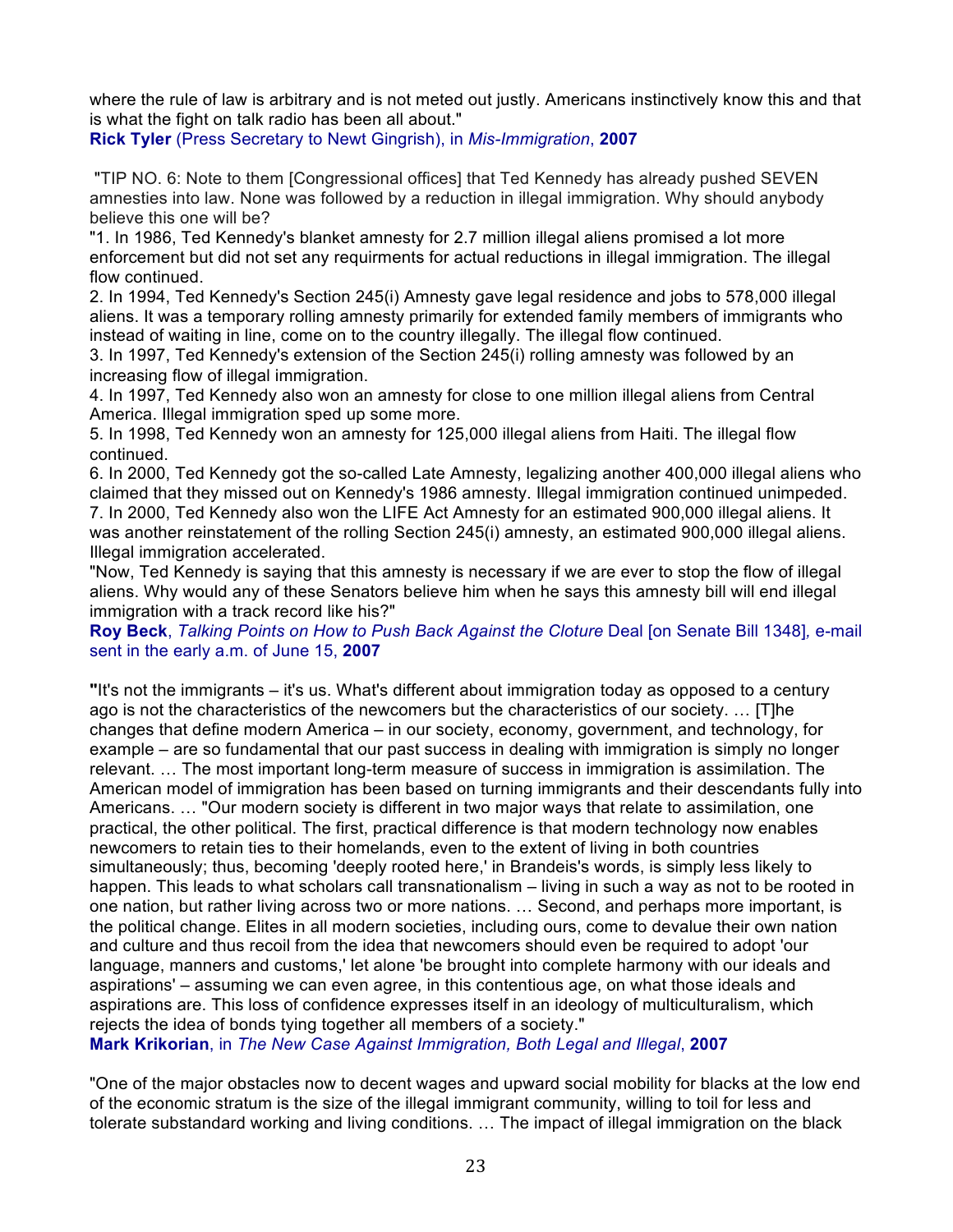where the rule of law is arbitrary and is not meted out justly. Americans instinctively know this and that is what the fight on talk radio has been all about."
**Rick Tyler** (Press Secretary to Newt Gingrish), in *Mis-Immigration*, **2007**

"TIP NO. 6: Note to them [Congressional offices] that Ted Kennedy has already pushed SEVEN amnesties into law. None was followed by a reduction in illegal immigration. Why should anybody believe this one will be?
"1. In 1986, Ted Kennedy's blanket amnesty for 2.7 million illegal aliens promised a lot more enforcement but did not set any requirments for actual reductions in illegal immigration. The illegal flow continued.
2. In 1994, Ted Kennedy's Section 245(i) Amnesty gave legal residence and jobs to 578,000 illegal aliens. It was a temporary rolling amnesty primarily for extended family members of immigrants who instead of waiting in line, come on to the country illegally. The illegal flow continued.
3. In 1997, Ted Kennedy's extension of the Section 245(i) rolling amnesty was followed by an increasing flow of illegal immigration.
4. In 1997, Ted Kennedy also won an amnesty for close to one million illegal aliens from Central America. Illegal immigration sped up some more.
5. In 1998, Ted Kennedy won an amnesty for 125,000 illegal aliens from Haiti. The illegal flow continued.
6. In 2000, Ted Kennedy got the so-called Late Amnesty, legalizing another 400,000 illegal aliens who claimed that they missed out on Kennedy's 1986 amnesty. Illegal immigration continued unimpeded.
7. In 2000, Ted Kennedy also won the LIFE Act Amnesty for an estimated 900,000 illegal aliens. It was another reinstatement of the rolling Section 245(i) amnesty, an estimated 900,000 illegal aliens. Illegal immigration accelerated.
"Now, Ted Kennedy is saying that this amnesty is necessary if we are ever to stop the flow of illegal aliens. Why would any of these Senators believe him when he says this amnesty bill will end illegal immigration with a track record like his?"
**Roy Beck**, *Talking Points on How to Push Back Against the Cloture* Deal [on Senate Bill 1348]*,* e-mail sent in the early a.m. of June 15, **2007**

**"**It's not the immigrants – it's us. What's different about immigration today as opposed to a century ago is not the characteristics of the newcomers but the characteristics of our society. … [T]he changes that define modern America – in our society, economy, government, and technology, for example – are so fundamental that our past success in dealing with immigration is simply no longer relevant. … The most important long-term measure of success in immigration is assimilation. The American model of immigration has been based on turning immigrants and their descendants fully into Americans. … "Our modern society is different in two major ways that relate to assimilation, one practical, the other political. The first, practical difference is that modern technology now enables newcomers to retain ties to their homelands, even to the extent of living in both countries simultaneously; thus, becoming 'deeply rooted here,' in Brandeis's words, is simply less likely to happen. This leads to what scholars call transnationalism – living in such a way as not to be rooted in one nation, but rather living across two or more nations. … Second, and perhaps more important, is the political change. Elites in all modern societies, including ours, come to devalue their own nation and culture and thus recoil from the idea that newcomers should even be required to adopt 'our language, manners and customs,' let alone 'be brought into complete harmony with our ideals and aspirations' – assuming we can even agree, in this contentious age, on what those ideals and aspirations are. This loss of confidence expresses itself in an ideology of multiculturalism, which rejects the idea of bonds tying together all members of a society."
**Mark Krikorian**, in *The New Case Against Immigration, Both Legal and Illegal*, **2007**

"One of the major obstacles now to decent wages and upward social mobility for blacks at the low end of the economic stratum is the size of the illegal immigrant community, willing to toil for less and tolerate substandard working and living conditions. … The impact of illegal immigration on the black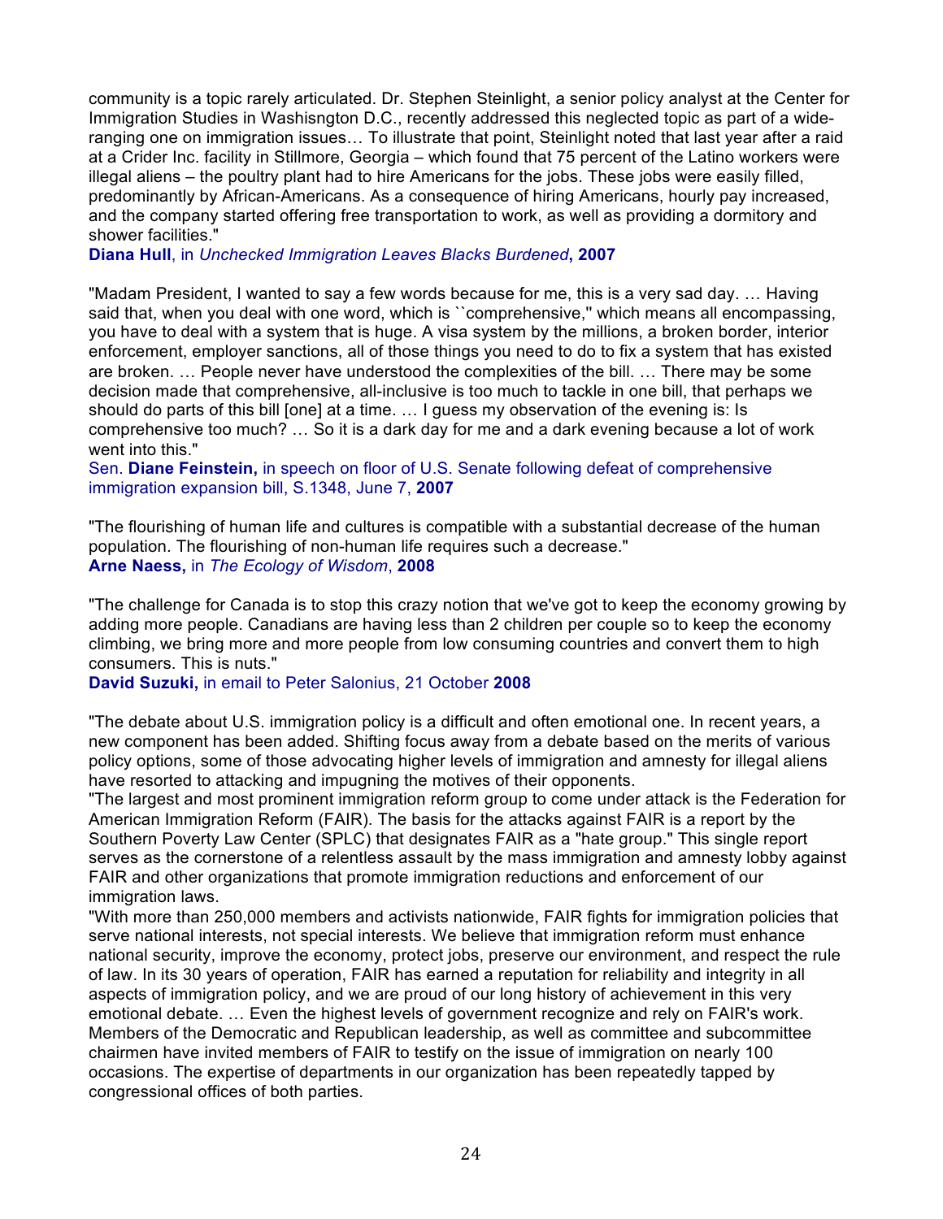community is a topic rarely articulated. Dr. Stephen Steinlight, a senior policy analyst at the Center for Immigration Studies in Washisngton D.C., recently addressed this neglected topic as part of a wide-ranging one on immigration issues… To illustrate that point, Steinlight noted that last year after a raid at a Crider Inc. facility in Stillmore, Georgia – which found that 75 percent of the Latino workers were illegal aliens – the poultry plant had to hire Americans for the jobs. These jobs were easily filled, predominantly by African-Americans. As a consequence of hiring Americans, hourly pay increased, and the company started offering free transportation to work, as well as providing a dormitory and shower facilities."
**Diana Hull**, in *Unchecked Immigration Leaves Blacks Burdened*, **2007**

"Madam President, I wanted to say a few words because for me, this is a very sad day. … Having said that, when you deal with one word, which is ``comprehensive,'' which means all encompassing, you have to deal with a system that is huge. A visa system by the millions, a broken border, interior enforcement, employer sanctions, all of those things you need to do to fix a system that has existed are broken. … People never have understood the complexities of the bill. … There may be some decision made that comprehensive, all-inclusive is too much to tackle in one bill, that perhaps we should do parts of this bill [one] at a time. … I guess my observation of the evening is: Is comprehensive too much? … So it is a dark day for me and a dark evening because a lot of work went into this."
Sen. **Diane Feinstein,** in speech on floor of U.S. Senate following defeat of comprehensive immigration expansion bill, S.1348, June 7, **2007**

"The flourishing of human life and cultures is compatible with a substantial decrease of the human population. The flourishing of non-human life requires such a decrease."
**Arne Naess,** in *The Ecology of Wisdom*, **2008**

"The challenge for Canada is to stop this crazy notion that we've got to keep the economy growing by adding more people. Canadians are having less than 2 children per couple so to keep the economy climbing, we bring more and more people from low consuming countries and convert them to high consumers. This is nuts."
**David Suzuki,** in email to Peter Salonius, 21 October **2008**

"The debate about U.S. immigration policy is a difficult and often emotional one. In recent years, a new component has been added. Shifting focus away from a debate based on the merits of various policy options, some of those advocating higher levels of immigration and amnesty for illegal aliens have resorted to attacking and impugning the motives of their opponents.
"The largest and most prominent immigration reform group to come under attack is the Federation for American Immigration Reform (FAIR). The basis for the attacks against FAIR is a report by the Southern Poverty Law Center (SPLC) that designates FAIR as a "hate group." This single report serves as the cornerstone of a relentless assault by the mass immigration and amnesty lobby against FAIR and other organizations that promote immigration reductions and enforcement of our immigration laws.
"With more than 250,000 members and activists nationwide, FAIR fights for immigration policies that serve national interests, not special interests. We believe that immigration reform must enhance national security, improve the economy, protect jobs, preserve our environment, and respect the rule of law. In its 30 years of operation, FAIR has earned a reputation for reliability and integrity in all aspects of immigration policy, and we are proud of our long history of achievement in this very emotional debate. … Even the highest levels of government recognize and rely on FAIR's work. Members of the Democratic and Republican leadership, as well as committee and subcommittee chairmen have invited members of FAIR to testify on the issue of immigration on nearly 100 occasions. The expertise of departments in our organization has been repeatedly tapped by congressional offices of both parties.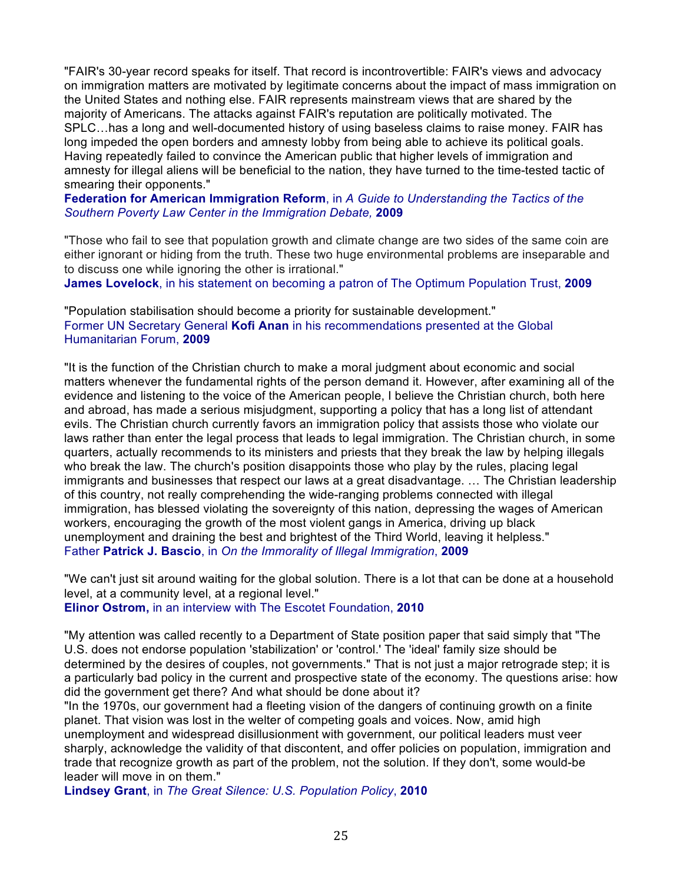"FAIR's 30-year record speaks for itself. That record is incontrovertible: FAIR's views and advocacy on immigration matters are motivated by legitimate concerns about the impact of mass immigration on the United States and nothing else. FAIR represents mainstream views that are shared by the majority of Americans. The attacks against FAIR's reputation are politically motivated. The SPLC…has a long and well-documented history of using baseless claims to raise money. FAIR has long impeded the open borders and amnesty lobby from being able to achieve its political goals. Having repeatedly failed to convince the American public that higher levels of immigration and amnesty for illegal aliens will be beneficial to the nation, they have turned to the time-tested tactic of smearing their opponents."
**Federation for American Immigration Reform**, in *A Guide to Understanding the Tactics of the Southern Poverty Law Center in the Immigration Debate,* **2009**

"Those who fail to see that population growth and climate change are two sides of the same coin are either ignorant or hiding from the truth. These two huge environmental problems are inseparable and to discuss one while ignoring the other is irrational."
**James Lovelock**, in his statement on becoming a patron of The Optimum Population Trust, **2009**

"Population stabilisation should become a priority for sustainable development."
Former UN Secretary General **Kofi Anan** in his recommendations presented at the Global Humanitarian Forum, **2009**

"It is the function of the Christian church to make a moral judgment about economic and social matters whenever the fundamental rights of the person demand it. However, after examining all of the evidence and listening to the voice of the American people, I believe the Christian church, both here and abroad, has made a serious misjudgment, supporting a policy that has a long list of attendant evils. The Christian church currently favors an immigration policy that assists those who violate our laws rather than enter the legal process that leads to legal immigration. The Christian church, in some quarters, actually recommends to its ministers and priests that they break the law by helping illegals who break the law. The church's position disappoints those who play by the rules, placing legal immigrants and businesses that respect our laws at a great disadvantage. … The Christian leadership of this country, not really comprehending the wide-ranging problems connected with illegal immigration, has blessed violating the sovereignty of this nation, depressing the wages of American workers, encouraging the growth of the most violent gangs in America, driving up black unemployment and draining the best and brightest of the Third World, leaving it helpless."
Father **Patrick J. Bascio**, in *On the Immorality of Illegal Immigration*, **2009**

"We can't just sit around waiting for the global solution. There is a lot that can be done at a household level, at a community level, at a regional level."
**Elinor Ostrom,** in an interview with The Escotet Foundation, **2010**

"My attention was called recently to a Department of State position paper that said simply that "The U.S. does not endorse population 'stabilization' or 'control.' The 'ideal' family size should be determined by the desires of couples, not governments." That is not just a major retrograde step; it is a particularly bad policy in the current and prospective state of the economy. The questions arise: how did the government get there? And what should be done about it?
"In the 1970s, our government had a fleeting vision of the dangers of continuing growth on a finite planet. That vision was lost in the welter of competing goals and voices. Now, amid high unemployment and widespread disillusionment with government, our political leaders must veer sharply, acknowledge the validity of that discontent, and offer policies on population, immigration and trade that recognize growth as part of the problem, not the solution. If they don't, some would-be leader will move in on them."
**Lindsey Grant**, in *The Great Silence: U.S. Population Policy*, **2010**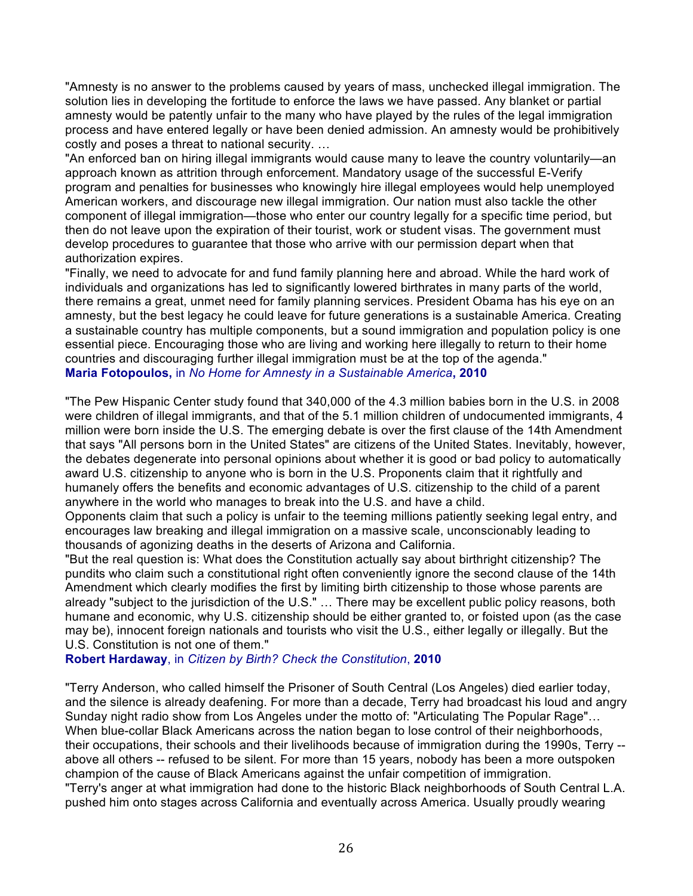"Amnesty is no answer to the problems caused by years of mass, unchecked illegal immigration. The solution lies in developing the fortitude to enforce the laws we have passed. Any blanket or partial amnesty would be patently unfair to the many who have played by the rules of the legal immigration process and have entered legally or have been denied admission. An amnesty would be prohibitively costly and poses a threat to national security. …

"An enforced ban on hiring illegal immigrants would cause many to leave the country voluntarily—an approach known as attrition through enforcement. Mandatory usage of the successful E-Verify program and penalties for businesses who knowingly hire illegal employees would help unemployed American workers, and discourage new illegal immigration. Our nation must also tackle the other component of illegal immigration—those who enter our country legally for a specific time period, but then do not leave upon the expiration of their tourist, work or student visas. The government must develop procedures to guarantee that those who arrive with our permission depart when that authorization expires.

"Finally, we need to advocate for and fund family planning here and abroad. While the hard work of individuals and organizations has led to significantly lowered birthrates in many parts of the world, there remains a great, unmet need for family planning services. President Obama has his eye on an amnesty, but the best legacy he could leave for future generations is a sustainable America. Creating a sustainable country has multiple components, but a sound immigration and population policy is one essential piece. Encouraging those who are living and working here illegally to return to their home countries and discouraging further illegal immigration must be at the top of the agenda."
**Maria Fotopoulos,** in *No Home for Amnesty in a Sustainable America*, **2010**

"The Pew Hispanic Center study found that 340,000 of the 4.3 million babies born in the U.S. in 2008 were children of illegal immigrants, and that of the 5.1 million children of undocumented immigrants, 4 million were born inside the U.S. The emerging debate is over the first clause of the 14th Amendment that says "All persons born in the United States" are citizens of the United States. Inevitably, however, the debates degenerate into personal opinions about whether it is good or bad policy to automatically award U.S. citizenship to anyone who is born in the U.S. Proponents claim that it rightfully and humanely offers the benefits and economic advantages of U.S. citizenship to the child of a parent anywhere in the world who manages to break into the U.S. and have a child.
Opponents claim that such a policy is unfair to the teeming millions patiently seeking legal entry, and encourages law breaking and illegal immigration on a massive scale, unconscionably leading to thousands of agonizing deaths in the deserts of Arizona and California.

"But the real question is: What does the Constitution actually say about birthright citizenship? The pundits who claim such a constitutional right often conveniently ignore the second clause of the 14th Amendment which clearly modifies the first by limiting birth citizenship to those whose parents are already "subject to the jurisdiction of the U.S." … There may be excellent public policy reasons, both humane and economic, why U.S. citizenship should be either granted to, or foisted upon (as the case may be), innocent foreign nationals and tourists who visit the U.S., either legally or illegally. But the U.S. Constitution is not one of them."
**Robert Hardaway**, in *Citizen by Birth? Check the Constitution*, **2010**

"Terry Anderson, who called himself the Prisoner of South Central (Los Angeles) died earlier today, and the silence is already deafening. For more than a decade, Terry had broadcast his loud and angry Sunday night radio show from Los Angeles under the motto of: "Articulating The Popular Rage"… When blue-collar Black Americans across the nation began to lose control of their neighborhoods, their occupations, their schools and their livelihoods because of immigration during the 1990s, Terry -- above all others -- refused to be silent. For more than 15 years, nobody has been a more outspoken champion of the cause of Black Americans against the unfair competition of immigration.

"Terry's anger at what immigration had done to the historic Black neighborhoods of South Central L.A. pushed him onto stages across California and eventually across America. Usually proudly wearing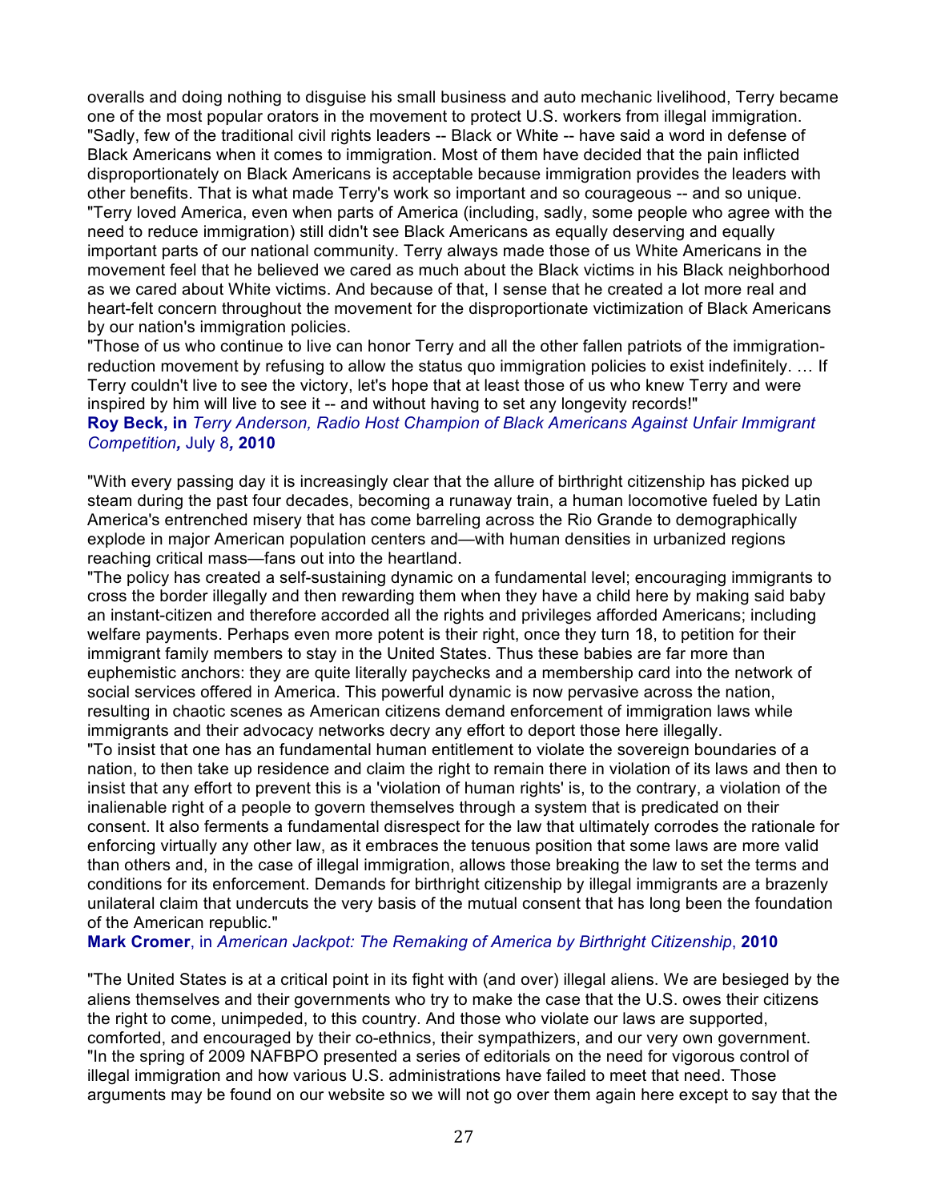overalls and doing nothing to disguise his small business and auto mechanic livelihood, Terry became one of the most popular orators in the movement to protect U.S. workers from illegal immigration.
"Sadly, few of the traditional civil rights leaders -- Black or White -- have said a word in defense of Black Americans when it comes to immigration. Most of them have decided that the pain inflicted disproportionately on Black Americans is acceptable because immigration provides the leaders with other benefits. That is what made Terry's work so important and so courageous -- and so unique.
"Terry loved America, even when parts of America (including, sadly, some people who agree with the need to reduce immigration) still didn't see Black Americans as equally deserving and equally important parts of our national community. Terry always made those of us White Americans in the movement feel that he believed we cared as much about the Black victims in his Black neighborhood as we cared about White victims. And because of that, I sense that he created a lot more real and heart-felt concern throughout the movement for the disproportionate victimization of Black Americans by our nation's immigration policies.
"Those of us who continue to live can honor Terry and all the other fallen patriots of the immigration-reduction movement by refusing to allow the status quo immigration policies to exist indefinitely. … If Terry couldn't live to see the victory, let's hope that at least those of us who knew Terry and were inspired by him will live to see it -- and without having to set any longevity records!"
**Roy Beck, in** *Terry Anderson, Radio Host Champion of Black Americans Against Unfair Immigrant Competition,* July 8*,* **2010**

"With every passing day it is increasingly clear that the allure of birthright citizenship has picked up steam during the past four decades, becoming a runaway train, a human locomotive fueled by Latin America's entrenched misery that has come barreling across the Rio Grande to demographically explode in major American population centers and—with human densities in urbanized regions reaching critical mass—fans out into the heartland.
"The policy has created a self-sustaining dynamic on a fundamental level; encouraging immigrants to cross the border illegally and then rewarding them when they have a child here by making said baby an instant-citizen and therefore accorded all the rights and privileges afforded Americans; including welfare payments. Perhaps even more potent is their right, once they turn 18, to petition for their immigrant family members to stay in the United States. Thus these babies are far more than euphemistic anchors: they are quite literally paychecks and a membership card into the network of social services offered in America. This powerful dynamic is now pervasive across the nation, resulting in chaotic scenes as American citizens demand enforcement of immigration laws while immigrants and their advocacy networks decry any effort to deport those here illegally.
"To insist that one has an fundamental human entitlement to violate the sovereign boundaries of a nation, to then take up residence and claim the right to remain there in violation of its laws and then to insist that any effort to prevent this is a 'violation of human rights' is, to the contrary, a violation of the inalienable right of a people to govern themselves through a system that is predicated on their consent. It also ferments a fundamental disrespect for the law that ultimately corrodes the rationale for enforcing virtually any other law, as it embraces the tenuous position that some laws are more valid than others and, in the case of illegal immigration, allows those breaking the law to set the terms and conditions for its enforcement. Demands for birthright citizenship by illegal immigrants are a brazenly unilateral claim that undercuts the very basis of the mutual consent that has long been the foundation of the American republic."
**Mark Cromer**, in *American Jackpot: The Remaking of America by Birthright Citizenship*, **2010**

"The United States is at a critical point in its fight with (and over) illegal aliens. We are besieged by the aliens themselves and their governments who try to make the case that the U.S. owes their citizens the right to come, unimpeded, to this country. And those who violate our laws are supported, comforted, and encouraged by their co-ethnics, their sympathizers, and our very own government.
"In the spring of 2009 NAFBPO presented a series of editorials on the need for vigorous control of illegal immigration and how various U.S. administrations have failed to meet that need. Those arguments may be found on our website so we will not go over them again here except to say that the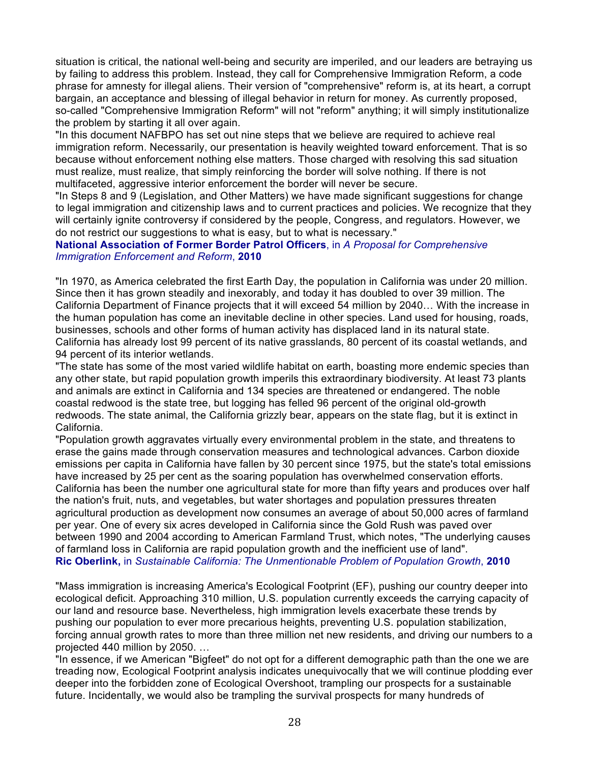situation is critical, the national well-being and security are imperiled, and our leaders are betraying us by failing to address this problem. Instead, they call for Comprehensive Immigration Reform, a code phrase for amnesty for illegal aliens. Their version of "comprehensive" reform is, at its heart, a corrupt bargain, an acceptance and blessing of illegal behavior in return for money. As currently proposed, so-called "Comprehensive Immigration Reform" will not "reform" anything; it will simply institutionalize the problem by starting it all over again.

"In this document NAFBPO has set out nine steps that we believe are required to achieve real immigration reform. Necessarily, our presentation is heavily weighted toward enforcement. That is so because without enforcement nothing else matters. Those charged with resolving this sad situation must realize, must realize, that simply reinforcing the border will solve nothing. If there is not multifaceted, aggressive interior enforcement the border will never be secure.

"In Steps 8 and 9 (Legislation, and Other Matters) we have made significant suggestions for change to legal immigration and citizenship laws and to current practices and policies. We recognize that they will certainly ignite controversy if considered by the people, Congress, and regulators. However, we do not restrict our suggestions to what is easy, but to what is necessary."

**National Association of Former Border Patrol Officers**, in *A Proposal for Comprehensive Immigration Enforcement and Reform*, **2010**

"In 1970, as America celebrated the first Earth Day, the population in California was under 20 million. Since then it has grown steadily and inexorably, and today it has doubled to over 39 million. The California Department of Finance projects that it will exceed 54 million by 2040… With the increase in the human population has come an inevitable decline in other species. Land used for housing, roads, businesses, schools and other forms of human activity has displaced land in its natural state. California has already lost 99 percent of its native grasslands, 80 percent of its coastal wetlands, and 94 percent of its interior wetlands.

"The state has some of the most varied wildlife habitat on earth, boasting more endemic species than any other state, but rapid population growth imperils this extraordinary biodiversity. At least 73 plants and animals are extinct in California and 134 species are threatened or endangered. The noble coastal redwood is the state tree, but logging has felled 96 percent of the original old-growth redwoods. The state animal, the California grizzly bear, appears on the state flag, but it is extinct in California.

"Population growth aggravates virtually every environmental problem in the state, and threatens to erase the gains made through conservation measures and technological advances. Carbon dioxide emissions per capita in California have fallen by 30 percent since 1975, but the state's total emissions have increased by 25 per cent as the soaring population has overwhelmed conservation efforts. California has been the number one agricultural state for more than fifty years and produces over half the nation's fruit, nuts, and vegetables, but water shortages and population pressures threaten agricultural production as development now consumes an average of about 50,000 acres of farmland per year. One of every six acres developed in California since the Gold Rush was paved over between 1990 and 2004 according to American Farmland Trust, which notes, "The underlying causes of farmland loss in California are rapid population growth and the inefficient use of land".

**Ric Oberlink,** in *Sustainable California: The Unmentionable Problem of Population Growth*, **2010**

"Mass immigration is increasing America's Ecological Footprint (EF), pushing our country deeper into ecological deficit. Approaching 310 million, U.S. population currently exceeds the carrying capacity of our land and resource base. Nevertheless, high immigration levels exacerbate these trends by pushing our population to ever more precarious heights, preventing U.S. population stabilization, forcing annual growth rates to more than three million net new residents, and driving our numbers to a projected 440 million by 2050. …

"In essence, if we American "Bigfeet" do not opt for a different demographic path than the one we are treading now, Ecological Footprint analysis indicates unequivocally that we will continue plodding ever deeper into the forbidden zone of Ecological Overshoot, trampling our prospects for a sustainable future. Incidentally, we would also be trampling the survival prospects for many hundreds of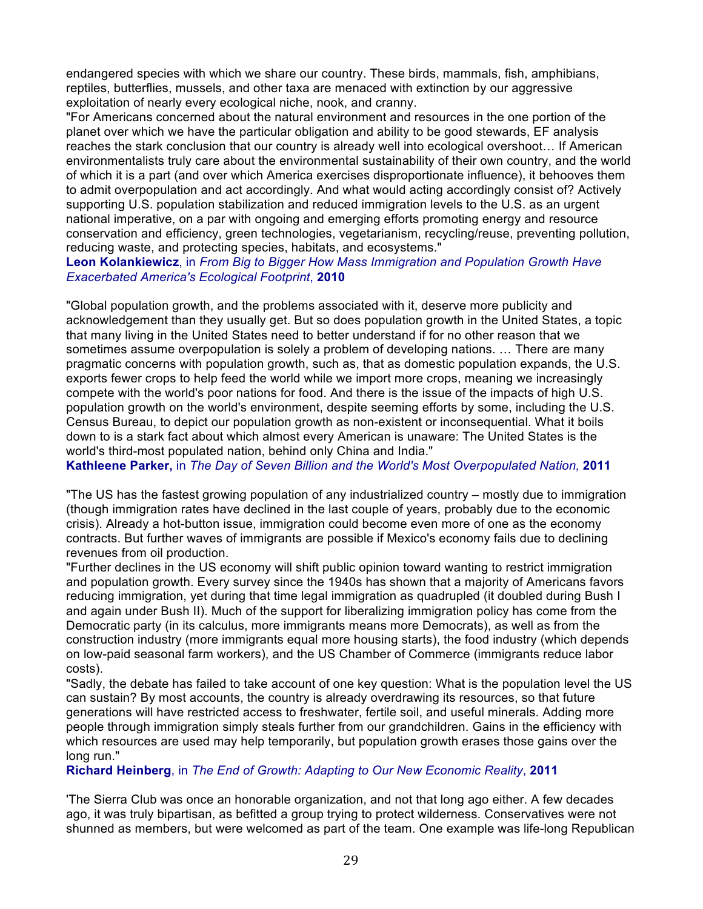endangered species with which we share our country. These birds, mammals, fish, amphibians, reptiles, butterflies, mussels, and other taxa are menaced with extinction by our aggressive exploitation of nearly every ecological niche, nook, and cranny.

"For Americans concerned about the natural environment and resources in the one portion of the planet over which we have the particular obligation and ability to be good stewards, EF analysis reaches the stark conclusion that our country is already well into ecological overshoot… If American environmentalists truly care about the environmental sustainability of their own country, and the world of which it is a part (and over which America exercises disproportionate influence), it behooves them to admit overpopulation and act accordingly. And what would acting accordingly consist of? Actively supporting U.S. population stabilization and reduced immigration levels to the U.S. as an urgent national imperative, on a par with ongoing and emerging efforts promoting energy and resource conservation and efficiency, green technologies, vegetarianism, recycling/reuse, preventing pollution, reducing waste, and protecting species, habitats, and ecosystems."

**Leon Kolankiewicz**, in *From Big to Bigger How Mass Immigration and Population Growth Have Exacerbated America's Ecological Footprint*, **2010**

"Global population growth, and the problems associated with it, deserve more publicity and acknowledgement than they usually get. But so does population growth in the United States, a topic that many living in the United States need to better understand if for no other reason that we sometimes assume overpopulation is solely a problem of developing nations. … There are many pragmatic concerns with population growth, such as, that as domestic population expands, the U.S. exports fewer crops to help feed the world while we import more crops, meaning we increasingly compete with the world's poor nations for food. And there is the issue of the impacts of high U.S. population growth on the world's environment, despite seeming efforts by some, including the U.S. Census Bureau, to depict our population growth as non-existent or inconsequential. What it boils down to is a stark fact about which almost every American is unaware: The United States is the world's third-most populated nation, behind only China and India."

**Kathleene Parker,** in *The Day of Seven Billion and the World's Most Overpopulated Nation,* **2011**

"The US has the fastest growing population of any industrialized country – mostly due to immigration (though immigration rates have declined in the last couple of years, probably due to the economic crisis). Already a hot-button issue, immigration could become even more of one as the economy contracts. But further waves of immigrants are possible if Mexico's economy fails due to declining revenues from oil production.

"Further declines in the US economy will shift public opinion toward wanting to restrict immigration and population growth. Every survey since the 1940s has shown that a majority of Americans favors reducing immigration, yet during that time legal immigration as quadrupled (it doubled during Bush I and again under Bush II). Much of the support for liberalizing immigration policy has come from the Democratic party (in its calculus, more immigrants means more Democrats), as well as from the construction industry (more immigrants equal more housing starts), the food industry (which depends on low-paid seasonal farm workers), and the US Chamber of Commerce (immigrants reduce labor costs).

"Sadly, the debate has failed to take account of one key question: What is the population level the US can sustain? By most accounts, the country is already overdrawing its resources, so that future generations will have restricted access to freshwater, fertile soil, and useful minerals. Adding more people through immigration simply steals further from our grandchildren. Gains in the efficiency with which resources are used may help temporarily, but population growth erases those gains over the long run."

**Richard Heinberg**, in *The End of Growth: Adapting to Our New Economic Reality*, **2011**

'The Sierra Club was once an honorable organization, and not that long ago either. A few decades ago, it was truly bipartisan, as befitted a group trying to protect wilderness. Conservatives were not shunned as members, but were welcomed as part of the team. One example was life-long Republican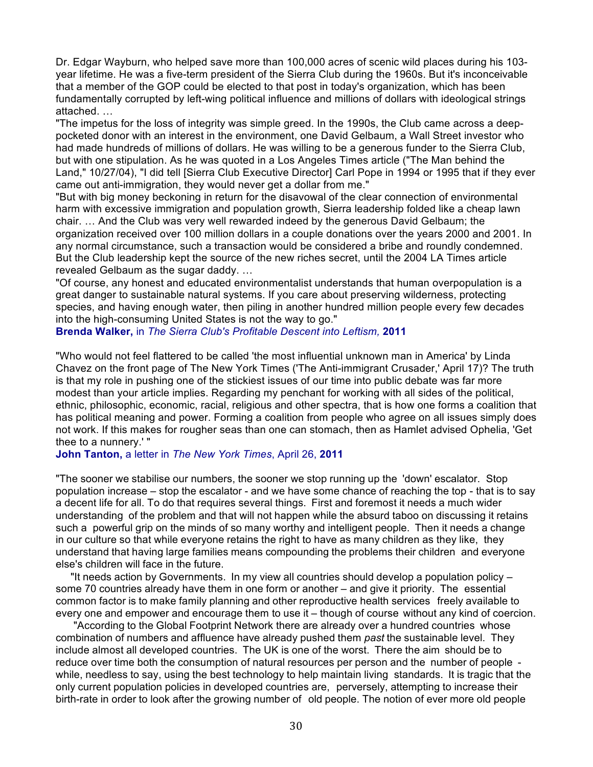Dr. Edgar Wayburn, who helped save more than 100,000 acres of scenic wild places during his 103-year lifetime. He was a five-term president of the Sierra Club during the 1960s. But it's inconceivable that a member of the GOP could be elected to that post in today's organization, which has been fundamentally corrupted by left-wing political influence and millions of dollars with ideological strings attached. …

"The impetus for the loss of integrity was simple greed. In the 1990s, the Club came across a deep-pocketed donor with an interest in the environment, one David Gelbaum, a Wall Street investor who had made hundreds of millions of dollars. He was willing to be a generous funder to the Sierra Club, but with one stipulation. As he was quoted in a Los Angeles Times article ("The Man behind the Land," 10/27/04), "I did tell [Sierra Club Executive Director] Carl Pope in 1994 or 1995 that if they ever came out anti-immigration, they would never get a dollar from me."

"But with big money beckoning in return for the disavowal of the clear connection of environmental harm with excessive immigration and population growth, Sierra leadership folded like a cheap lawn chair. … And the Club was very well rewarded indeed by the generous David Gelbaum; the organization received over 100 million dollars in a couple donations over the years 2000 and 2001. In any normal circumstance, such a transaction would be considered a bribe and roundly condemned. But the Club leadership kept the source of the new riches secret, until the 2004 LA Times article revealed Gelbaum as the sugar daddy. …

"Of course, any honest and educated environmentalist understands that human overpopulation is a great danger to sustainable natural systems. If you care about preserving wilderness, protecting species, and having enough water, then piling in another hundred million people every few decades into the high-consuming United States is not the way to go."

**Brenda Walker,** in *The Sierra Club's Profitable Descent into Leftism,* **2011**

"Who would not feel flattered to be called 'the most influential unknown man in America' by Linda Chavez on the front page of The New York Times ('The Anti-immigrant Crusader,' April 17)? The truth is that my role in pushing one of the stickiest issues of our time into public debate was far more modest than your article implies. Regarding my penchant for working with all sides of the political, ethnic, philosophic, economic, racial, religious and other spectra, that is how one forms a coalition that has political meaning and power. Forming a coalition from people who agree on all issues simply does not work. If this makes for rougher seas than one can stomach, then as Hamlet advised Ophelia, 'Get thee to a nunnery.' "

**John Tanton,** a letter in *The New York Times*, April 26, **2011**

"The sooner we stabilise our numbers, the sooner we stop running up the 'down' escalator. Stop population increase – stop the escalator - and we have some chance of reaching the top - that is to say a decent life for all. To do that requires several things. First and foremost it needs a much wider understanding of the problem and that will not happen while the absurd taboo on discussing it retains such a powerful grip on the minds of so many worthy and intelligent people. Then it needs a change in our culture so that while everyone retains the right to have as many children as they like, they understand that having large families means compounding the problems their children and everyone else's children will face in the future.

"It needs action by Governments. In my view all countries should develop a population policy – some 70 countries already have them in one form or another – and give it priority. The essential common factor is to make family planning and other reproductive health services freely available to every one and empower and encourage them to use it – though of course without any kind of coercion.

"According to the Global Footprint Network there are already over a hundred countries whose combination of numbers and affluence have already pushed them *past* the sustainable level. They include almost all developed countries. The UK is one of the worst. There the aim should be to reduce over time both the consumption of natural resources per person and the number of people - while, needless to say, using the best technology to help maintain living standards. It is tragic that the only current population policies in developed countries are, perversely, attempting to increase their birth-rate in order to look after the growing number of old people. The notion of ever more old people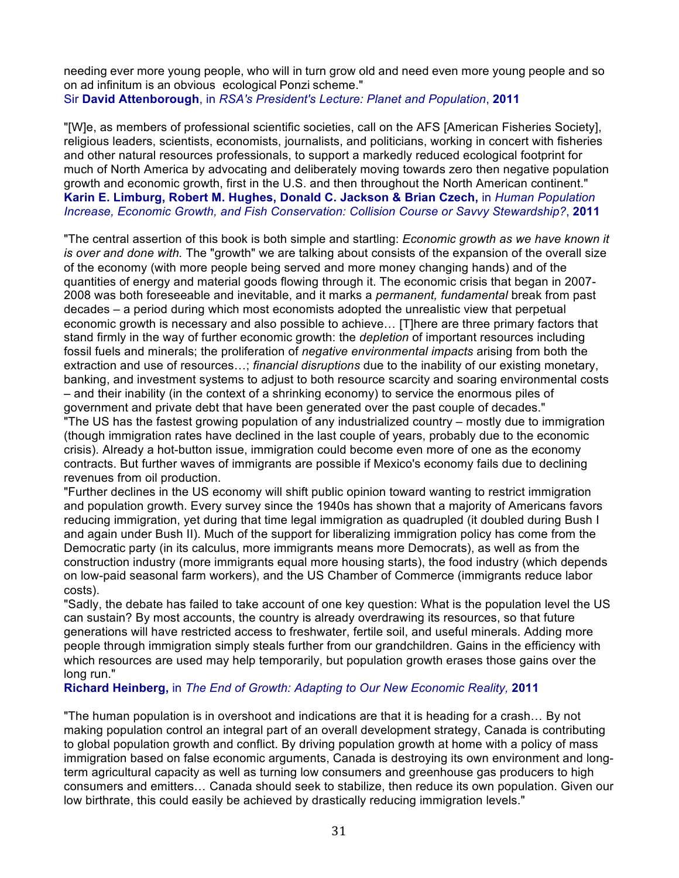needing ever more young people, who will in turn grow old and need even more young people and so on ad infinitum is an obvious ecological Ponzi scheme."
Sir **David Attenborough**, in *RSA's President's Lecture: Planet and Population*, **2011**

"[W]e, as members of professional scientific societies, call on the AFS [American Fisheries Society], religious leaders, scientists, economists, journalists, and politicians, working in concert with fisheries and other natural resources professionals, to support a markedly reduced ecological footprint for much of North America by advocating and deliberately moving towards zero then negative population growth and economic growth, first in the U.S. and then throughout the North American continent."
**Karin E. Limburg, Robert M. Hughes, Donald C. Jackson & Brian Czech,** in *Human Population Increase, Economic Growth, and Fish Conservation: Collision Course or Savvy Stewardship?*, **2011**

"The central assertion of this book is both simple and startling: *Economic growth as we have known it is over and done with.* The "growth" we are talking about consists of the expansion of the overall size of the economy (with more people being served and more money changing hands) and of the quantities of energy and material goods flowing through it. The economic crisis that began in 2007-2008 was both foreseeable and inevitable, and it marks a *permanent, fundamental* break from past decades – a period during which most economists adopted the unrealistic view that perpetual economic growth is necessary and also possible to achieve… [T]here are three primary factors that stand firmly in the way of further economic growth: the *depletion* of important resources including fossil fuels and minerals; the proliferation of *negative environmental impacts* arising from both the extraction and use of resources…; *financial disruptions* due to the inability of our existing monetary, banking, and investment systems to adjust to both resource scarcity and soaring environmental costs – and their inability (in the context of a shrinking economy) to service the enormous piles of government and private debt that have been generated over the past couple of decades."
"The US has the fastest growing population of any industrialized country – mostly due to immigration (though immigration rates have declined in the last couple of years, probably due to the economic crisis). Already a hot-button issue, immigration could become even more of one as the economy contracts. But further waves of immigrants are possible if Mexico's economy fails due to declining revenues from oil production.
"Further declines in the US economy will shift public opinion toward wanting to restrict immigration and population growth. Every survey since the 1940s has shown that a majority of Americans favors reducing immigration, yet during that time legal immigration as quadrupled (it doubled during Bush I and again under Bush II). Much of the support for liberalizing immigration policy has come from the Democratic party (in its calculus, more immigrants means more Democrats), as well as from the construction industry (more immigrants equal more housing starts), the food industry (which depends on low-paid seasonal farm workers), and the US Chamber of Commerce (immigrants reduce labor costs).
"Sadly, the debate has failed to take account of one key question: What is the population level the US can sustain? By most accounts, the country is already overdrawing its resources, so that future generations will have restricted access to freshwater, fertile soil, and useful minerals. Adding more people through immigration simply steals further from our grandchildren. Gains in the efficiency with which resources are used may help temporarily, but population growth erases those gains over the long run."
**Richard Heinberg,** in *The End of Growth: Adapting to Our New Economic Reality,* **2011**

"The human population is in overshoot and indications are that it is heading for a crash… By not making population control an integral part of an overall development strategy, Canada is contributing to global population growth and conflict. By driving population growth at home with a policy of mass immigration based on false economic arguments, Canada is destroying its own environment and long-term agricultural capacity as well as turning low consumers and greenhouse gas producers to high consumers and emitters… Canada should seek to stabilize, then reduce its own population. Given our low birthrate, this could easily be achieved by drastically reducing immigration levels."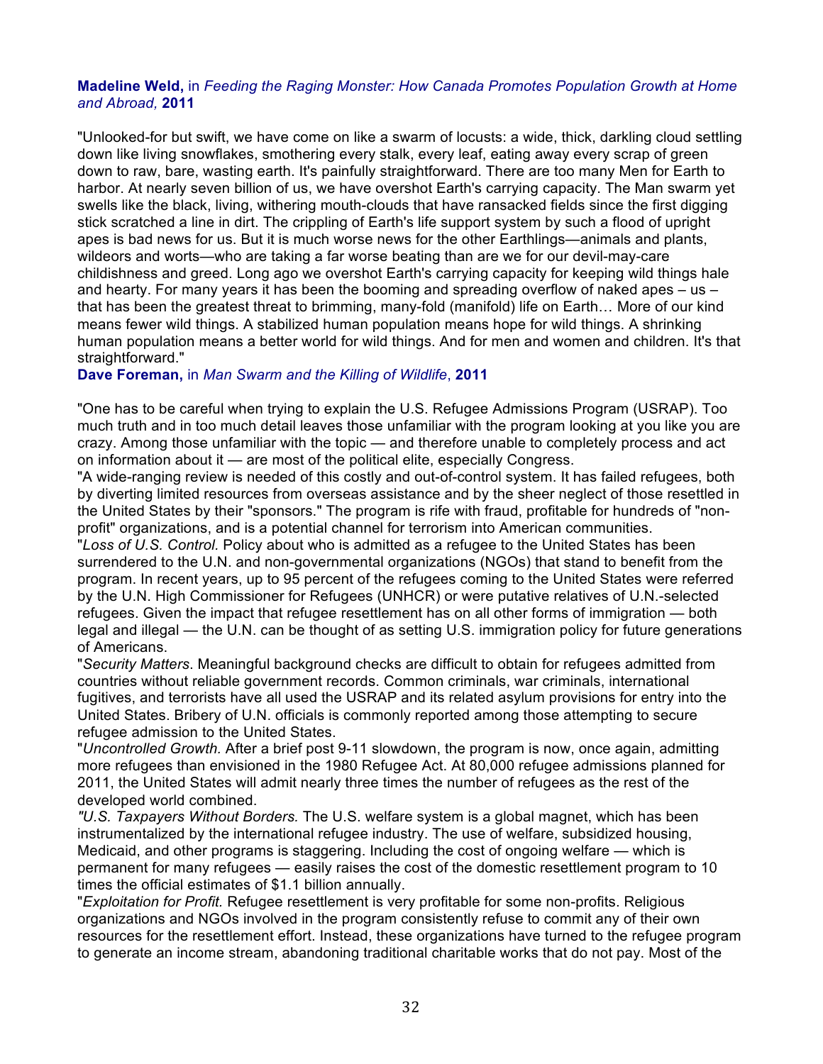**Madeline Weld,** in *Feeding the Raging Monster: How Canada Promotes Population Growth at Home and Abroad,* **2011**

"Unlooked-for but swift, we have come on like a swarm of locusts: a wide, thick, darkling cloud settling down like living snowflakes, smothering every stalk, every leaf, eating away every scrap of green down to raw, bare, wasting earth. It's painfully straightforward. There are too many Men for Earth to harbor. At nearly seven billion of us, we have overshot Earth's carrying capacity. The Man swarm yet swells like the black, living, withering mouth-clouds that have ransacked fields since the first digging stick scratched a line in dirt. The crippling of Earth's life support system by such a flood of upright apes is bad news for us. But it is much worse news for the other Earthlings—animals and plants, wildeors and worts—who are taking a far worse beating than are we for our devil-may-care childishness and greed. Long ago we overshot Earth's carrying capacity for keeping wild things hale and hearty. For many years it has been the booming and spreading overflow of naked apes – us – that has been the greatest threat to brimming, many-fold (manifold) life on Earth… More of our kind means fewer wild things. A stabilized human population means hope for wild things. A shrinking human population means a better world for wild things. And for men and women and children. It's that straightforward."

**Dave Foreman,** in *Man Swarm and the Killing of Wildlife*, **2011**

"One has to be careful when trying to explain the U.S. Refugee Admissions Program (USRAP). Too much truth and in too much detail leaves those unfamiliar with the program looking at you like you are crazy. Among those unfamiliar with the topic — and therefore unable to completely process and act on information about it — are most of the political elite, especially Congress.

"A wide-ranging review is needed of this costly and out-of-control system. It has failed refugees, both by diverting limited resources from overseas assistance and by the sheer neglect of those resettled in the United States by their "sponsors." The program is rife with fraud, profitable for hundreds of "non-profit" organizations, and is a potential channel for terrorism into American communities.

"*Loss of U.S. Control.* Policy about who is admitted as a refugee to the United States has been surrendered to the U.N. and non-governmental organizations (NGOs) that stand to benefit from the program. In recent years, up to 95 percent of the refugees coming to the United States were referred by the U.N. High Commissioner for Refugees (UNHCR) or were putative relatives of U.N.-selected refugees. Given the impact that refugee resettlement has on all other forms of immigration — both legal and illegal — the U.N. can be thought of as setting U.S. immigration policy for future generations of Americans.

"*Security Matters*. Meaningful background checks are difficult to obtain for refugees admitted from countries without reliable government records. Common criminals, war criminals, international fugitives, and terrorists have all used the USRAP and its related asylum provisions for entry into the United States. Bribery of U.N. officials is commonly reported among those attempting to secure refugee admission to the United States.

"*Uncontrolled Growth.* After a brief post 9-11 slowdown, the program is now, once again, admitting more refugees than envisioned in the 1980 Refugee Act. At 80,000 refugee admissions planned for 2011, the United States will admit nearly three times the number of refugees as the rest of the developed world combined.

*"U.S. Taxpayers Without Borders.* The U.S. welfare system is a global magnet, which has been instrumentalized by the international refugee industry. The use of welfare, subsidized housing, Medicaid, and other programs is staggering. Including the cost of ongoing welfare — which is permanent for many refugees — easily raises the cost of the domestic resettlement program to 10 times the official estimates of $1.1 billion annually.

"*Exploitation for Profit.* Refugee resettlement is very profitable for some non-profits. Religious organizations and NGOs involved in the program consistently refuse to commit any of their own resources for the resettlement effort. Instead, these organizations have turned to the refugee program to generate an income stream, abandoning traditional charitable works that do not pay. Most of the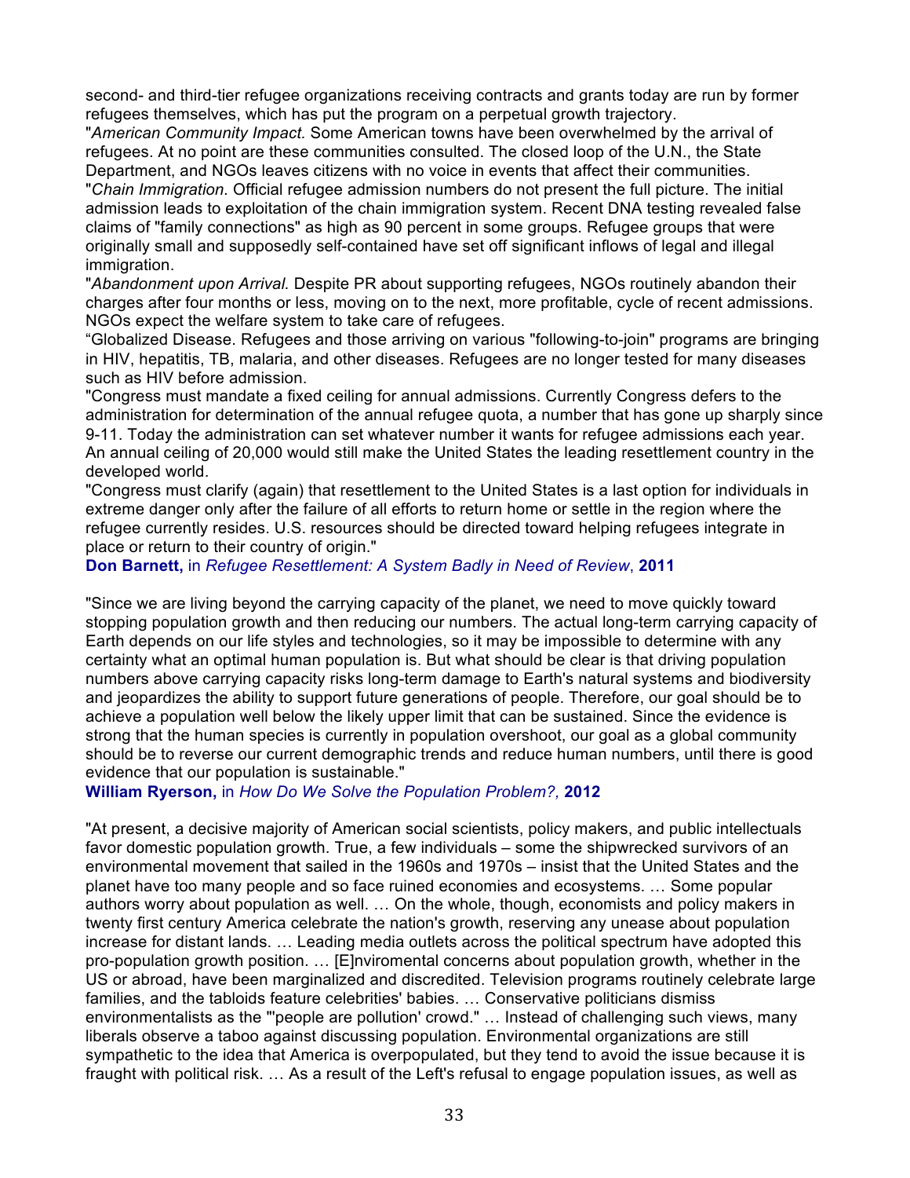second- and third-tier refugee organizations receiving contracts and grants today are run by former refugees themselves, which has put the program on a perpetual growth trajectory.

"*American Community Impact.* Some American towns have been overwhelmed by the arrival of refugees. At no point are these communities consulted. The closed loop of the U.N., the State Department, and NGOs leaves citizens with no voice in events that affect their communities.

"*Chain Immigration.* Official refugee admission numbers do not present the full picture. The initial admission leads to exploitation of the chain immigration system. Recent DNA testing revealed false claims of "family connections" as high as 90 percent in some groups. Refugee groups that were originally small and supposedly self-contained have set off significant inflows of legal and illegal immigration.

"*Abandonment upon Arrival.* Despite PR about supporting refugees, NGOs routinely abandon their charges after four months or less, moving on to the next, more profitable, cycle of recent admissions. NGOs expect the welfare system to take care of refugees.

"Globalized Disease. Refugees and those arriving on various "following-to-join" programs are bringing in HIV, hepatitis, TB, malaria, and other diseases. Refugees are no longer tested for many diseases such as HIV before admission.

"Congress must mandate a fixed ceiling for annual admissions. Currently Congress defers to the administration for determination of the annual refugee quota, a number that has gone up sharply since 9-11. Today the administration can set whatever number it wants for refugee admissions each year. An annual ceiling of 20,000 would still make the United States the leading resettlement country in the developed world.

"Congress must clarify (again) that resettlement to the United States is a last option for individuals in extreme danger only after the failure of all efforts to return home or settle in the region where the refugee currently resides. U.S. resources should be directed toward helping refugees integrate in place or return to their country of origin."

**Don Barnett,** in *Refugee Resettlement: A System Badly in Need of Review*, **2011**

"Since we are living beyond the carrying capacity of the planet, we need to move quickly toward stopping population growth and then reducing our numbers. The actual long-term carrying capacity of Earth depends on our life styles and technologies, so it may be impossible to determine with any certainty what an optimal human population is. But what should be clear is that driving population numbers above carrying capacity risks long-term damage to Earth's natural systems and biodiversity and jeopardizes the ability to support future generations of people. Therefore, our goal should be to achieve a population well below the likely upper limit that can be sustained. Since the evidence is strong that the human species is currently in population overshoot, our goal as a global community should be to reverse our current demographic trends and reduce human numbers, until there is good evidence that our population is sustainable."

**William Ryerson,** in *How Do We Solve the Population Problem?,* **2012**

"At present, a decisive majority of American social scientists, policy makers, and public intellectuals favor domestic population growth. True, a few individuals – some the shipwrecked survivors of an environmental movement that sailed in the 1960s and 1970s – insist that the United States and the planet have too many people and so face ruined economies and ecosystems. … Some popular authors worry about population as well. … On the whole, though, economists and policy makers in twenty first century America celebrate the nation's growth, reserving any unease about population increase for distant lands. … Leading media outlets across the political spectrum have adopted this pro-population growth position. … [E]nviromental concerns about population growth, whether in the US or abroad, have been marginalized and discredited. Television programs routinely celebrate large families, and the tabloids feature celebrities' babies. … Conservative politicians dismiss environmentalists as the "'people are pollution' crowd." … Instead of challenging such views, many liberals observe a taboo against discussing population. Environmental organizations are still sympathetic to the idea that America is overpopulated, but they tend to avoid the issue because it is fraught with political risk. … As a result of the Left's refusal to engage population issues, as well as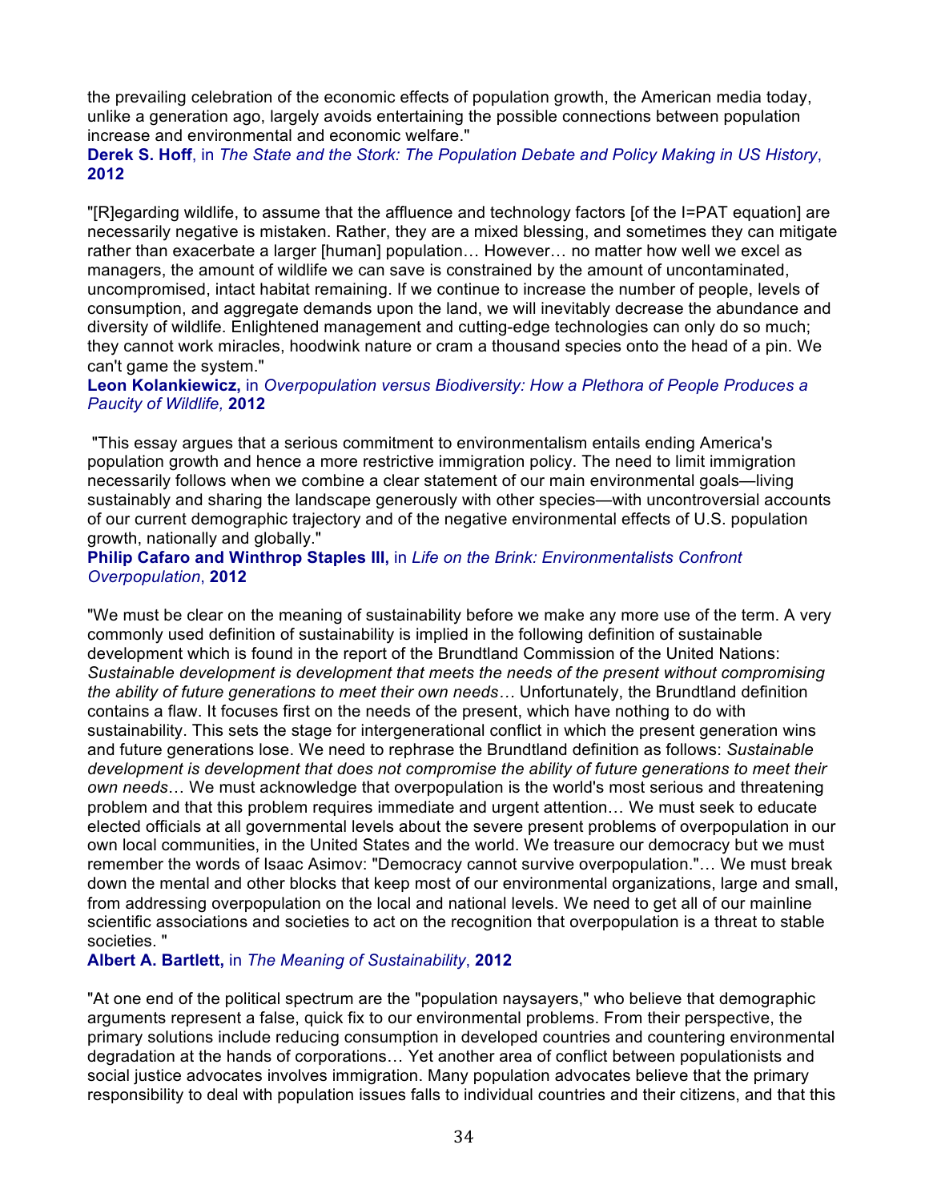the prevailing celebration of the economic effects of population growth, the American media today, unlike a generation ago, largely avoids entertaining the possible connections between population increase and environmental and economic welfare."
**Derek S. Hoff**, in *The State and the Stork: The Population Debate and Policy Making in US History*, **2012**

"[R]egarding wildlife, to assume that the affluence and technology factors [of the I=PAT equation] are necessarily negative is mistaken. Rather, they are a mixed blessing, and sometimes they can mitigate rather than exacerbate a larger [human] population… However… no matter how well we excel as managers, the amount of wildlife we can save is constrained by the amount of uncontaminated, uncompromised, intact habitat remaining. If we continue to increase the number of people, levels of consumption, and aggregate demands upon the land, we will inevitably decrease the abundance and diversity of wildlife. Enlightened management and cutting-edge technologies can only do so much; they cannot work miracles, hoodwink nature or cram a thousand species onto the head of a pin. We can't game the system."
**Leon Kolankiewicz,** in *Overpopulation versus Biodiversity: How a Plethora of People Produces a Paucity of Wildlife,* **2012**

"This essay argues that a serious commitment to environmentalism entails ending America's population growth and hence a more restrictive immigration policy. The need to limit immigration necessarily follows when we combine a clear statement of our main environmental goals—living sustainably and sharing the landscape generously with other species—with uncontroversial accounts of our current demographic trajectory and of the negative environmental effects of U.S. population growth, nationally and globally."
**Philip Cafaro and Winthrop Staples III,** in *Life on the Brink: Environmentalists Confront Overpopulation*, **2012**

"We must be clear on the meaning of sustainability before we make any more use of the term. A very commonly used definition of sustainability is implied in the following definition of sustainable development which is found in the report of the Brundtland Commission of the United Nations: *Sustainable development is development that meets the needs of the present without compromising the ability of future generations to meet their own needs…* Unfortunately, the Brundtland definition contains a flaw. It focuses first on the needs of the present, which have nothing to do with sustainability. This sets the stage for intergenerational conflict in which the present generation wins and future generations lose. We need to rephrase the Brundtland definition as follows: *Sustainable development is development that does not compromise the ability of future generations to meet their own needs*… We must acknowledge that overpopulation is the world's most serious and threatening problem and that this problem requires immediate and urgent attention… We must seek to educate elected officials at all governmental levels about the severe present problems of overpopulation in our own local communities, in the United States and the world. We treasure our democracy but we must remember the words of Isaac Asimov: "Democracy cannot survive overpopulation."… We must break down the mental and other blocks that keep most of our environmental organizations, large and small, from addressing overpopulation on the local and national levels. We need to get all of our mainline scientific associations and societies to act on the recognition that overpopulation is a threat to stable societies. "
**Albert A. Bartlett,** in *The Meaning of Sustainability*, **2012**

"At one end of the political spectrum are the "population naysayers," who believe that demographic arguments represent a false, quick fix to our environmental problems. From their perspective, the primary solutions include reducing consumption in developed countries and countering environmental degradation at the hands of corporations… Yet another area of conflict between populationists and social justice advocates involves immigration. Many population advocates believe that the primary responsibility to deal with population issues falls to individual countries and their citizens, and that this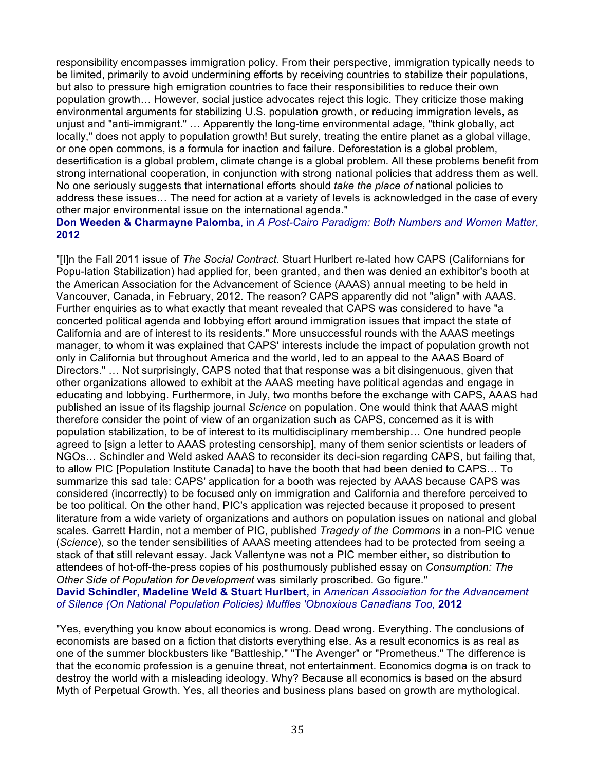responsibility encompasses immigration policy. From their perspective, immigration typically needs to be limited, primarily to avoid undermining efforts by receiving countries to stabilize their populations, but also to pressure high emigration countries to face their responsibilities to reduce their own population growth… However, social justice advocates reject this logic. They criticize those making environmental arguments for stabilizing U.S. population growth, or reducing immigration levels, as unjust and "anti-immigrant." … Apparently the long-time environmental adage, "think globally, act locally," does not apply to population growth! But surely, treating the entire planet as a global village, or one open commons, is a formula for inaction and failure. Deforestation is a global problem, desertification is a global problem, climate change is a global problem. All these problems benefit from strong international cooperation, in conjunction with strong national policies that address them as well. No one seriously suggests that international efforts should *take the place of* national policies to address these issues… The need for action at a variety of levels is acknowledged in the case of every other major environmental issue on the international agenda."
**Don Weeden & Charmayne Palomba**, in *A Post-Cairo Paradigm: Both Numbers and Women Matter*, **2012**

"[I]n the Fall 2011 issue of *The Social Contract*. Stuart Hurlbert re-lated how CAPS (Californians for Popu-lation Stabilization) had applied for, been granted, and then was denied an exhibitor's booth at the American Association for the Advancement of Science (AAAS) annual meeting to be held in Vancouver, Canada, in February, 2012. The reason? CAPS apparently did not "align" with AAAS. Further enquiries as to what exactly that meant revealed that CAPS was considered to have "a concerted political agenda and lobbying effort around immigration issues that impact the state of California and are of interest to its residents." More unsuccessful rounds with the AAAS meetings manager, to whom it was explained that CAPS' interests include the impact of population growth not only in California but throughout America and the world, led to an appeal to the AAAS Board of Directors." … Not surprisingly, CAPS noted that that response was a bit disingenuous, given that other organizations allowed to exhibit at the AAAS meeting have political agendas and engage in educating and lobbying. Furthermore, in July, two months before the exchange with CAPS, AAAS had published an issue of its flagship journal *Science* on population. One would think that AAAS might therefore consider the point of view of an organization such as CAPS, concerned as it is with population stabilization, to be of interest to its multidisciplinary membership… One hundred people agreed to [sign a letter to AAAS protesting censorship], many of them senior scientists or leaders of NGOs… Schindler and Weld asked AAAS to reconsider its deci-sion regarding CAPS, but failing that, to allow PIC [Population Institute Canada] to have the booth that had been denied to CAPS… To summarize this sad tale: CAPS' application for a booth was rejected by AAAS because CAPS was considered (incorrectly) to be focused only on immigration and California and therefore perceived to be too political. On the other hand, PIC's application was rejected because it proposed to present literature from a wide variety of organizations and authors on population issues on national and global scales. Garrett Hardin, not a member of PIC, published *Tragedy of the Commons* in a non-PIC venue (*Science*), so the tender sensibilities of AAAS meeting attendees had to be protected from seeing a stack of that still relevant essay. Jack Vallentyne was not a PIC member either, so distribution to attendees of hot-off-the-press copies of his posthumously published essay on *Consumption: The Other Side of Population for Development* was similarly proscribed. Go figure."
**David Schindler, Madeline Weld & Stuart Hurlbert,** in *American Association for the Advancement of Silence (On National Population Policies) Muffles 'Obnoxious Canadians Too,* **2012**

"Yes, everything you know about economics is wrong. Dead wrong. Everything. The conclusions of economists are based on a fiction that distorts everything else. As a result economics is as real as one of the summer blockbusters like "Battleship," "The Avenger" or "Prometheus." The difference is that the economic profession is a genuine threat, not entertainment. Economics dogma is on track to destroy the world with a misleading ideology. Why? Because all economics is based on the absurd Myth of Perpetual Growth. Yes, all theories and business plans based on growth are mythological.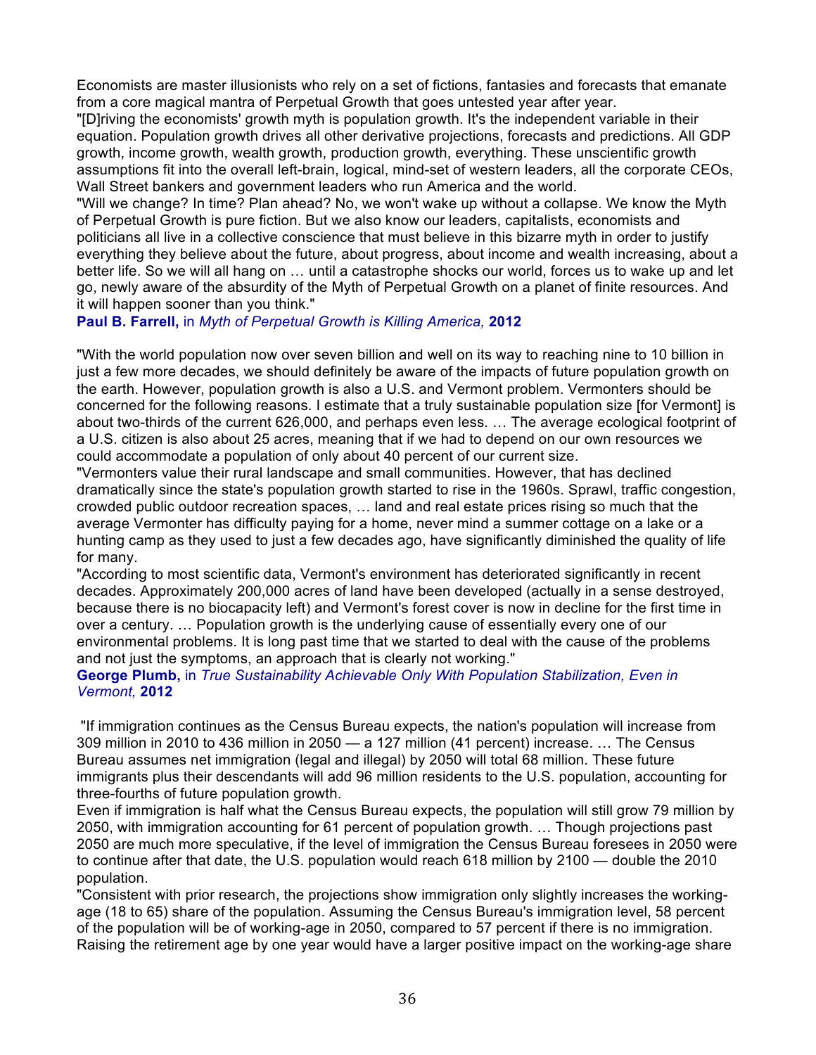Economists are master illusionists who rely on a set of fictions, fantasies and forecasts that emanate from a core magical mantra of Perpetual Growth that goes untested year after year.

"[D]riving the economists' growth myth is population growth. It's the independent variable in their equation. Population growth drives all other derivative projections, forecasts and predictions. All GDP growth, income growth, wealth growth, production growth, everything. These unscientific growth assumptions fit into the overall left-brain, logical, mind-set of western leaders, all the corporate CEOs, Wall Street bankers and government leaders who run America and the world.

"Will we change? In time? Plan ahead? No, we won't wake up without a collapse. We know the Myth of Perpetual Growth is pure fiction. But we also know our leaders, capitalists, economists and politicians all live in a collective conscience that must believe in this bizarre myth in order to justify everything they believe about the future, about progress, about income and wealth increasing, about a better life. So we will all hang on … until a catastrophe shocks our world, forces us to wake up and let go, newly aware of the absurdity of the Myth of Perpetual Growth on a planet of finite resources. And it will happen sooner than you think."

**Paul B. Farrell,** in *Myth of Perpetual Growth is Killing America,* **2012**

"With the world population now over seven billion and well on its way to reaching nine to 10 billion in just a few more decades, we should definitely be aware of the impacts of future population growth on the earth. However, population growth is also a U.S. and Vermont problem. Vermonters should be concerned for the following reasons. I estimate that a truly sustainable population size [for Vermont] is about two-thirds of the current 626,000, and perhaps even less. … The average ecological footprint of a U.S. citizen is also about 25 acres, meaning that if we had to depend on our own resources we could accommodate a population of only about 40 percent of our current size.

"Vermonters value their rural landscape and small communities. However, that has declined dramatically since the state's population growth started to rise in the 1960s. Sprawl, traffic congestion, crowded public outdoor recreation spaces, … land and real estate prices rising so much that the average Vermonter has difficulty paying for a home, never mind a summer cottage on a lake or a hunting camp as they used to just a few decades ago, have significantly diminished the quality of life for many.

"According to most scientific data, Vermont's environment has deteriorated significantly in recent decades. Approximately 200,000 acres of land have been developed (actually in a sense destroyed, because there is no biocapacity left) and Vermont's forest cover is now in decline for the first time in over a century. … Population growth is the underlying cause of essentially every one of our environmental problems. It is long past time that we started to deal with the cause of the problems and not just the symptoms, an approach that is clearly not working."

**George Plumb,** in *True Sustainability Achievable Only With Population Stabilization, Even in Vermont,* **2012**

"If immigration continues as the Census Bureau expects, the nation's population will increase from 309 million in 2010 to 436 million in 2050 — a 127 million (41 percent) increase. … The Census Bureau assumes net immigration (legal and illegal) by 2050 will total 68 million. These future immigrants plus their descendants will add 96 million residents to the U.S. population, accounting for three-fourths of future population growth.

Even if immigration is half what the Census Bureau expects, the population will still grow 79 million by 2050, with immigration accounting for 61 percent of population growth. … Though projections past 2050 are much more speculative, if the level of immigration the Census Bureau foresees in 2050 were to continue after that date, the U.S. population would reach 618 million by 2100 — double the 2010 population.

"Consistent with prior research, the projections show immigration only slightly increases the working-age (18 to 65) share of the population. Assuming the Census Bureau's immigration level, 58 percent of the population will be of working-age in 2050, compared to 57 percent if there is no immigration. Raising the retirement age by one year would have a larger positive impact on the working-age share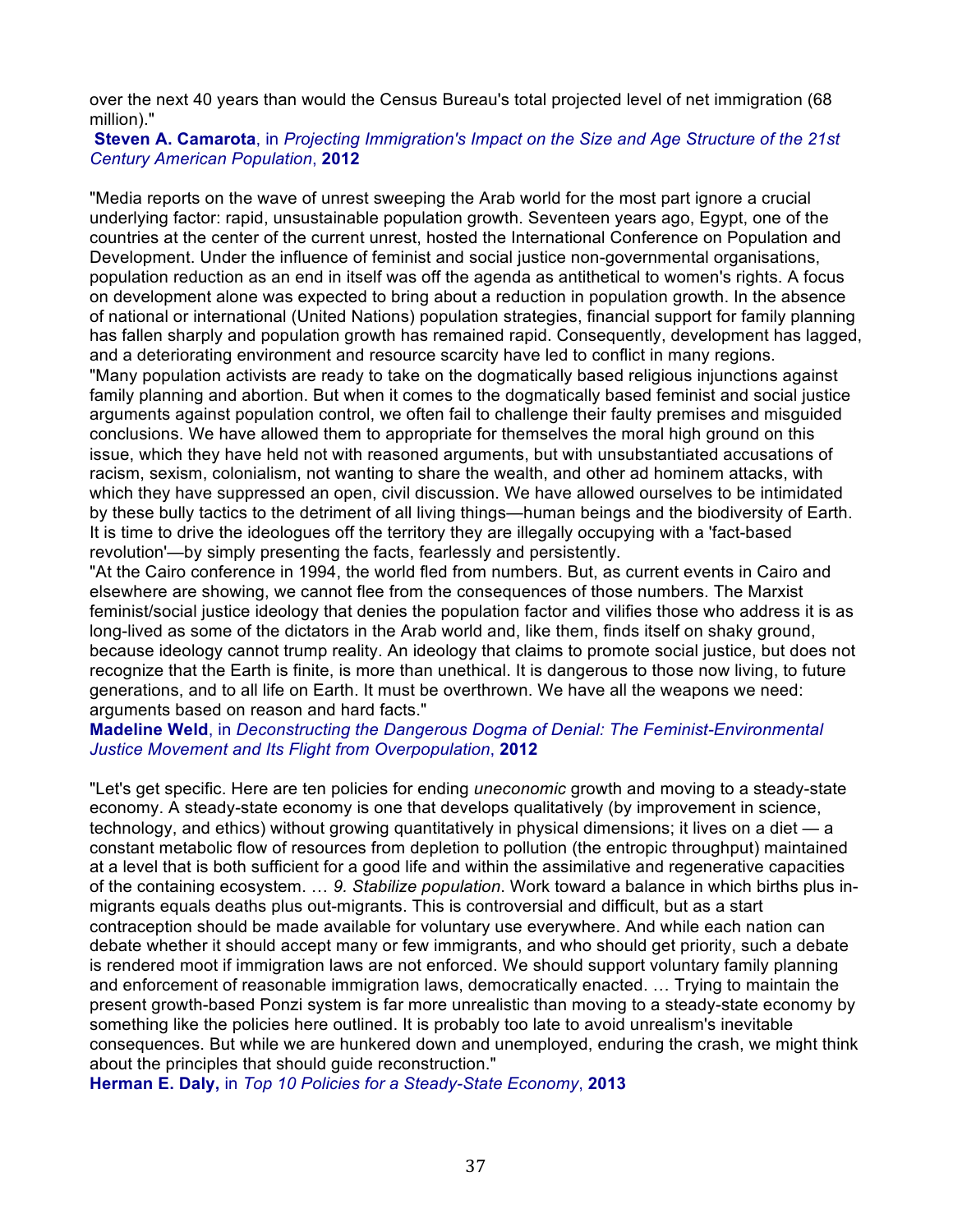over the next 40 years than would the Census Bureau's total projected level of net immigration (68 million)."

**Steven A. Camarota**, in *Projecting Immigration's Impact on the Size and Age Structure of the 21st Century American Population*, **2012**

"Media reports on the wave of unrest sweeping the Arab world for the most part ignore a crucial underlying factor: rapid, unsustainable population growth. Seventeen years ago, Egypt, one of the countries at the center of the current unrest, hosted the International Conference on Population and Development. Under the influence of feminist and social justice non-governmental organisations, population reduction as an end in itself was off the agenda as antithetical to women's rights. A focus on development alone was expected to bring about a reduction in population growth. In the absence of national or international (United Nations) population strategies, financial support for family planning has fallen sharply and population growth has remained rapid. Consequently, development has lagged, and a deteriorating environment and resource scarcity have led to conflict in many regions.

"Many population activists are ready to take on the dogmatically based religious injunctions against family planning and abortion. But when it comes to the dogmatically based feminist and social justice arguments against population control, we often fail to challenge their faulty premises and misguided conclusions. We have allowed them to appropriate for themselves the moral high ground on this issue, which they have held not with reasoned arguments, but with unsubstantiated accusations of racism, sexism, colonialism, not wanting to share the wealth, and other ad hominem attacks, with which they have suppressed an open, civil discussion. We have allowed ourselves to be intimidated by these bully tactics to the detriment of all living things—human beings and the biodiversity of Earth. It is time to drive the ideologues off the territory they are illegally occupying with a 'fact-based revolution'—by simply presenting the facts, fearlessly and persistently.

"At the Cairo conference in 1994, the world fled from numbers. But, as current events in Cairo and elsewhere are showing, we cannot flee from the consequences of those numbers. The Marxist feminist/social justice ideology that denies the population factor and vilifies those who address it is as long-lived as some of the dictators in the Arab world and, like them, finds itself on shaky ground, because ideology cannot trump reality. An ideology that claims to promote social justice, but does not recognize that the Earth is finite, is more than unethical. It is dangerous to those now living, to future generations, and to all life on Earth. It must be overthrown. We have all the weapons we need: arguments based on reason and hard facts."

**Madeline Weld**, in *Deconstructing the Dangerous Dogma of Denial: The Feminist-Environmental Justice Movement and Its Flight from Overpopulation*, **2012**

"Let's get specific. Here are ten policies for ending *uneconomic* growth and moving to a steady-state economy. A steady-state economy is one that develops qualitatively (by improvement in science, technology, and ethics) without growing quantitatively in physical dimensions; it lives on a diet — a constant metabolic flow of resources from depletion to pollution (the entropic throughput) maintained at a level that is both sufficient for a good life and within the assimilative and regenerative capacities of the containing ecosystem. … *9. Stabilize population*. Work toward a balance in which births plus in-migrants equals deaths plus out-migrants. This is controversial and difficult, but as a start contraception should be made available for voluntary use everywhere. And while each nation can debate whether it should accept many or few immigrants, and who should get priority, such a debate is rendered moot if immigration laws are not enforced. We should support voluntary family planning and enforcement of reasonable immigration laws, democratically enacted. … Trying to maintain the present growth-based Ponzi system is far more unrealistic than moving to a steady-state economy by something like the policies here outlined. It is probably too late to avoid unrealism's inevitable consequences. But while we are hunkered down and unemployed, enduring the crash, we might think about the principles that should guide reconstruction."

**Herman E. Daly,** in *Top 10 Policies for a Steady-State Economy*, **2013**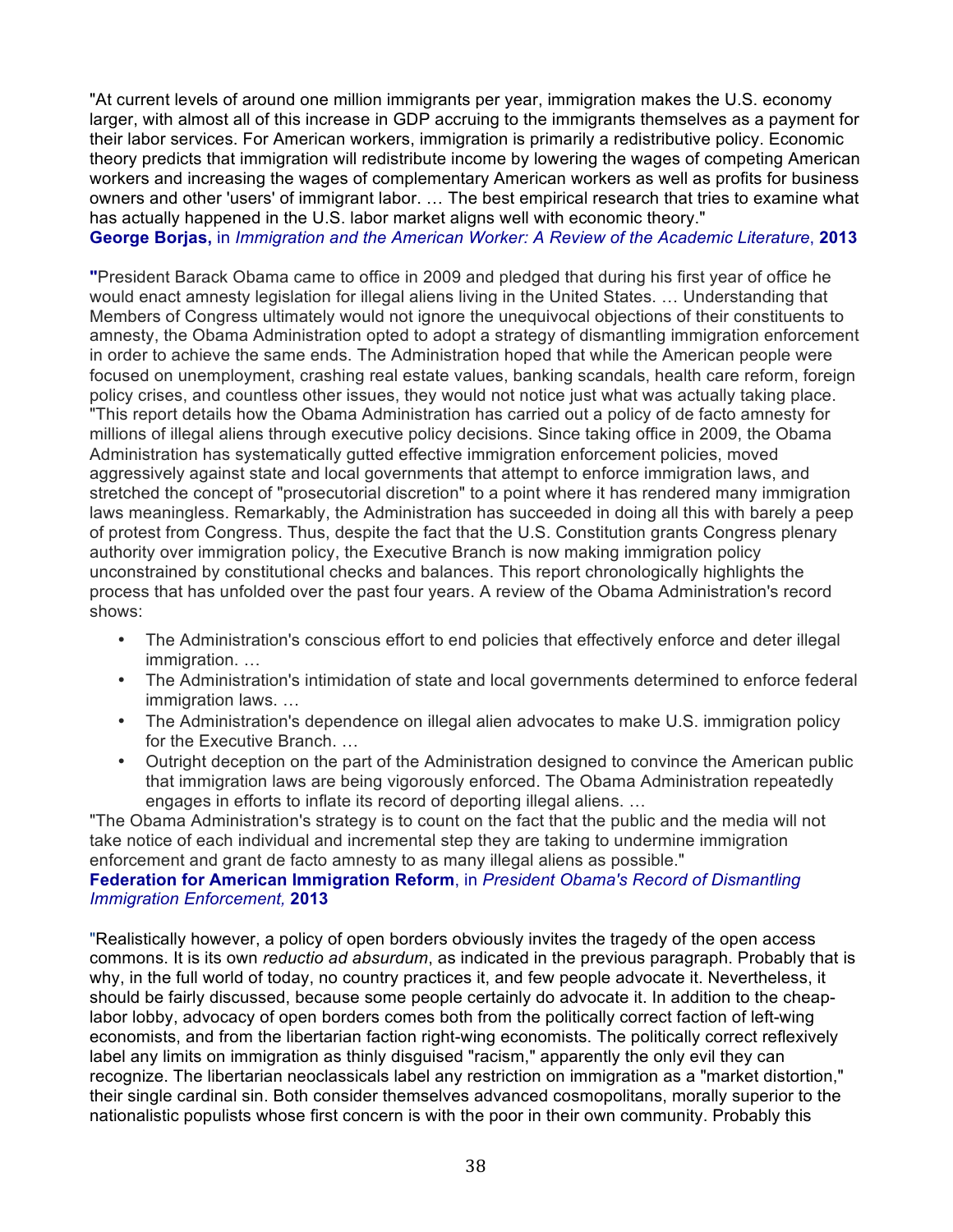"At current levels of around one million immigrants per year, immigration makes the U.S. economy larger, with almost all of this increase in GDP accruing to the immigrants themselves as a payment for their labor services. For American workers, immigration is primarily a redistributive policy. Economic theory predicts that immigration will redistribute income by lowering the wages of competing American workers and increasing the wages of complementary American workers as well as profits for business owners and other 'users' of immigrant labor. … The best empirical research that tries to examine what has actually happened in the U.S. labor market aligns well with economic theory."
**George Borjas,** in *Immigration and the American Worker: A Review of the Academic Literature*, **2013**

"President Barack Obama came to office in 2009 and pledged that during his first year of office he would enact amnesty legislation for illegal aliens living in the United States. … Understanding that Members of Congress ultimately would not ignore the unequivocal objections of their constituents to amnesty, the Obama Administration opted to adopt a strategy of dismantling immigration enforcement in order to achieve the same ends. The Administration hoped that while the American people were focused on unemployment, crashing real estate values, banking scandals, health care reform, foreign policy crises, and countless other issues, they would not notice just what was actually taking place.
"This report details how the Obama Administration has carried out a policy of de facto amnesty for millions of illegal aliens through executive policy decisions. Since taking office in 2009, the Obama Administration has systematically gutted effective immigration enforcement policies, moved aggressively against state and local governments that attempt to enforce immigration laws, and stretched the concept of "prosecutorial discretion" to a point where it has rendered many immigration laws meaningless. Remarkably, the Administration has succeeded in doing all this with barely a peep of protest from Congress. Thus, despite the fact that the U.S. Constitution grants Congress plenary authority over immigration policy, the Executive Branch is now making immigration policy unconstrained by constitutional checks and balances. This report chronologically highlights the process that has unfolded over the past four years. A review of the Obama Administration's record shows:

- The Administration's conscious effort to end policies that effectively enforce and deter illegal immigration. …
- The Administration's intimidation of state and local governments determined to enforce federal immigration laws. …
- The Administration's dependence on illegal alien advocates to make U.S. immigration policy for the Executive Branch. …
- Outright deception on the part of the Administration designed to convince the American public that immigration laws are being vigorously enforced. The Obama Administration repeatedly engages in efforts to inflate its record of deporting illegal aliens. …

"The Obama Administration's strategy is to count on the fact that the public and the media will not take notice of each individual and incremental step they are taking to undermine immigration enforcement and grant de facto amnesty to as many illegal aliens as possible."
**Federation for American Immigration Reform**, in *President Obama's Record of Dismantling Immigration Enforcement,* **2013**

"Realistically however, a policy of open borders obviously invites the tragedy of the open access commons. It is its own *reductio ad absurdum*, as indicated in the previous paragraph. Probably that is why, in the full world of today, no country practices it, and few people advocate it. Nevertheless, it should be fairly discussed, because some people certainly do advocate it. In addition to the cheap-labor lobby, advocacy of open borders comes both from the politically correct faction of left-wing economists, and from the libertarian faction right-wing economists. The politically correct reflexively label any limits on immigration as thinly disguised "racism," apparently the only evil they can recognize. The libertarian neoclassicals label any restriction on immigration as a "market distortion," their single cardinal sin. Both consider themselves advanced cosmopolitans, morally superior to the nationalistic populists whose first concern is with the poor in their own community. Probably this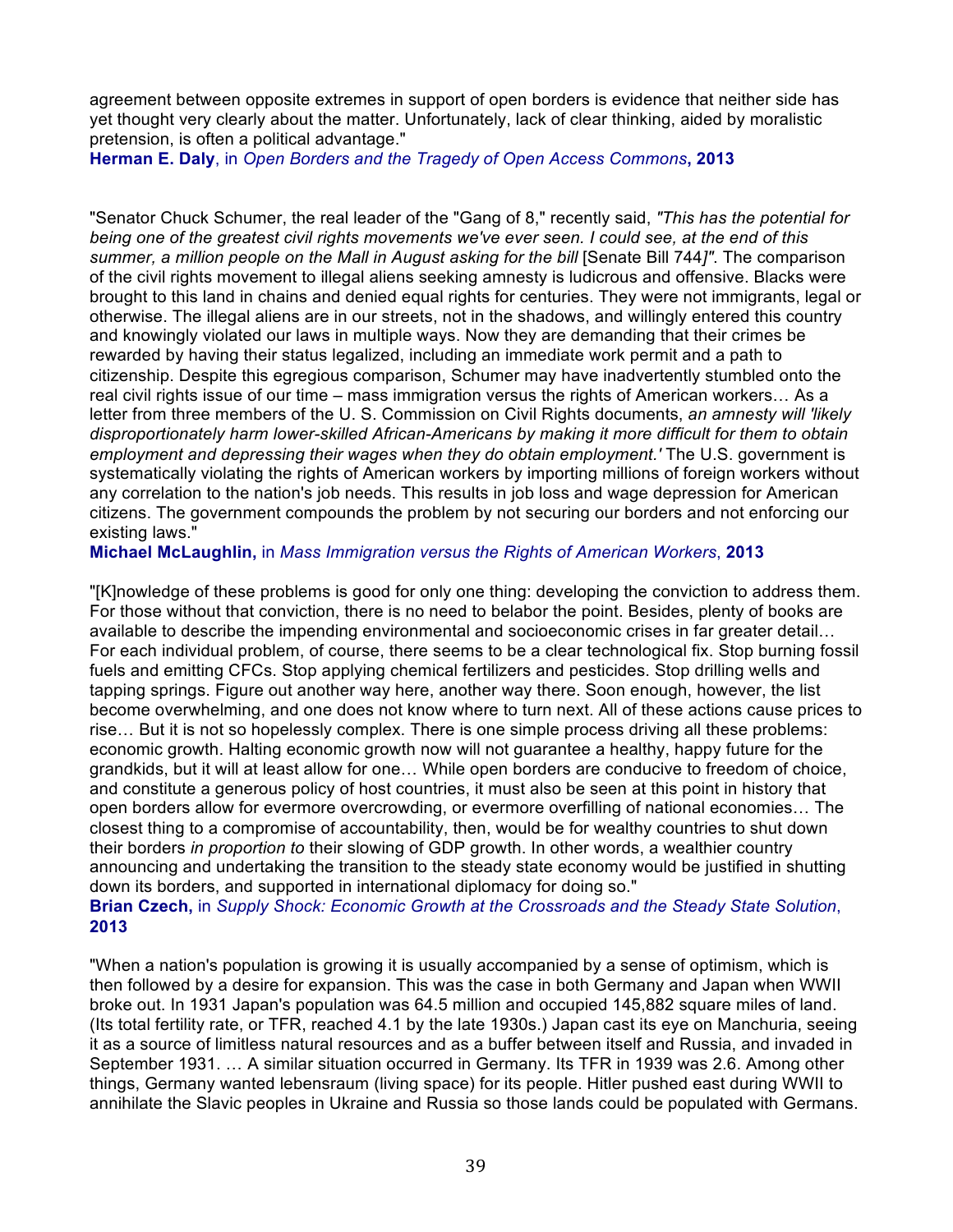agreement between opposite extremes in support of open borders is evidence that neither side has yet thought very clearly about the matter. Unfortunately, lack of clear thinking, aided by moralistic pretension, is often a political advantage."
**Herman E. Daly**, in *Open Borders and the Tragedy of Open Access Commons*, **2013**

"Senator Chuck Schumer, the real leader of the "Gang of 8," recently said, *"This has the potential for being one of the greatest civil rights movements we've ever seen. I could see, at the end of this summer, a million people on the Mall in August asking for the bill* [Senate Bill 744*]"*. The comparison of the civil rights movement to illegal aliens seeking amnesty is ludicrous and offensive. Blacks were brought to this land in chains and denied equal rights for centuries. They were not immigrants, legal or otherwise. The illegal aliens are in our streets, not in the shadows, and willingly entered this country and knowingly violated our laws in multiple ways. Now they are demanding that their crimes be rewarded by having their status legalized, including an immediate work permit and a path to citizenship. Despite this egregious comparison, Schumer may have inadvertently stumbled onto the real civil rights issue of our time – mass immigration versus the rights of American workers… As a letter from three members of the U. S. Commission on Civil Rights documents, *an amnesty will 'likely disproportionately harm lower-skilled African-Americans by making it more difficult for them to obtain employment and depressing their wages when they do obtain employment.'* The U.S. government is systematically violating the rights of American workers by importing millions of foreign workers without any correlation to the nation's job needs. This results in job loss and wage depression for American citizens. The government compounds the problem by not securing our borders and not enforcing our existing laws."
**Michael McLaughlin,** in *Mass Immigration versus the Rights of American Workers*, **2013**

"[K]nowledge of these problems is good for only one thing: developing the conviction to address them. For those without that conviction, there is no need to belabor the point. Besides, plenty of books are available to describe the impending environmental and socioeconomic crises in far greater detail… For each individual problem, of course, there seems to be a clear technological fix. Stop burning fossil fuels and emitting CFCs. Stop applying chemical fertilizers and pesticides. Stop drilling wells and tapping springs. Figure out another way here, another way there. Soon enough, however, the list become overwhelming, and one does not know where to turn next. All of these actions cause prices to rise… But it is not so hopelessly complex. There is one simple process driving all these problems: economic growth. Halting economic growth now will not guarantee a healthy, happy future for the grandkids, but it will at least allow for one… While open borders are conducive to freedom of choice, and constitute a generous policy of host countries, it must also be seen at this point in history that open borders allow for evermore overcrowding, or evermore overfilling of national economies… The closest thing to a compromise of accountability, then, would be for wealthy countries to shut down their borders *in proportion to* their slowing of GDP growth. In other words, a wealthier country announcing and undertaking the transition to the steady state economy would be justified in shutting down its borders, and supported in international diplomacy for doing so."
**Brian Czech,** in *Supply Shock: Economic Growth at the Crossroads and the Steady State Solution*, **2013**

"When a nation's population is growing it is usually accompanied by a sense of optimism, which is then followed by a desire for expansion. This was the case in both Germany and Japan when WWII broke out. In 1931 Japan's population was 64.5 million and occupied 145,882 square miles of land. (Its total fertility rate, or TFR, reached 4.1 by the late 1930s.) Japan cast its eye on Manchuria, seeing it as a source of limitless natural resources and as a buffer between itself and Russia, and invaded in September 1931. … A similar situation occurred in Germany. Its TFR in 1939 was 2.6. Among other things, Germany wanted lebensraum (living space) for its people. Hitler pushed east during WWII to annihilate the Slavic peoples in Ukraine and Russia so those lands could be populated with Germans.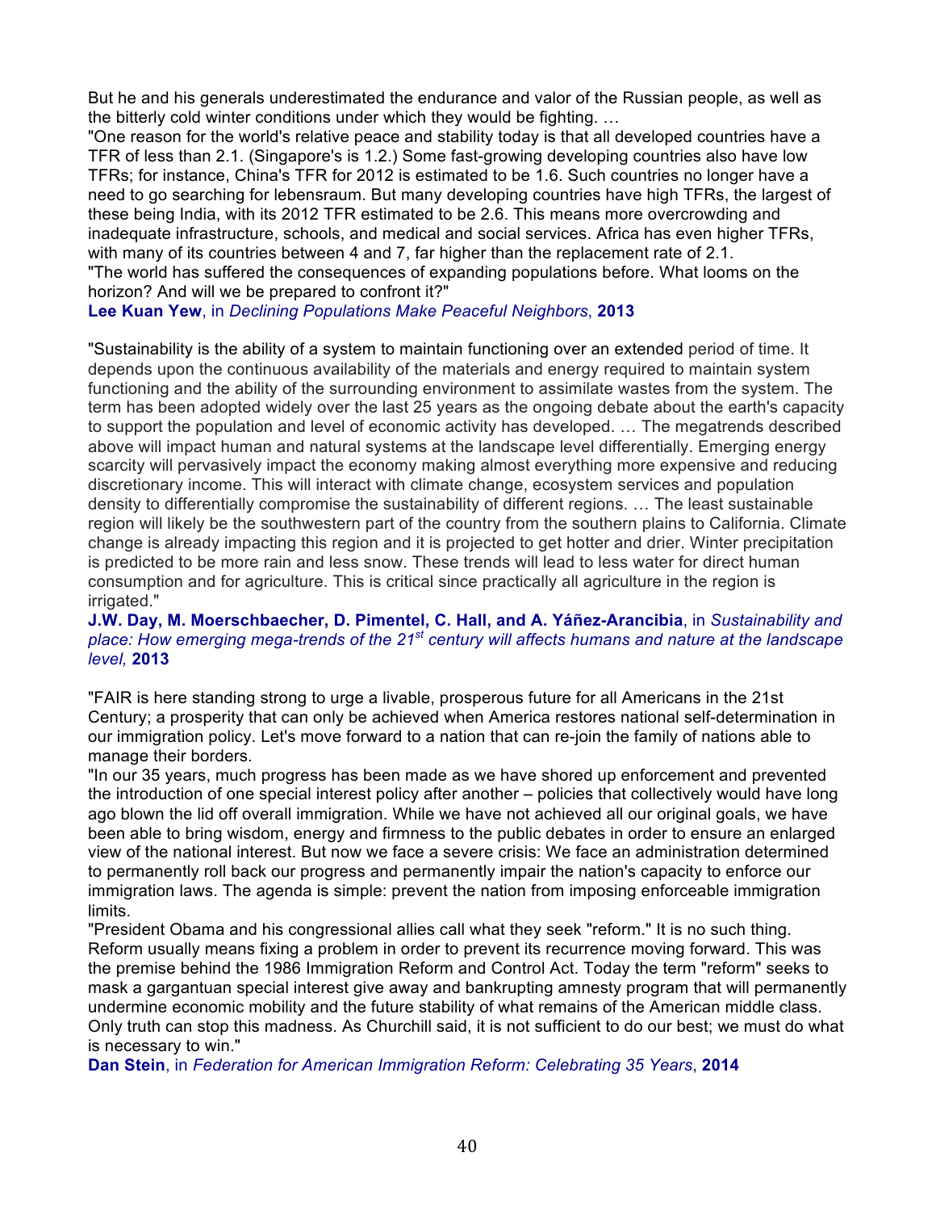But he and his generals underestimated the endurance and valor of the Russian people, as well as the bitterly cold winter conditions under which they would be fighting. …

"One reason for the world's relative peace and stability today is that all developed countries have a TFR of less than 2.1. (Singapore's is 1.2.) Some fast-growing developing countries also have low TFRs; for instance, China's TFR for 2012 is estimated to be 1.6. Such countries no longer have a need to go searching for lebensraum. But many developing countries have high TFRs, the largest of these being India, with its 2012 TFR estimated to be 2.6. This means more overcrowding and inadequate infrastructure, schools, and medical and social services. Africa has even higher TFRs, with many of its countries between 4 and 7, far higher than the replacement rate of 2.1.

"The world has suffered the consequences of expanding populations before. What looms on the horizon? And will we be prepared to confront it?"

**Lee Kuan Yew**, in *Declining Populations Make Peaceful Neighbors*, **2013**

"Sustainability is the ability of a system to maintain functioning over an extended period of time. It depends upon the continuous availability of the materials and energy required to maintain system functioning and the ability of the surrounding environment to assimilate wastes from the system. The term has been adopted widely over the last 25 years as the ongoing debate about the earth's capacity to support the population and level of economic activity has developed. … The megatrends described above will impact human and natural systems at the landscape level differentially. Emerging energy scarcity will pervasively impact the economy making almost everything more expensive and reducing discretionary income. This will interact with climate change, ecosystem services and population density to differentially compromise the sustainability of different regions. … The least sustainable region will likely be the southwestern part of the country from the southern plains to California. Climate change is already impacting this region and it is projected to get hotter and drier. Winter precipitation is predicted to be more rain and less snow. These trends will lead to less water for direct human consumption and for agriculture. This is critical since practically all agriculture in the region is irrigated."

**J.W. Day, M. Moerschbaecher, D. Pimentel, C. Hall, and A. Yáñez-Arancibia**, in *Sustainability and place: How emerging mega-trends of the 21st century will affects humans and nature at the landscape level,* **2013**

"FAIR is here standing strong to urge a livable, prosperous future for all Americans in the 21st Century; a prosperity that can only be achieved when America restores national self-determination in our immigration policy. Let's move forward to a nation that can re-join the family of nations able to manage their borders.

"In our 35 years, much progress has been made as we have shored up enforcement and prevented the introduction of one special interest policy after another – policies that collectively would have long ago blown the lid off overall immigration. While we have not achieved all our original goals, we have been able to bring wisdom, energy and firmness to the public debates in order to ensure an enlarged view of the national interest. But now we face a severe crisis: We face an administration determined to permanently roll back our progress and permanently impair the nation's capacity to enforce our immigration laws. The agenda is simple: prevent the nation from imposing enforceable immigration limits.

"President Obama and his congressional allies call what they seek "reform." It is no such thing. Reform usually means fixing a problem in order to prevent its recurrence moving forward. This was the premise behind the 1986 Immigration Reform and Control Act. Today the term "reform" seeks to mask a gargantuan special interest give away and bankrupting amnesty program that will permanently undermine economic mobility and the future stability of what remains of the American middle class. Only truth can stop this madness. As Churchill said, it is not sufficient to do our best; we must do what is necessary to win."

**Dan Stein**, in *Federation for American Immigration Reform: Celebrating 35 Years*, **2014**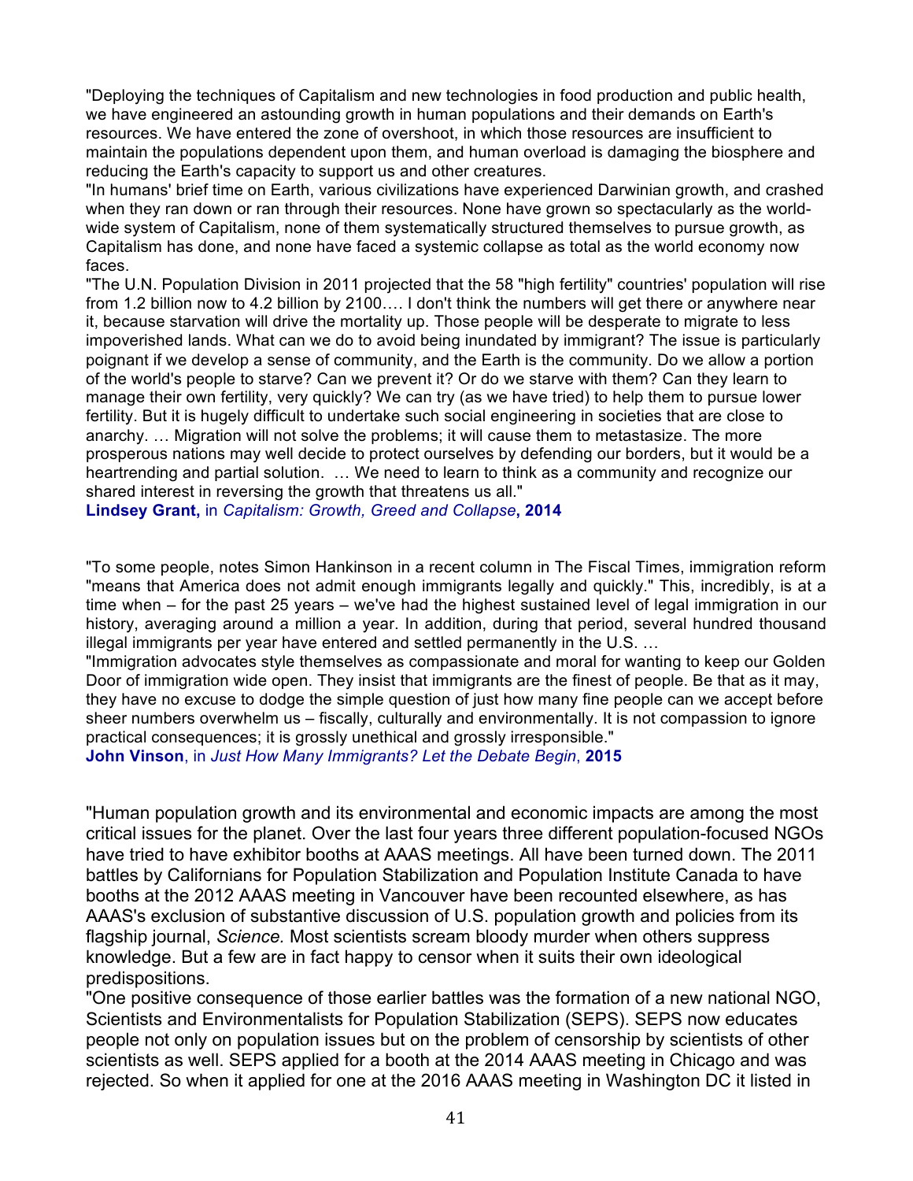"Deploying the techniques of Capitalism and new technologies in food production and public health, we have engineered an astounding growth in human populations and their demands on Earth's resources. We have entered the zone of overshoot, in which those resources are insufficient to maintain the populations dependent upon them, and human overload is damaging the biosphere and reducing the Earth's capacity to support us and other creatures.

"In humans' brief time on Earth, various civilizations have experienced Darwinian growth, and crashed when they ran down or ran through their resources. None have grown so spectacularly as the world-wide system of Capitalism, none of them systematically structured themselves to pursue growth, as Capitalism has done, and none have faced a systemic collapse as total as the world economy now faces.

"The U.N. Population Division in 2011 projected that the 58 "high fertility" countries' population will rise from 1.2 billion now to 4.2 billion by 2100…. I don't think the numbers will get there or anywhere near it, because starvation will drive the mortality up. Those people will be desperate to migrate to less impoverished lands. What can we do to avoid being inundated by immigrant? The issue is particularly poignant if we develop a sense of community, and the Earth is the community. Do we allow a portion of the world's people to starve? Can we prevent it? Or do we starve with them? Can they learn to manage their own fertility, very quickly? We can try (as we have tried) to help them to pursue lower fertility. But it is hugely difficult to undertake such social engineering in societies that are close to anarchy. … Migration will not solve the problems; it will cause them to metastasize. The more prosperous nations may well decide to protect ourselves by defending our borders, but it would be a heartrending and partial solution. … We need to learn to think as a community and recognize our shared interest in reversing the growth that threatens us all."

**Lindsey Grant,** in *Capitalism: Growth, Greed and Collapse*, **2014**

"To some people, notes Simon Hankinson in a recent column in The Fiscal Times, immigration reform "means that America does not admit enough immigrants legally and quickly." This, incredibly, is at a time when – for the past 25 years – we've had the highest sustained level of legal immigration in our history, averaging around a million a year. In addition, during that period, several hundred thousand illegal immigrants per year have entered and settled permanently in the U.S. …

"Immigration advocates style themselves as compassionate and moral for wanting to keep our Golden Door of immigration wide open. They insist that immigrants are the finest of people. Be that as it may, they have no excuse to dodge the simple question of just how many fine people can we accept before sheer numbers overwhelm us – fiscally, culturally and environmentally. It is not compassion to ignore practical consequences; it is grossly unethical and grossly irresponsible."

**John Vinson**, in *Just How Many Immigrants? Let the Debate Begin*, **2015**

"Human population growth and its environmental and economic impacts are among the most critical issues for the planet. Over the last four years three different population-focused NGOs have tried to have exhibitor booths at AAAS meetings. All have been turned down. The 2011 battles by Californians for Population Stabilization and Population Institute Canada to have booths at the 2012 AAAS meeting in Vancouver have been recounted elsewhere, as has AAAS's exclusion of substantive discussion of U.S. population growth and policies from its flagship journal, *Science.* Most scientists scream bloody murder when others suppress knowledge. But a few are in fact happy to censor when it suits their own ideological predispositions.

"One positive consequence of those earlier battles was the formation of a new national NGO, Scientists and Environmentalists for Population Stabilization (SEPS). SEPS now educates people not only on population issues but on the problem of censorship by scientists of other scientists as well. SEPS applied for a booth at the 2014 AAAS meeting in Chicago and was rejected. So when it applied for one at the 2016 AAAS meeting in Washington DC it listed in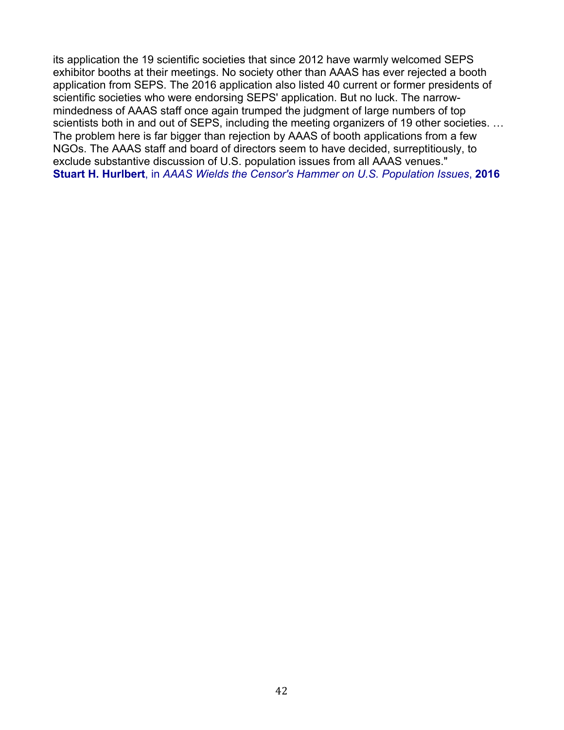its application the 19 scientific societies that since 2012 have warmly welcomed SEPS exhibitor booths at their meetings. No society other than AAAS has ever rejected a booth application from SEPS. The 2016 application also listed 40 current or former presidents of scientific societies who were endorsing SEPS' application. But no luck. The narrow-mindedness of AAAS staff once again trumped the judgment of large numbers of top scientists both in and out of SEPS, including the meeting organizers of 19 other societies. … The problem here is far bigger than rejection by AAAS of booth applications from a few NGOs. The AAAS staff and board of directors seem to have decided, surreptitiously, to exclude substantive discussion of U.S. population issues from all AAAS venues."
**Stuart H. Hurlbert**, in *AAAS Wields the Censor's Hammer on U.S. Population Issues*, **2016**